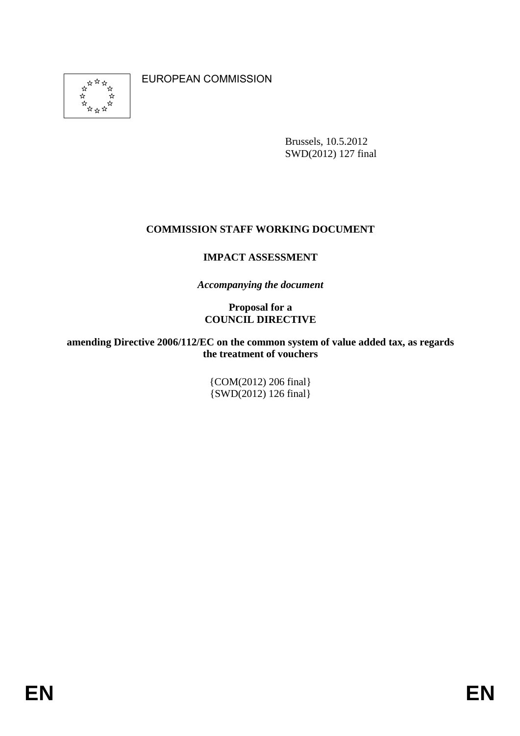EUROPEAN COMMISSION

Brussels, 10.5.2012
SWD(2012) 127 final

**COMMISSION STAFF WORKING DOCUMENT**

**IMPACT ASSESSMENT**

*Accompanying the document*

**Proposal for a**
**COUNCIL DIRECTIVE**

**amending Directive 2006/112/EC on the common system of value added tax, as regards the treatment of vouchers**

{COM(2012) 206 final}
{SWD(2012) 126 final}

EN EN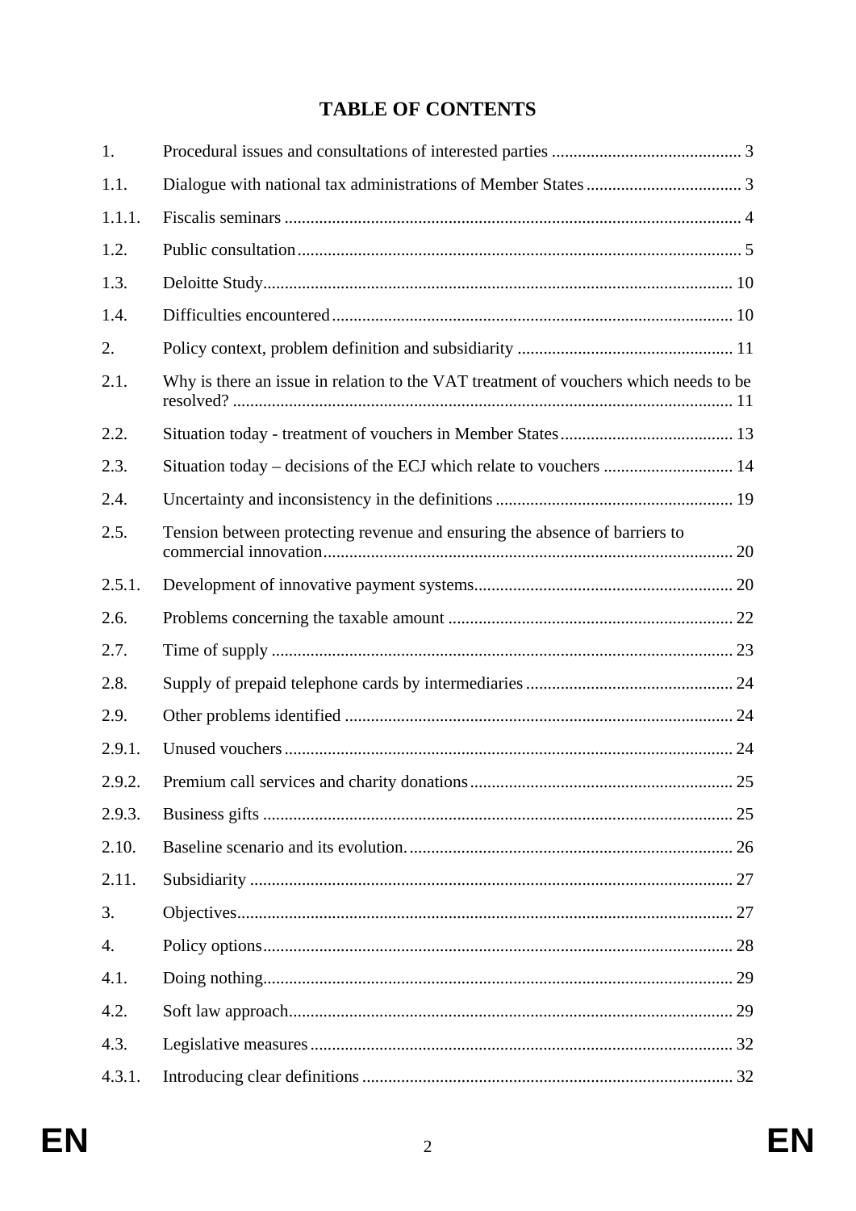## TABLE OF CONTENTS

| | | |
|---|---|---|
| 1. | Procedural issues and consultations of interested parties | 3 |
| 1.1. | Dialogue with national tax administrations of Member States | 3 |
| 1.1.1. | Fiscalis seminars | 4 |
| 1.2. | Public consultation | 5 |
| 1.3. | Deloitte Study | 10 |
| 1.4. | Difficulties encountered | 10 |
| 2. | Policy context, problem definition and subsidiarity | 11 |
| 2.1. | Why is there an issue in relation to the VAT treatment of vouchers which needs to be resolved? | 11 |
| 2.2. | Situation today - treatment of vouchers in Member States | 13 |
| 2.3. | Situation today – decisions of the ECJ which relate to vouchers | 14 |
| 2.4. | Uncertainty and inconsistency in the definitions | 19 |
| 2.5. | Tension between protecting revenue and ensuring the absence of barriers to commercial innovation | 20 |
| 2.5.1. | Development of innovative payment systems | 20 |
| 2.6. | Problems concerning the taxable amount | 22 |
| 2.7. | Time of supply | 23 |
| 2.8. | Supply of prepaid telephone cards by intermediaries | 24 |
| 2.9. | Other problems identified | 24 |
| 2.9.1. | Unused vouchers | 24 |
| 2.9.2. | Premium call services and charity donations | 25 |
| 2.9.3. | Business gifts | 25 |
| 2.10. | Baseline scenario and its evolution. | 26 |
| 2.11. | Subsidiarity | 27 |
| 3. | Objectives | 27 |
| 4. | Policy options | 28 |
| 4.1. | Doing nothing | 29 |
| 4.2. | Soft law approach | 29 |
| 4.3. | Legislative measures | 32 |
| 4.3.1. | Introducing clear definitions | 32 |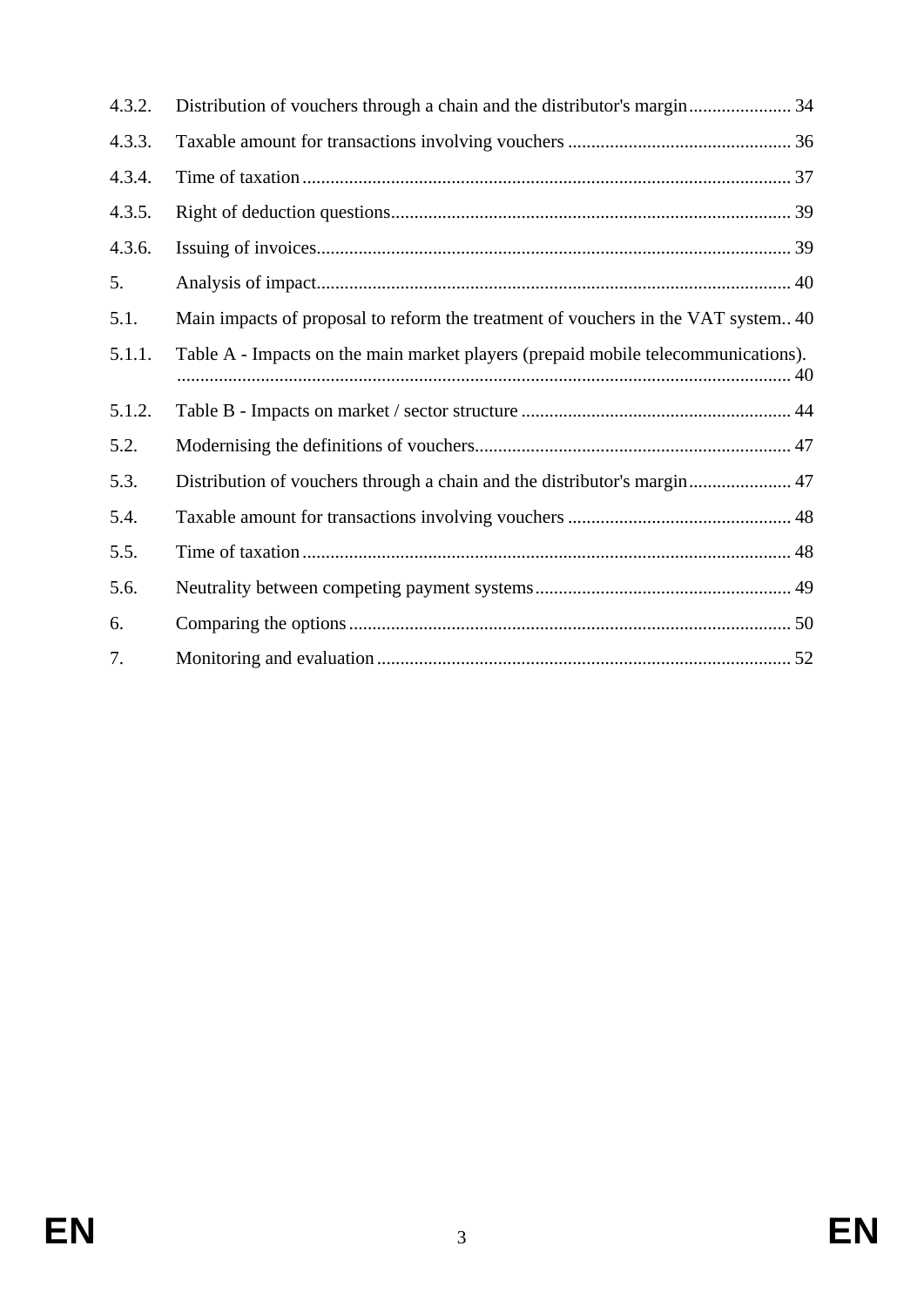4.3.2. Distribution of vouchers through a chain and the distributor's margin ...................... 34

4.3.3. Taxable amount for transactions involving vouchers ................................................ 36

4.3.4. Time of taxation ......................................................................................................... 37

4.3.5. Right of deduction questions...................................................................................... 39

4.3.6. Issuing of invoices...................................................................................................... 39

5. Analysis of impact...................................................................................................... 40

5.1. Main impacts of proposal to reform the treatment of vouchers in the VAT system.. 40

5.1.1. Table A - Impacts on the main market players (prepaid mobile telecommunications). .................................................................................................................................. 40

5.1.2. Table B - Impacts on market / sector structure .......................................................... 44

5.2. Modernising the definitions of vouchers.................................................................... 47

5.3. Distribution of vouchers through a chain and the distributor's margin ...................... 47

5.4. Taxable amount for transactions involving vouchers ................................................ 48

5.5. Time of taxation ......................................................................................................... 48

5.6. Neutrality between competing payment systems....................................................... 49

6. Comparing the options ............................................................................................... 50

7. Monitoring and evaluation ......................................................................................... 52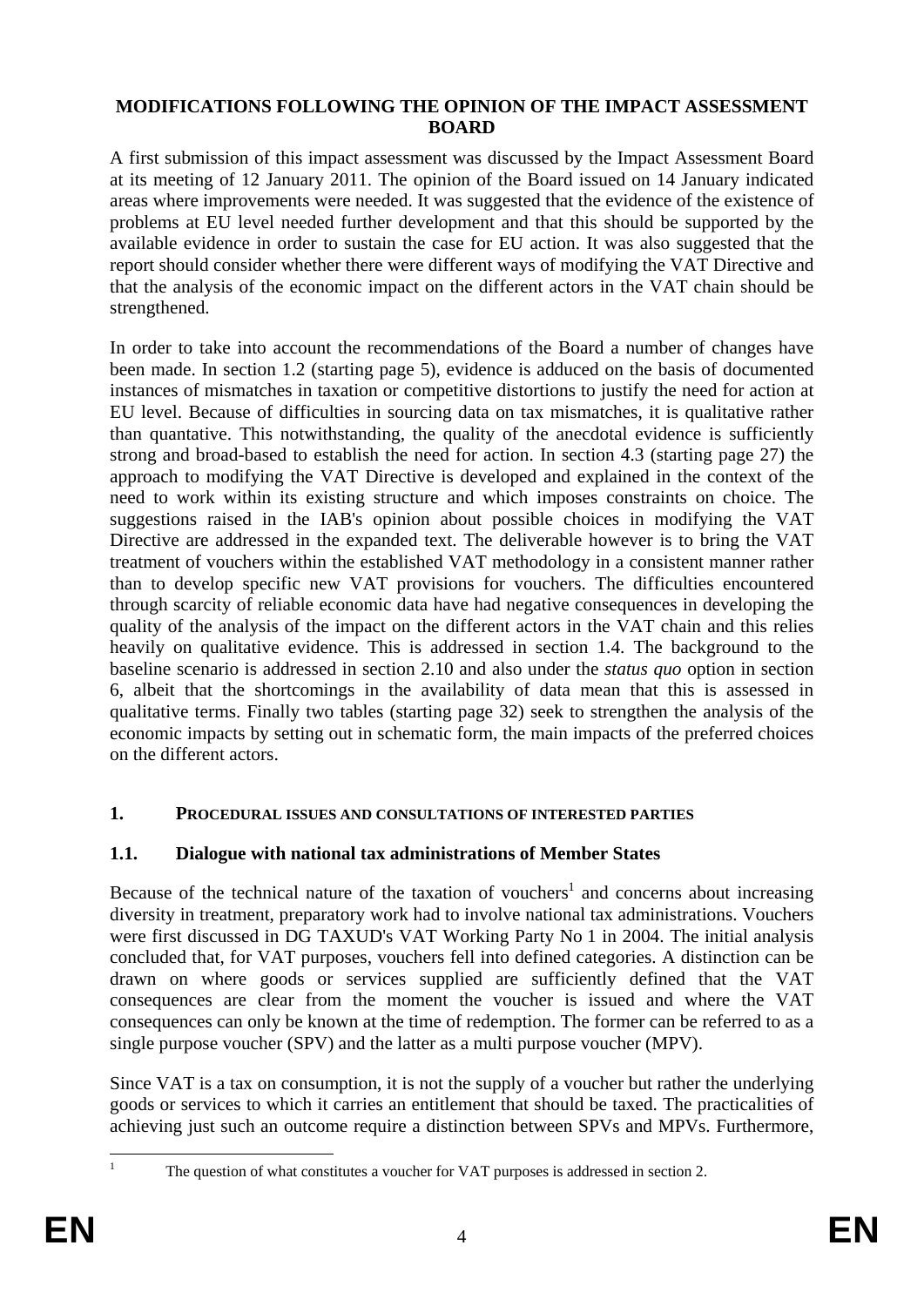**MODIFICATIONS FOLLOWING THE OPINION OF THE IMPACT ASSESSMENT BOARD**

A first submission of this impact assessment was discussed by the Impact Assessment Board at its meeting of 12 January 2011. The opinion of the Board issued on 14 January indicated areas where improvements were needed. It was suggested that the evidence of the existence of problems at EU level needed further development and that this should be supported by the available evidence in order to sustain the case for EU action. It was also suggested that the report should consider whether there were different ways of modifying the VAT Directive and that the analysis of the economic impact on the different actors in the VAT chain should be strengthened.

In order to take into account the recommendations of the Board a number of changes have been made. In section 1.2 (starting page 5), evidence is adduced on the basis of documented instances of mismatches in taxation or competitive distortions to justify the need for action at EU level. Because of difficulties in sourcing data on tax mismatches, it is qualitative rather than quantative. This notwithstanding, the quality of the anecdotal evidence is sufficiently strong and broad-based to establish the need for action. In section 4.3 (starting page 27) the approach to modifying the VAT Directive is developed and explained in the context of the need to work within its existing structure and which imposes constraints on choice. The suggestions raised in the IAB's opinion about possible choices in modifying the VAT Directive are addressed in the expanded text. The deliverable however is to bring the VAT treatment of vouchers within the established VAT methodology in a consistent manner rather than to develop specific new VAT provisions for vouchers. The difficulties encountered through scarcity of reliable economic data have had negative consequences in developing the quality of the analysis of the impact on the different actors in the VAT chain and this relies heavily on qualitative evidence. This is addressed in section 1.4. The background to the baseline scenario is addressed in section 2.10 and also under the *status quo* option in section 6, albeit that the shortcomings in the availability of data mean that this is assessed in qualitative terms. Finally two tables (starting page 32) seek to strengthen the analysis of the economic impacts by setting out in schematic form, the main impacts of the preferred choices on the different actors.

# 1. PROCEDURAL ISSUES AND CONSULTATIONS OF INTERESTED PARTIES

## 1.1. Dialogue with national tax administrations of Member States

Because of the technical nature of the taxation of vouchers[1] and concerns about increasing diversity in treatment, preparatory work had to involve national tax administrations. Vouchers were first discussed in DG TAXUD's VAT Working Party No 1 in 2004. The initial analysis concluded that, for VAT purposes, vouchers fell into defined categories. A distinction can be drawn on where goods or services supplied are sufficiently defined that the VAT consequences are clear from the moment the voucher is issued and where the VAT consequences can only be known at the time of redemption. The former can be referred to as a single purpose voucher (SPV) and the latter as a multi purpose voucher (MPV).

Since VAT is a tax on consumption, it is not the supply of a voucher but rather the underlying goods or services to which it carries an entitlement that should be taxed. The practicalities of achieving just such an outcome require a distinction between SPVs and MPVs. Furthermore,

[1] The question of what constitutes a voucher for VAT purposes is addressed in section 2.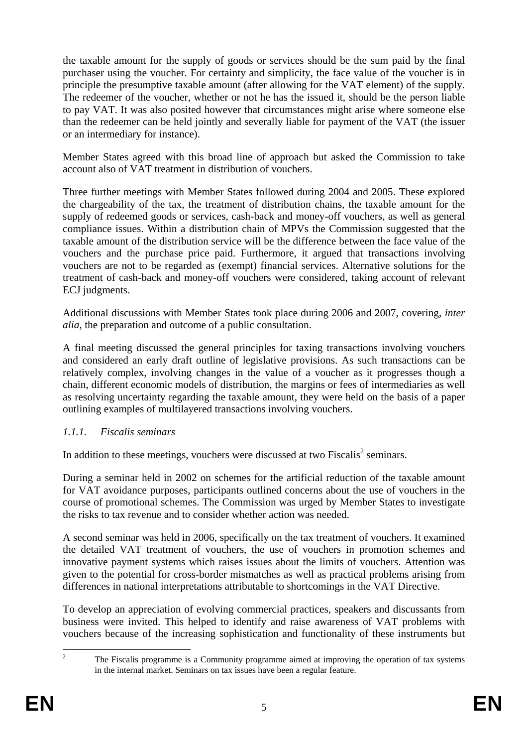the taxable amount for the supply of goods or services should be the sum paid by the final purchaser using the voucher. For certainty and simplicity, the face value of the voucher is in principle the presumptive taxable amount (after allowing for the VAT element) of the supply. The redeemer of the voucher, whether or not he has the issued it, should be the person liable to pay VAT. It was also posited however that circumstances might arise where someone else than the redeemer can be held jointly and severally liable for payment of the VAT (the issuer or an intermediary for instance).

Member States agreed with this broad line of approach but asked the Commission to take account also of VAT treatment in distribution of vouchers.

Three further meetings with Member States followed during 2004 and 2005. These explored the chargeability of the tax, the treatment of distribution chains, the taxable amount for the supply of redeemed goods or services, cash-back and money-off vouchers, as well as general compliance issues. Within a distribution chain of MPVs the Commission suggested that the taxable amount of the distribution service will be the difference between the face value of the vouchers and the purchase price paid. Furthermore, it argued that transactions involving vouchers are not to be regarded as (exempt) financial services. Alternative solutions for the treatment of cash-back and money-off vouchers were considered, taking account of relevant ECJ judgments.

Additional discussions with Member States took place during 2006 and 2007, covering, *inter alia*, the preparation and outcome of a public consultation.

A final meeting discussed the general principles for taxing transactions involving vouchers and considered an early draft outline of legislative provisions. As such transactions can be relatively complex, involving changes in the value of a voucher as it progresses though a chain, different economic models of distribution, the margins or fees of intermediaries as well as resolving uncertainty regarding the taxable amount, they were held on the basis of a paper outlining examples of multilayered transactions involving vouchers.

### *1.1.1. Fiscalis seminars*

In addition to these meetings, vouchers were discussed at two Fiscalis[2] seminars.

During a seminar held in 2002 on schemes for the artificial reduction of the taxable amount for VAT avoidance purposes, participants outlined concerns about the use of vouchers in the course of promotional schemes. The Commission was urged by Member States to investigate the risks to tax revenue and to consider whether action was needed.

A second seminar was held in 2006, specifically on the tax treatment of vouchers. It examined the detailed VAT treatment of vouchers, the use of vouchers in promotion schemes and innovative payment systems which raises issues about the limits of vouchers. Attention was given to the potential for cross-border mismatches as well as practical problems arising from differences in national interpretations attributable to shortcomings in the VAT Directive.

To develop an appreciation of evolving commercial practices, speakers and discussants from business were invited. This helped to identify and raise awareness of VAT problems with vouchers because of the increasing sophistication and functionality of these instruments but

[2] The Fiscalis programme is a Community programme aimed at improving the operation of tax systems in the internal market. Seminars on tax issues have been a regular feature.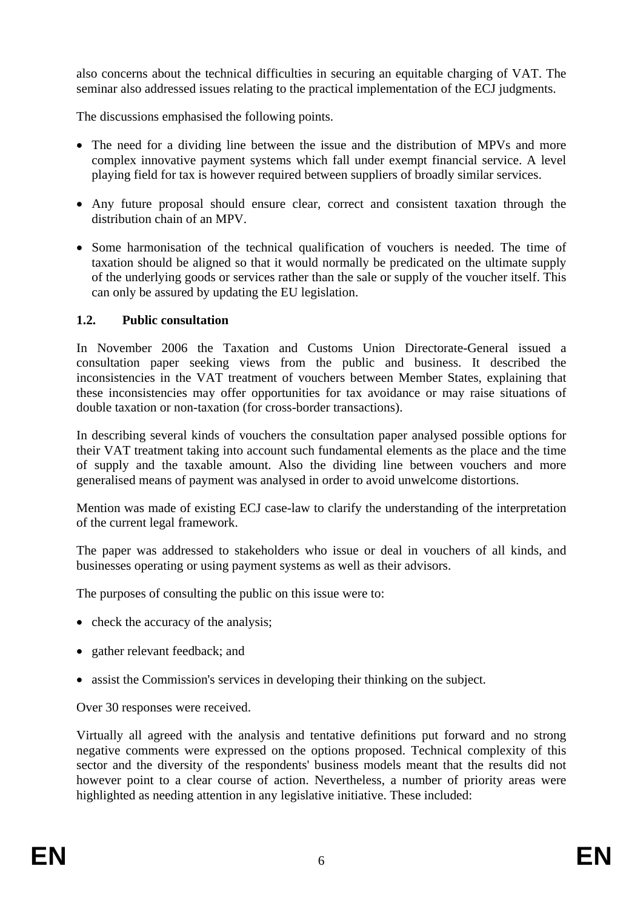also concerns about the technical difficulties in securing an equitable charging of VAT. The seminar also addressed issues relating to the practical implementation of the ECJ judgments.

The discussions emphasised the following points.

- The need for a dividing line between the issue and the distribution of MPVs and more complex innovative payment systems which fall under exempt financial service. A level playing field for tax is however required between suppliers of broadly similar services.

- Any future proposal should ensure clear, correct and consistent taxation through the distribution chain of an MPV.

- Some harmonisation of the technical qualification of vouchers is needed. The time of taxation should be aligned so that it would normally be predicated on the ultimate supply of the underlying goods or services rather than the sale or supply of the voucher itself. This can only be assured by updating the EU legislation.

### 1.2. Public consultation

In November 2006 the Taxation and Customs Union Directorate-General issued a consultation paper seeking views from the public and business. It described the inconsistencies in the VAT treatment of vouchers between Member States, explaining that these inconsistencies may offer opportunities for tax avoidance or may raise situations of double taxation or non-taxation (for cross-border transactions).

In describing several kinds of vouchers the consultation paper analysed possible options for their VAT treatment taking into account such fundamental elements as the place and the time of supply and the taxable amount. Also the dividing line between vouchers and more generalised means of payment was analysed in order to avoid unwelcome distortions.

Mention was made of existing ECJ case-law to clarify the understanding of the interpretation of the current legal framework.

The paper was addressed to stakeholders who issue or deal in vouchers of all kinds, and businesses operating or using payment systems as well as their advisors.

The purposes of consulting the public on this issue were to:

- check the accuracy of the analysis;

- gather relevant feedback; and

- assist the Commission's services in developing their thinking on the subject.

Over 30 responses were received.

Virtually all agreed with the analysis and tentative definitions put forward and no strong negative comments were expressed on the options proposed. Technical complexity of this sector and the diversity of the respondents' business models meant that the results did not however point to a clear course of action. Nevertheless, a number of priority areas were highlighted as needing attention in any legislative initiative. These included: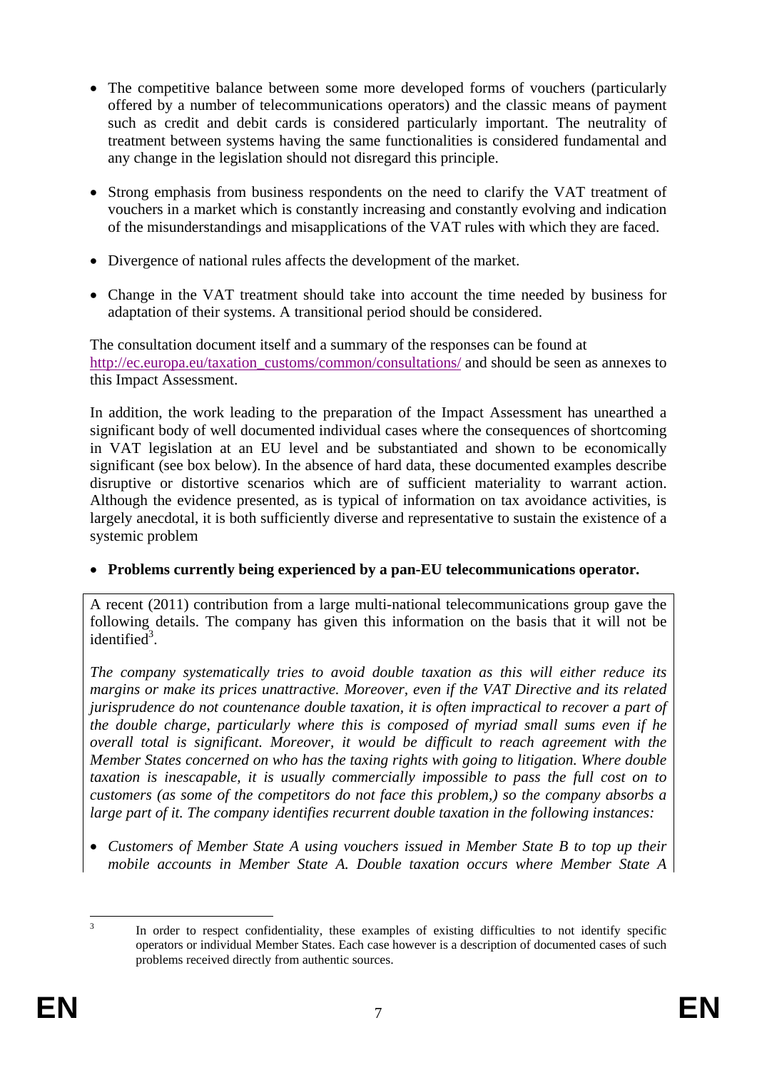- The competitive balance between some more developed forms of vouchers (particularly offered by a number of telecommunications operators) and the classic means of payment such as credit and debit cards is considered particularly important. The neutrality of treatment between systems having the same functionalities is considered fundamental and any change in the legislation should not disregard this principle.

- Strong emphasis from business respondents on the need to clarify the VAT treatment of vouchers in a market which is constantly increasing and constantly evolving and indication of the misunderstandings and misapplications of the VAT rules with which they are faced.

- Divergence of national rules affects the development of the market.

- Change in the VAT treatment should take into account the time needed by business for adaptation of their systems. A transitional period should be considered.

The consultation document itself and a summary of the responses can be found at http://ec.europa.eu/taxation_customs/common/consultations/ and should be seen as annexes to this Impact Assessment.

In addition, the work leading to the preparation of the Impact Assessment has unearthed a significant body of well documented individual cases where the consequences of shortcoming in VAT legislation at an EU level and be substantiated and shown to be economically significant (see box below). In the absence of hard data, these documented examples describe disruptive or distortive scenarios which are of sufficient materiality to warrant action. Although the evidence presented, as is typical of information on tax avoidance activities, is largely anecdotal, it is both sufficiently diverse and representative to sustain the existence of a systemic problem

- **Problems currently being experienced by a pan-EU telecommunications operator.**

A recent (2011) contribution from a large multi-national telecommunications group gave the following details. The company has given this information on the basis that it will not be identified[3].

*The company systematically tries to avoid double taxation as this will either reduce its margins or make its prices unattractive. Moreover, even if the VAT Directive and its related jurisprudence do not countenance double taxation, it is often impractical to recover a part of the double charge, particularly where this is composed of myriad small sums even if he overall total is significant. Moreover, it would be difficult to reach agreement with the Member States concerned on who has the taxing rights with going to litigation. Where double taxation is inescapable, it is usually commercially impossible to pass the full cost on to customers (as some of the competitors do not face this problem,) so the company absorbs a large part of it. The company identifies recurrent double taxation in the following instances:*

- *Customers of Member State A using vouchers issued in Member State B to top up their mobile accounts in Member State A. Double taxation occurs where Member State A*

[3] In order to respect confidentiality, these examples of existing difficulties to not identify specific operators or individual Member States. Each case however is a description of documented cases of such problems received directly from authentic sources.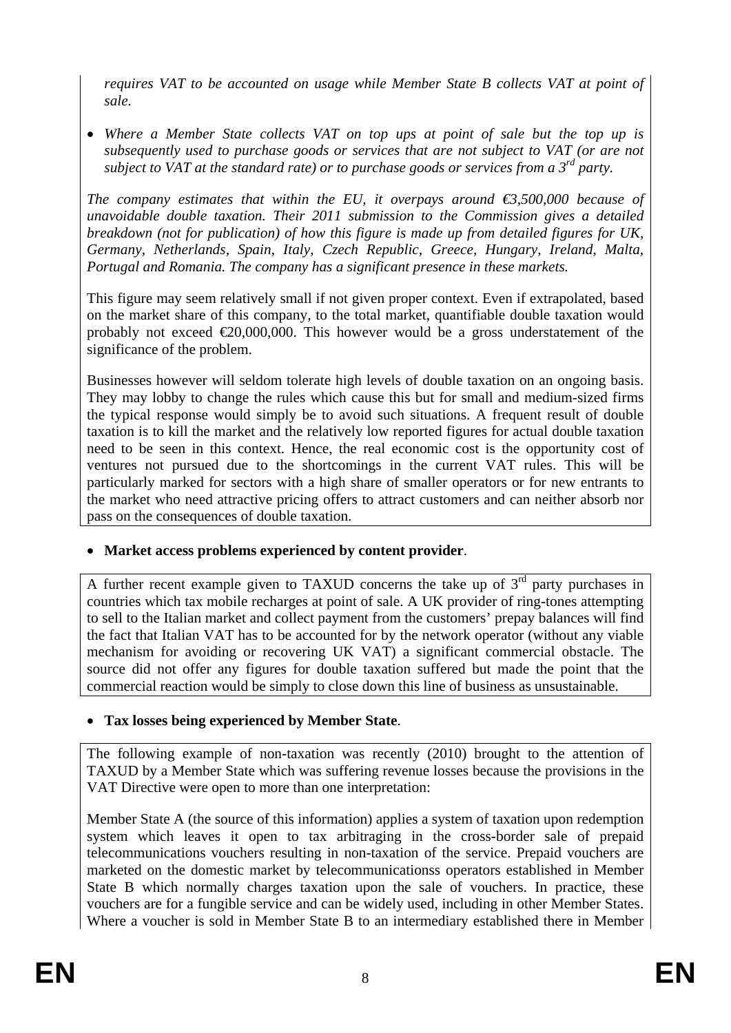*requires VAT to be accounted on usage while Member State B collects VAT at point of sale.*

- *Where a Member State collects VAT on top ups at point of sale but the top up is subsequently used to purchase goods or services that are not subject to VAT (or are not subject to VAT at the standard rate) or to purchase goods or services from a 3rd party.*

*The company estimates that within the EU, it overpays around €3,500,000 because of unavoidable double taxation. Their 2011 submission to the Commission gives a detailed breakdown (not for publication) of how this figure is made up from detailed figures for UK, Germany, Netherlands, Spain, Italy, Czech Republic, Greece, Hungary, Ireland, Malta, Portugal and Romania. The company has a significant presence in these markets.*

This figure may seem relatively small if not given proper context. Even if extrapolated, based on the market share of this company, to the total market, quantifiable double taxation would probably not exceed €20,000,000. This however would be a gross understatement of the significance of the problem.

Businesses however will seldom tolerate high levels of double taxation on an ongoing basis. They may lobby to change the rules which cause this but for small and medium-sized firms the typical response would simply be to avoid such situations. A frequent result of double taxation is to kill the market and the relatively low reported figures for actual double taxation need to be seen in this context. Hence, the real economic cost is the opportunity cost of ventures not pursued due to the shortcomings in the current VAT rules. This will be particularly marked for sectors with a high share of smaller operators or for new entrants to the market who need attractive pricing offers to attract customers and can neither absorb nor pass on the consequences of double taxation.

- **Market access problems experienced by content provider**.

A further recent example given to TAXUD concerns the take up of 3rd party purchases in countries which tax mobile recharges at point of sale. A UK provider of ring-tones attempting to sell to the Italian market and collect payment from the customers' prepay balances will find the fact that Italian VAT has to be accounted for by the network operator (without any viable mechanism for avoiding or recovering UK VAT) a significant commercial obstacle. The source did not offer any figures for double taxation suffered but made the point that the commercial reaction would be simply to close down this line of business as unsustainable.

- **Tax losses being experienced by Member State**.

The following example of non-taxation was recently (2010) brought to the attention of TAXUD by a Member State which was suffering revenue losses because the provisions in the VAT Directive were open to more than one interpretation:

Member State A (the source of this information) applies a system of taxation upon redemption system which leaves it open to tax arbitraging in the cross-border sale of prepaid telecommunications vouchers resulting in non-taxation of the service. Prepaid vouchers are marketed on the domestic market by telecommunicationss operators established in Member State B which normally charges taxation upon the sale of vouchers. In practice, these vouchers are for a fungible service and can be widely used, including in other Member States. Where a voucher is sold in Member State B to an intermediary established there in Member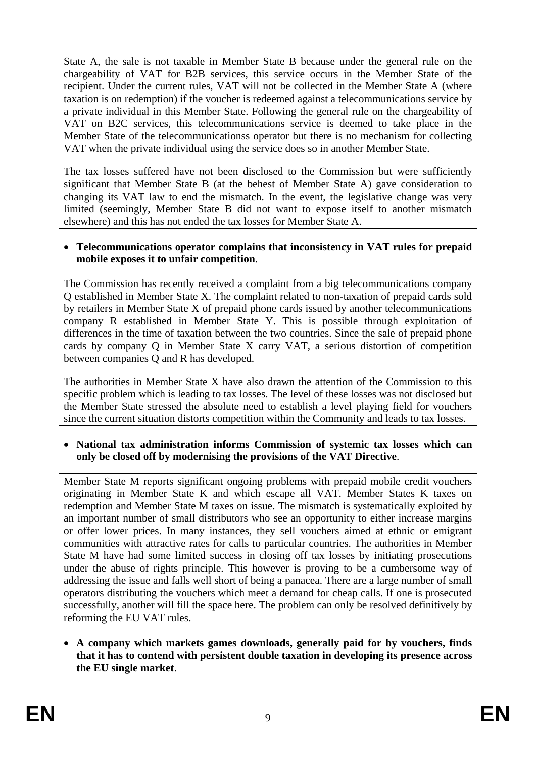State A, the sale is not taxable in Member State B because under the general rule on the chargeability of VAT for B2B services, this service occurs in the Member State of the recipient. Under the current rules, VAT will not be collected in the Member State A (where taxation is on redemption) if the voucher is redeemed against a telecommunications service by a private individual in this Member State. Following the general rule on the chargeability of VAT on B2C services, this telecommunications service is deemed to take place in the Member State of the telecommunicationss operator but there is no mechanism for collecting VAT when the private individual using the service does so in another Member State.

The tax losses suffered have not been disclosed to the Commission but were sufficiently significant that Member State B (at the behest of Member State A) gave consideration to changing its VAT law to end the mismatch. In the event, the legislative change was very limited (seemingly, Member State B did not want to expose itself to another mismatch elsewhere) and this has not ended the tax losses for Member State A.

- **Telecommunications operator complains that inconsistency in VAT rules for prepaid mobile exposes it to unfair competition**.

The Commission has recently received a complaint from a big telecommunications company Q established in Member State X. The complaint related to non-taxation of prepaid cards sold by retailers in Member State X of prepaid phone cards issued by another telecommunications company R established in Member State Y. This is possible through exploitation of differences in the time of taxation between the two countries. Since the sale of prepaid phone cards by company Q in Member State X carry VAT, a serious distortion of competition between companies Q and R has developed.

The authorities in Member State X have also drawn the attention of the Commission to this specific problem which is leading to tax losses. The level of these losses was not disclosed but the Member State stressed the absolute need to establish a level playing field for vouchers since the current situation distorts competition within the Community and leads to tax losses.

- **National tax administration informs Commission of systemic tax losses which can only be closed off by modernising the provisions of the VAT Directive**.

Member State M reports significant ongoing problems with prepaid mobile credit vouchers originating in Member State K and which escape all VAT. Member States K taxes on redemption and Member State M taxes on issue. The mismatch is systematically exploited by an important number of small distributors who see an opportunity to either increase margins or offer lower prices. In many instances, they sell vouchers aimed at ethnic or emigrant communities with attractive rates for calls to particular countries. The authorities in Member State M have had some limited success in closing off tax losses by initiating prosecutions under the abuse of rights principle. This however is proving to be a cumbersome way of addressing the issue and falls well short of being a panacea. There are a large number of small operators distributing the vouchers which meet a demand for cheap calls. If one is prosecuted successfully, another will fill the space here. The problem can only be resolved definitively by reforming the EU VAT rules.

- **A company which markets games downloads, generally paid for by vouchers, finds that it has to contend with persistent double taxation in developing its presence across the EU single market**.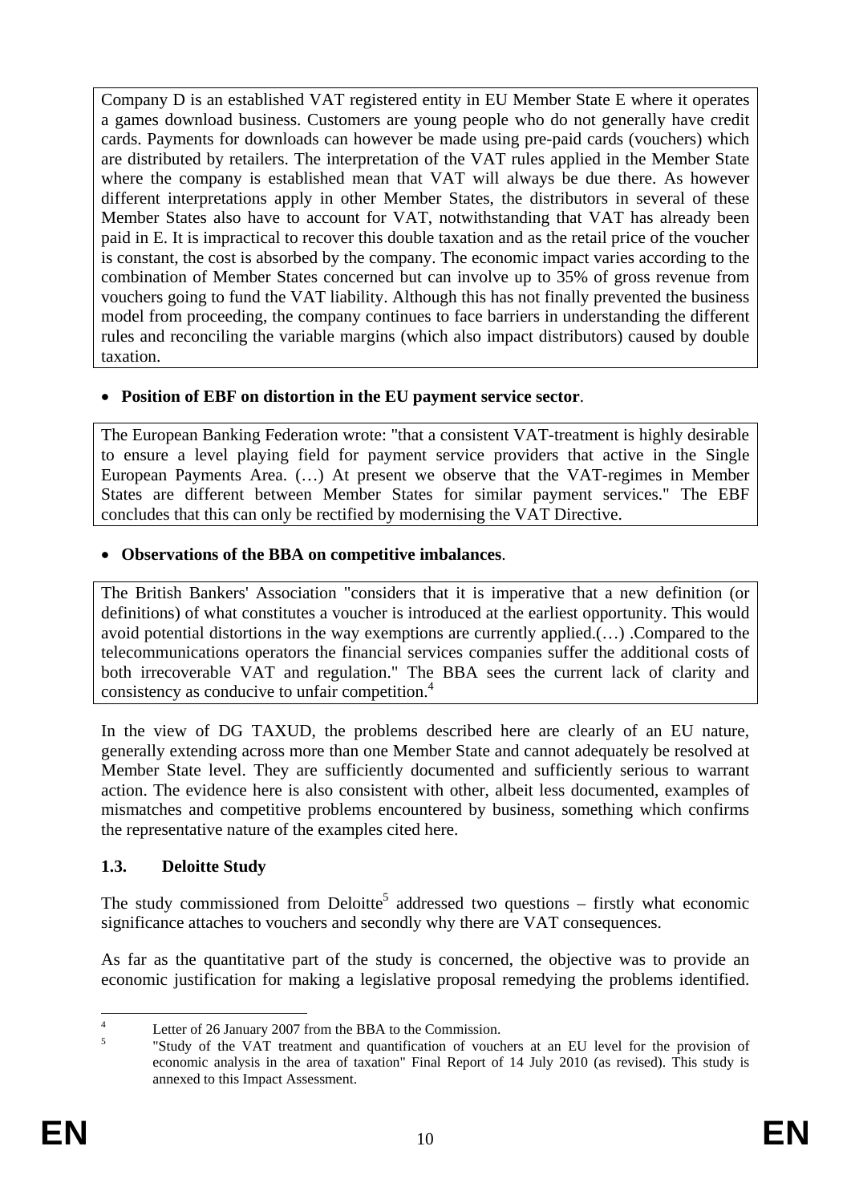Company D is an established VAT registered entity in EU Member State E where it operates a games download business. Customers are young people who do not generally have credit cards. Payments for downloads can however be made using pre-paid cards (vouchers) which are distributed by retailers. The interpretation of the VAT rules applied in the Member State where the company is established mean that VAT will always be due there. As however different interpretations apply in other Member States, the distributors in several of these Member States also have to account for VAT, notwithstanding that VAT has already been paid in E. It is impractical to recover this double taxation and as the retail price of the voucher is constant, the cost is absorbed by the company. The economic impact varies according to the combination of Member States concerned but can involve up to 35% of gross revenue from vouchers going to fund the VAT liability. Although this has not finally prevented the business model from proceeding, the company continues to face barriers in understanding the different rules and reconciling the variable margins (which also impact distributors) caused by double taxation.

- **Position of EBF on distortion in the EU payment service sector**.

The European Banking Federation wrote: "that a consistent VAT-treatment is highly desirable to ensure a level playing field for payment service providers that active in the Single European Payments Area. (…) At present we observe that the VAT-regimes in Member States are different between Member States for similar payment services." The EBF concludes that this can only be rectified by modernising the VAT Directive.

- **Observations of the BBA on competitive imbalances**.

The British Bankers' Association "considers that it is imperative that a new definition (or definitions) of what constitutes a voucher is introduced at the earliest opportunity. This would avoid potential distortions in the way exemptions are currently applied.(…) .Compared to the telecommunications operators the financial services companies suffer the additional costs of both irrecoverable VAT and regulation." The BBA sees the current lack of clarity and consistency as conducive to unfair competition.[4]

In the view of DG TAXUD, the problems described here are clearly of an EU nature, generally extending across more than one Member State and cannot adequately be resolved at Member State level. They are sufficiently documented and sufficiently serious to warrant action. The evidence here is also consistent with other, albeit less documented, examples of mismatches and competitive problems encountered by business, something which confirms the representative nature of the examples cited here.

### 1.3. Deloitte Study

The study commissioned from Deloitte[5] addressed two questions – firstly what economic significance attaches to vouchers and secondly why there are VAT consequences.

As far as the quantitative part of the study is concerned, the objective was to provide an economic justification for making a legislative proposal remedying the problems identified.

---

[4] Letter of 26 January 2007 from the BBA to the Commission.

[5] "Study of the VAT treatment and quantification of vouchers at an EU level for the provision of economic analysis in the area of taxation" Final Report of 14 July 2010 (as revised). This study is annexed to this Impact Assessment.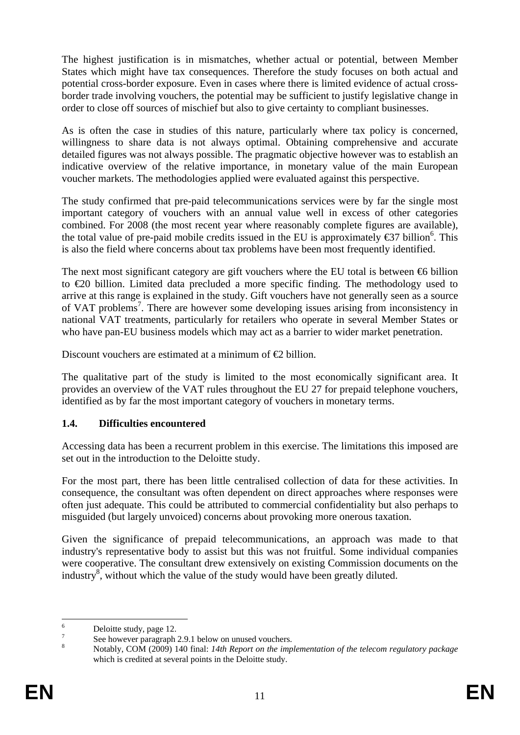The highest justification is in mismatches, whether actual or potential, between Member States which might have tax consequences. Therefore the study focuses on both actual and potential cross-border exposure. Even in cases where there is limited evidence of actual cross-border trade involving vouchers, the potential may be sufficient to justify legislative change in order to close off sources of mischief but also to give certainty to compliant businesses.

As is often the case in studies of this nature, particularly where tax policy is concerned, willingness to share data is not always optimal. Obtaining comprehensive and accurate detailed figures was not always possible. The pragmatic objective however was to establish an indicative overview of the relative importance, in monetary value of the main European voucher markets. The methodologies applied were evaluated against this perspective.

The study confirmed that pre-paid telecommunications services were by far the single most important category of vouchers with an annual value well in excess of other categories combined. For 2008 (the most recent year where reasonably complete figures are available), the total value of pre-paid mobile credits issued in the EU is approximately €37 billion[6]. This is also the field where concerns about tax problems have been most frequently identified.

The next most significant category are gift vouchers where the EU total is between €6 billion to €20 billion. Limited data precluded a more specific finding. The methodology used to arrive at this range is explained in the study. Gift vouchers have not generally seen as a source of VAT problems[7]. There are however some developing issues arising from inconsistency in national VAT treatments, particularly for retailers who operate in several Member States or who have pan-EU business models which may act as a barrier to wider market penetration.

Discount vouchers are estimated at a minimum of €2 billion.

The qualitative part of the study is limited to the most economically significant area. It provides an overview of the VAT rules throughout the EU 27 for prepaid telephone vouchers, identified as by far the most important category of vouchers in monetary terms.

### 1.4. Difficulties encountered

Accessing data has been a recurrent problem in this exercise. The limitations this imposed are set out in the introduction to the Deloitte study.

For the most part, there has been little centralised collection of data for these activities. In consequence, the consultant was often dependent on direct approaches where responses were often just adequate. This could be attributed to commercial confidentiality but also perhaps to misguided (but largely unvoiced) concerns about provoking more onerous taxation.

Given the significance of prepaid telecommunications, an approach was made to that industry's representative body to assist but this was not fruitful. Some individual companies were cooperative. The consultant drew extensively on existing Commission documents on the industry[8], without which the value of the study would have been greatly diluted.

---

[6] Deloitte study, page 12.

[7] See however paragraph 2.9.1 below on unused vouchers.

[8] Notably, COM (2009) 140 final: *14th Report on the implementation of the telecom regulatory package* which is credited at several points in the Deloitte study.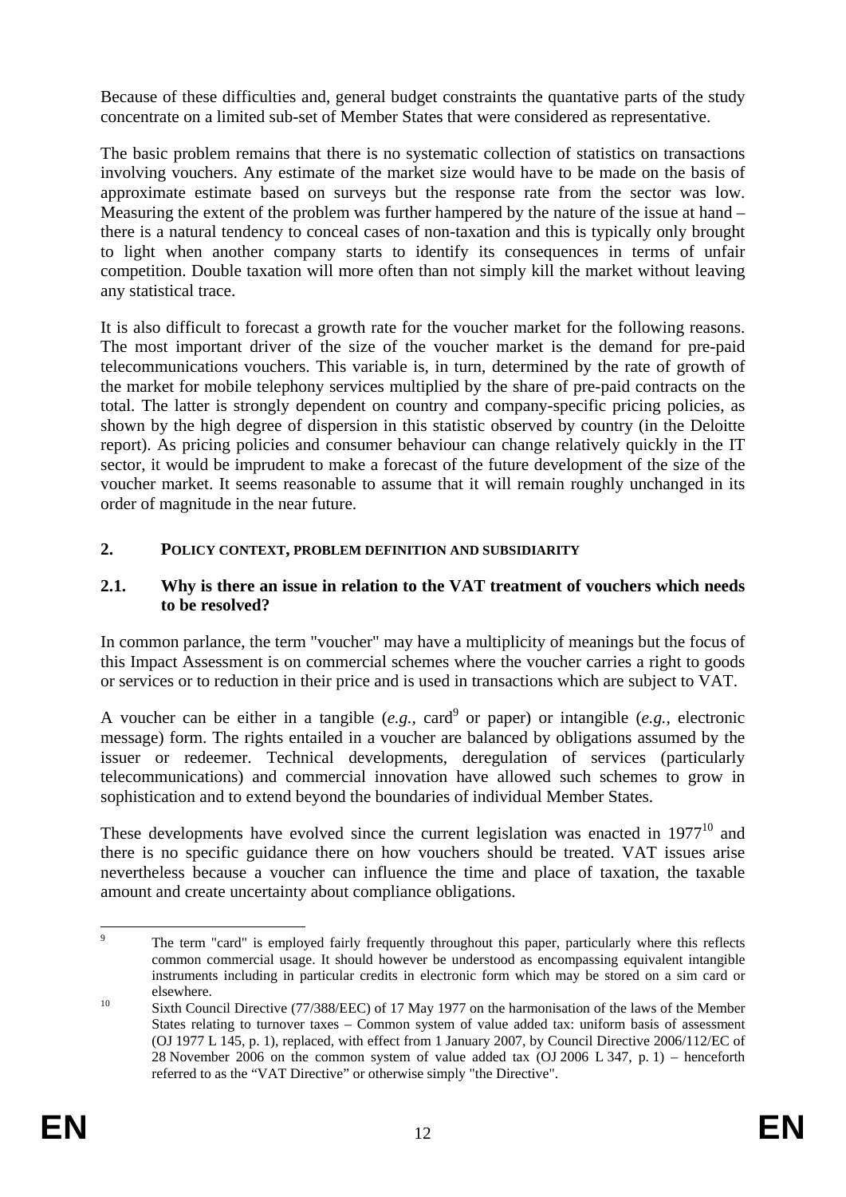Because of these difficulties and, general budget constraints the quantative parts of the study concentrate on a limited sub-set of Member States that were considered as representative.

The basic problem remains that there is no systematic collection of statistics on transactions involving vouchers. Any estimate of the market size would have to be made on the basis of approximate estimate based on surveys but the response rate from the sector was low. Measuring the extent of the problem was further hampered by the nature of the issue at hand – there is a natural tendency to conceal cases of non-taxation and this is typically only brought to light when another company starts to identify its consequences in terms of unfair competition. Double taxation will more often than not simply kill the market without leaving any statistical trace.

It is also difficult to forecast a growth rate for the voucher market for the following reasons. The most important driver of the size of the voucher market is the demand for pre-paid telecommunications vouchers. This variable is, in turn, determined by the rate of growth of the market for mobile telephony services multiplied by the share of pre-paid contracts on the total. The latter is strongly dependent on country and company-specific pricing policies, as shown by the high degree of dispersion in this statistic observed by country (in the Deloitte report). As pricing policies and consumer behaviour can change relatively quickly in the IT sector, it would be imprudent to make a forecast of the future development of the size of the voucher market. It seems reasonable to assume that it will remain roughly unchanged in its order of magnitude in the near future.

## 2. POLICY CONTEXT, PROBLEM DEFINITION AND SUBSIDIARITY

### 2.1. Why is there an issue in relation to the VAT treatment of vouchers which needs to be resolved?

In common parlance, the term "voucher" may have a multiplicity of meanings but the focus of this Impact Assessment is on commercial schemes where the voucher carries a right to goods or services or to reduction in their price and is used in transactions which are subject to VAT.

A voucher can be either in a tangible (*e.g.,* card[9] or paper) or intangible (*e.g.,* electronic message) form. The rights entailed in a voucher are balanced by obligations assumed by the issuer or redeemer. Technical developments, deregulation of services (particularly telecommunications) and commercial innovation have allowed such schemes to grow in sophistication and to extend beyond the boundaries of individual Member States.

These developments have evolved since the current legislation was enacted in 1977[10] and there is no specific guidance there on how vouchers should be treated. VAT issues arise nevertheless because a voucher can influence the time and place of taxation, the taxable amount and create uncertainty about compliance obligations.

---

[9] The term "card" is employed fairly frequently throughout this paper, particularly where this reflects common commercial usage. It should however be understood as encompassing equivalent intangible instruments including in particular credits in electronic form which may be stored on a sim card or elsewhere.

[10] Sixth Council Directive (77/388/EEC) of 17 May 1977 on the harmonisation of the laws of the Member States relating to turnover taxes – Common system of value added tax: uniform basis of assessment (OJ 1977 L 145, p. 1), replaced, with effect from 1 January 2007, by Council Directive 2006/112/EC of 28 November 2006 on the common system of value added tax (OJ 2006 L 347, p. 1) – henceforth referred to as the "VAT Directive" or otherwise simply "the Directive".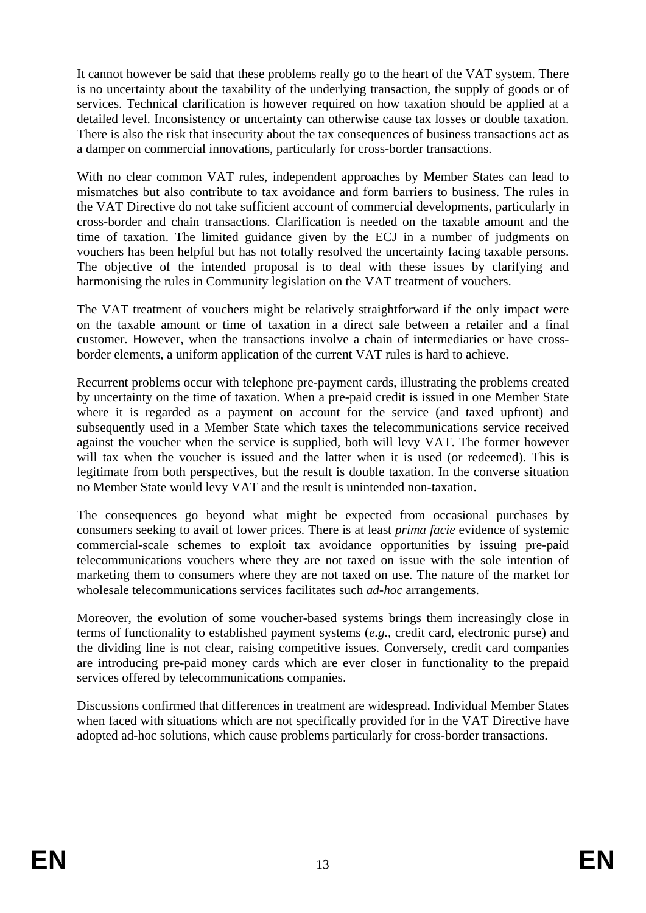It cannot however be said that these problems really go to the heart of the VAT system. There is no uncertainty about the taxability of the underlying transaction, the supply of goods or of services. Technical clarification is however required on how taxation should be applied at a detailed level. Inconsistency or uncertainty can otherwise cause tax losses or double taxation. There is also the risk that insecurity about the tax consequences of business transactions act as a damper on commercial innovations, particularly for cross-border transactions.

With no clear common VAT rules, independent approaches by Member States can lead to mismatches but also contribute to tax avoidance and form barriers to business. The rules in the VAT Directive do not take sufficient account of commercial developments, particularly in cross-border and chain transactions. Clarification is needed on the taxable amount and the time of taxation. The limited guidance given by the ECJ in a number of judgments on vouchers has been helpful but has not totally resolved the uncertainty facing taxable persons. The objective of the intended proposal is to deal with these issues by clarifying and harmonising the rules in Community legislation on the VAT treatment of vouchers.

The VAT treatment of vouchers might be relatively straightforward if the only impact were on the taxable amount or time of taxation in a direct sale between a retailer and a final customer. However, when the transactions involve a chain of intermediaries or have cross-border elements, a uniform application of the current VAT rules is hard to achieve.

Recurrent problems occur with telephone pre-payment cards, illustrating the problems created by uncertainty on the time of taxation. When a pre-paid credit is issued in one Member State where it is regarded as a payment on account for the service (and taxed upfront) and subsequently used in a Member State which taxes the telecommunications service received against the voucher when the service is supplied, both will levy VAT. The former however will tax when the voucher is issued and the latter when it is used (or redeemed). This is legitimate from both perspectives, but the result is double taxation. In the converse situation no Member State would levy VAT and the result is unintended non-taxation.

The consequences go beyond what might be expected from occasional purchases by consumers seeking to avail of lower prices. There is at least *prima facie* evidence of systemic commercial-scale schemes to exploit tax avoidance opportunities by issuing pre-paid telecommunications vouchers where they are not taxed on issue with the sole intention of marketing them to consumers where they are not taxed on use. The nature of the market for wholesale telecommunications services facilitates such *ad-hoc* arrangements.

Moreover, the evolution of some voucher-based systems brings them increasingly close in terms of functionality to established payment systems (*e.g.*, credit card, electronic purse) and the dividing line is not clear, raising competitive issues. Conversely, credit card companies are introducing pre-paid money cards which are ever closer in functionality to the prepaid services offered by telecommunications companies.

Discussions confirmed that differences in treatment are widespread. Individual Member States when faced with situations which are not specifically provided for in the VAT Directive have adopted ad-hoc solutions, which cause problems particularly for cross-border transactions.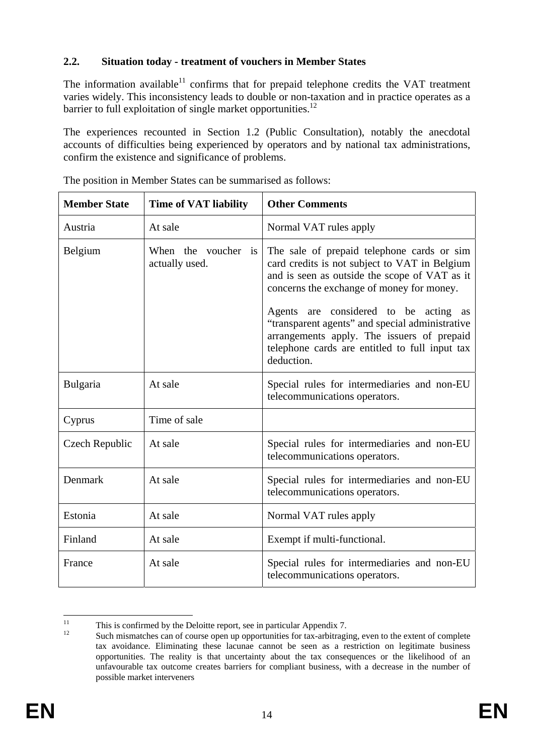### 2.2. Situation today - treatment of vouchers in Member States

The information available[11] confirms that for prepaid telephone credits the VAT treatment varies widely. This inconsistency leads to double or non-taxation and in practice operates as a barrier to full exploitation of single market opportunities.[12]

The experiences recounted in Section 1.2 (Public Consultation), notably the anecdotal accounts of difficulties being experienced by operators and by national tax administrations, confirm the existence and significance of problems.

The position in Member States can be summarised as follows:

| Member State | Time of VAT liability | Other Comments |
|---|---|---|
| Austria | At sale | Normal VAT rules apply |
| Belgium | When the voucher is actually used. | The sale of prepaid telephone cards or sim card credits is not subject to VAT in Belgium and is seen as outside the scope of VAT as it concerns the exchange of money for money.<br><br>Agents are considered to be acting as "transparent agents" and special administrative arrangements apply. The issuers of prepaid telephone cards are entitled to full input tax deduction. |
| Bulgaria | At sale | Special rules for intermediaries and non-EU telecommunications operators. |
| Cyprus | Time of sale | |
| Czech Republic | At sale | Special rules for intermediaries and non-EU telecommunications operators. |
| Denmark | At sale | Special rules for intermediaries and non-EU telecommunications operators. |
| Estonia | At sale | Normal VAT rules apply |
| Finland | At sale | Exempt if multi-functional. |
| France | At sale | Special rules for intermediaries and non-EU telecommunications operators. |

[11] This is confirmed by the Deloitte report, see in particular Appendix 7.

[12] Such mismatches can of course open up opportunities for tax-arbitraging, even to the extent of complete tax avoidance. Eliminating these lacunae cannot be seen as a restriction on legitimate business opportunities. The reality is that uncertainty about the tax consequences or the likelihood of an unfavourable tax outcome creates barriers for compliant business, with a decrease in the number of possible market interveners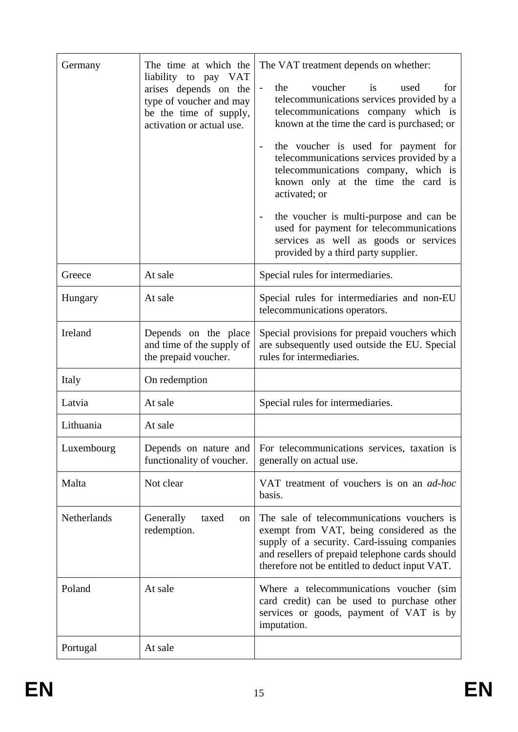| | | |
|---|---|---|
| Germany | The time at which the liability to pay VAT arises depends on the type of voucher and may be the time of supply, activation or actual use. | The VAT treatment depends on whether:<br>- the voucher is used for telecommunications services provided by a telecommunications company which is known at the time the card is purchased; or<br>- the voucher is used for payment for telecommunications services provided by a telecommunications company, which is known only at the time the card is activated; or<br>- the voucher is multi-purpose and can be used for payment for telecommunications services as well as goods or services provided by a third party supplier. |
| Greece | At sale | Special rules for intermediaries. |
| Hungary | At sale | Special rules for intermediaries and non-EU telecommunications operators. |
| Ireland | Depends on the place and time of the supply of the prepaid voucher. | Special provisions for prepaid vouchers which are subsequently used outside the EU. Special rules for intermediaries. |
| Italy | On redemption | |
| Latvia | At sale | Special rules for intermediaries. |
| Lithuania | At sale | |
| Luxembourg | Depends on nature and functionality of voucher. | For telecommunications services, taxation is generally on actual use. |
| Malta | Not clear | VAT treatment of vouchers is on an *ad-hoc* basis. |
| Netherlands | Generally taxed on redemption. | The sale of telecommunications vouchers is exempt from VAT, being considered as the supply of a security. Card-issuing companies and resellers of prepaid telephone cards should therefore not be entitled to deduct input VAT. |
| Poland | At sale | Where a telecommunications voucher (sim card credit) can be used to purchase other services or goods, payment of VAT is by imputation. |
| Portugal | At sale | |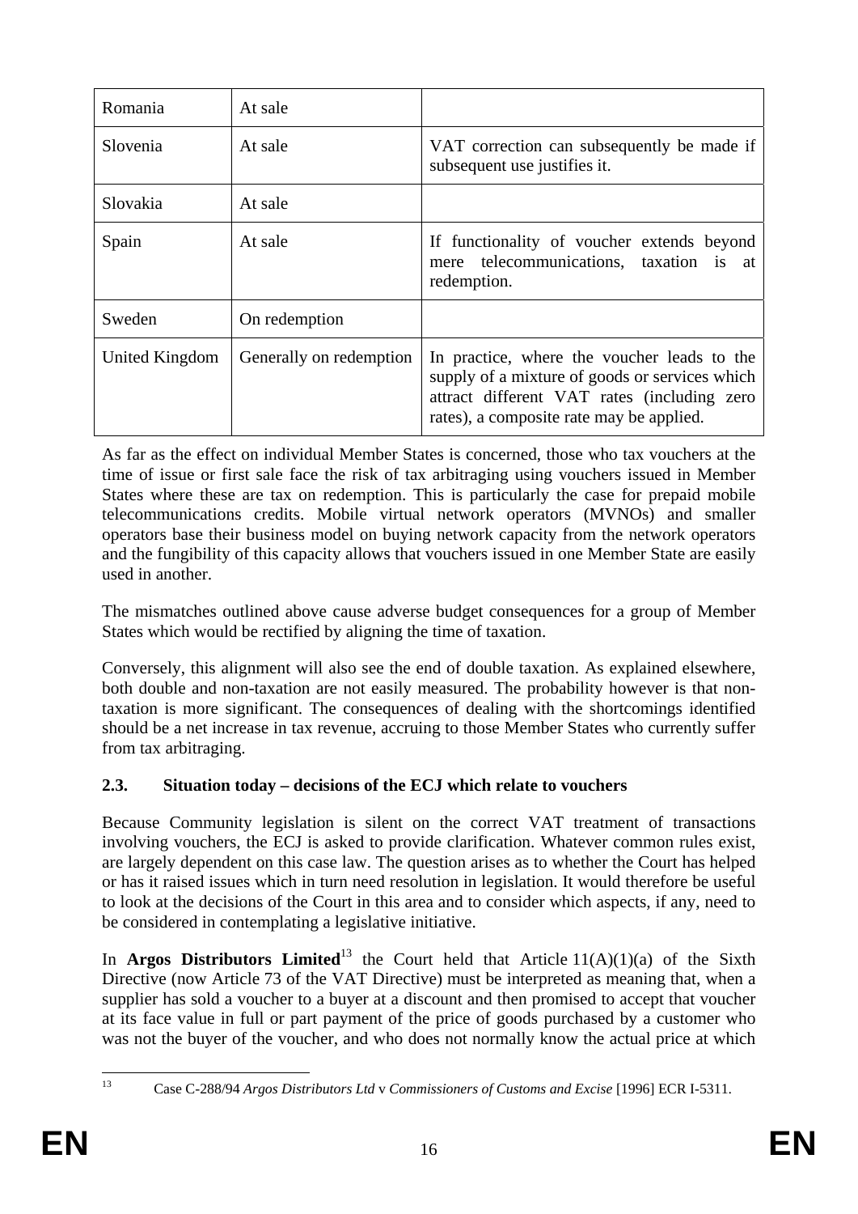| Romania | At sale | |
|---|---|---|
| Slovenia | At sale | VAT correction can subsequently be made if subsequent use justifies it. |
| Slovakia | At sale | |
| Spain | At sale | If functionality of voucher extends beyond mere telecommunications, taxation is at redemption. |
| Sweden | On redemption | |
| United Kingdom | Generally on redemption | In practice, where the voucher leads to the supply of a mixture of goods or services which attract different VAT rates (including zero rates), a composite rate may be applied. |

As far as the effect on individual Member States is concerned, those who tax vouchers at the time of issue or first sale face the risk of tax arbitraging using vouchers issued in Member States where these are tax on redemption. This is particularly the case for prepaid mobile telecommunications credits. Mobile virtual network operators (MVNOs) and smaller operators base their business model on buying network capacity from the network operators and the fungibility of this capacity allows that vouchers issued in one Member State are easily used in another.

The mismatches outlined above cause adverse budget consequences for a group of Member States which would be rectified by aligning the time of taxation.

Conversely, this alignment will also see the end of double taxation. As explained elsewhere, both double and non-taxation are not easily measured. The probability however is that non-taxation is more significant. The consequences of dealing with the shortcomings identified should be a net increase in tax revenue, accruing to those Member States who currently suffer from tax arbitraging.

### 2.3. Situation today – decisions of the ECJ which relate to vouchers

Because Community legislation is silent on the correct VAT treatment of transactions involving vouchers, the ECJ is asked to provide clarification. Whatever common rules exist, are largely dependent on this case law. The question arises as to whether the Court has helped or has it raised issues which in turn need resolution in legislation. It would therefore be useful to look at the decisions of the Court in this area and to consider which aspects, if any, need to be considered in contemplating a legislative initiative.

In **Argos Distributors Limited**[13] the Court held that Article 11(A)(1)(a) of the Sixth Directive (now Article 73 of the VAT Directive) must be interpreted as meaning that, when a supplier has sold a voucher to a buyer at a discount and then promised to accept that voucher at its face value in full or part payment of the price of goods purchased by a customer who was not the buyer of the voucher, and who does not normally know the actual price at which

[13] Case C-288/94 *Argos Distributors Ltd* v *Commissioners of Customs and Excise* [1996] ECR I-5311.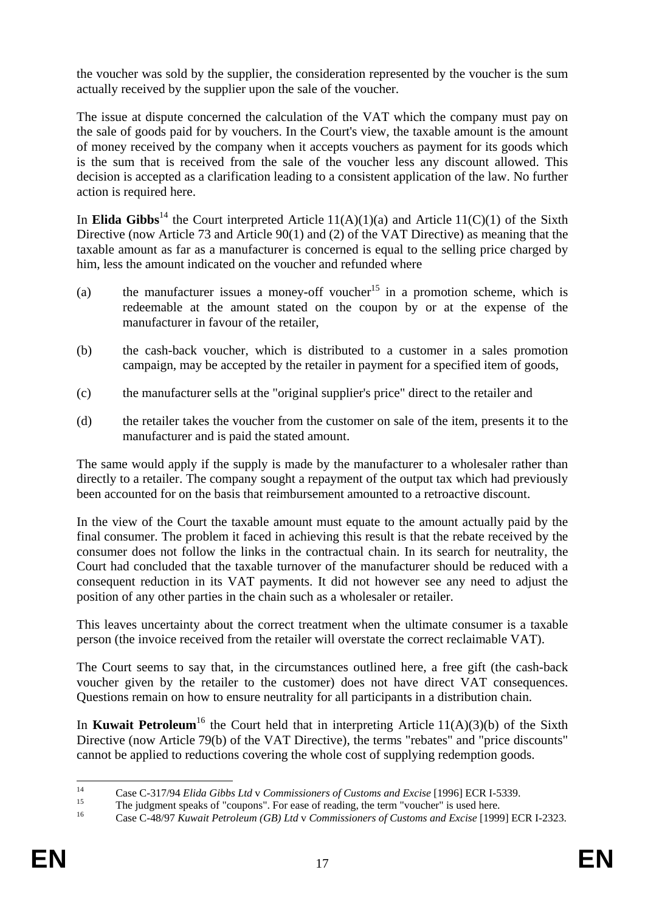the voucher was sold by the supplier, the consideration represented by the voucher is the sum actually received by the supplier upon the sale of the voucher.

The issue at dispute concerned the calculation of the VAT which the company must pay on the sale of goods paid for by vouchers. In the Court's view, the taxable amount is the amount of money received by the company when it accepts vouchers as payment for its goods which is the sum that is received from the sale of the voucher less any discount allowed. This decision is accepted as a clarification leading to a consistent application of the law. No further action is required here.

In **Elida Gibbs**[14] the Court interpreted Article 11(A)(1)(a) and Article 11(C)(1) of the Sixth Directive (now Article 73 and Article 90(1) and (2) of the VAT Directive) as meaning that the taxable amount as far as a manufacturer is concerned is equal to the selling price charged by him, less the amount indicated on the voucher and refunded where

(a) the manufacturer issues a money-off voucher[15] in a promotion scheme, which is redeemable at the amount stated on the coupon by or at the expense of the manufacturer in favour of the retailer,

(b) the cash-back voucher, which is distributed to a customer in a sales promotion campaign, may be accepted by the retailer in payment for a specified item of goods,

(c) the manufacturer sells at the "original supplier's price" direct to the retailer and

(d) the retailer takes the voucher from the customer on sale of the item, presents it to the manufacturer and is paid the stated amount.

The same would apply if the supply is made by the manufacturer to a wholesaler rather than directly to a retailer. The company sought a repayment of the output tax which had previously been accounted for on the basis that reimbursement amounted to a retroactive discount.

In the view of the Court the taxable amount must equate to the amount actually paid by the final consumer. The problem it faced in achieving this result is that the rebate received by the consumer does not follow the links in the contractual chain. In its search for neutrality, the Court had concluded that the taxable turnover of the manufacturer should be reduced with a consequent reduction in its VAT payments. It did not however see any need to adjust the position of any other parties in the chain such as a wholesaler or retailer.

This leaves uncertainty about the correct treatment when the ultimate consumer is a taxable person (the invoice received from the retailer will overstate the correct reclaimable VAT).

The Court seems to say that, in the circumstances outlined here, a free gift (the cash-back voucher given by the retailer to the customer) does not have direct VAT consequences. Questions remain on how to ensure neutrality for all participants in a distribution chain.

In **Kuwait Petroleum**[16] the Court held that in interpreting Article 11(A)(3)(b) of the Sixth Directive (now Article 79(b) of the VAT Directive), the terms "rebates" and "price discounts" cannot be applied to reductions covering the whole cost of supplying redemption goods.

---

[14] Case C-317/94 *Elida Gibbs Ltd* v *Commissioners of Customs and Excise* [1996] ECR I-5339.

[15] The judgment speaks of "coupons". For ease of reading, the term "voucher" is used here.

[16] Case C-48/97 *Kuwait Petroleum (GB) Ltd* v *Commissioners of Customs and Excise* [1999] ECR I-2323.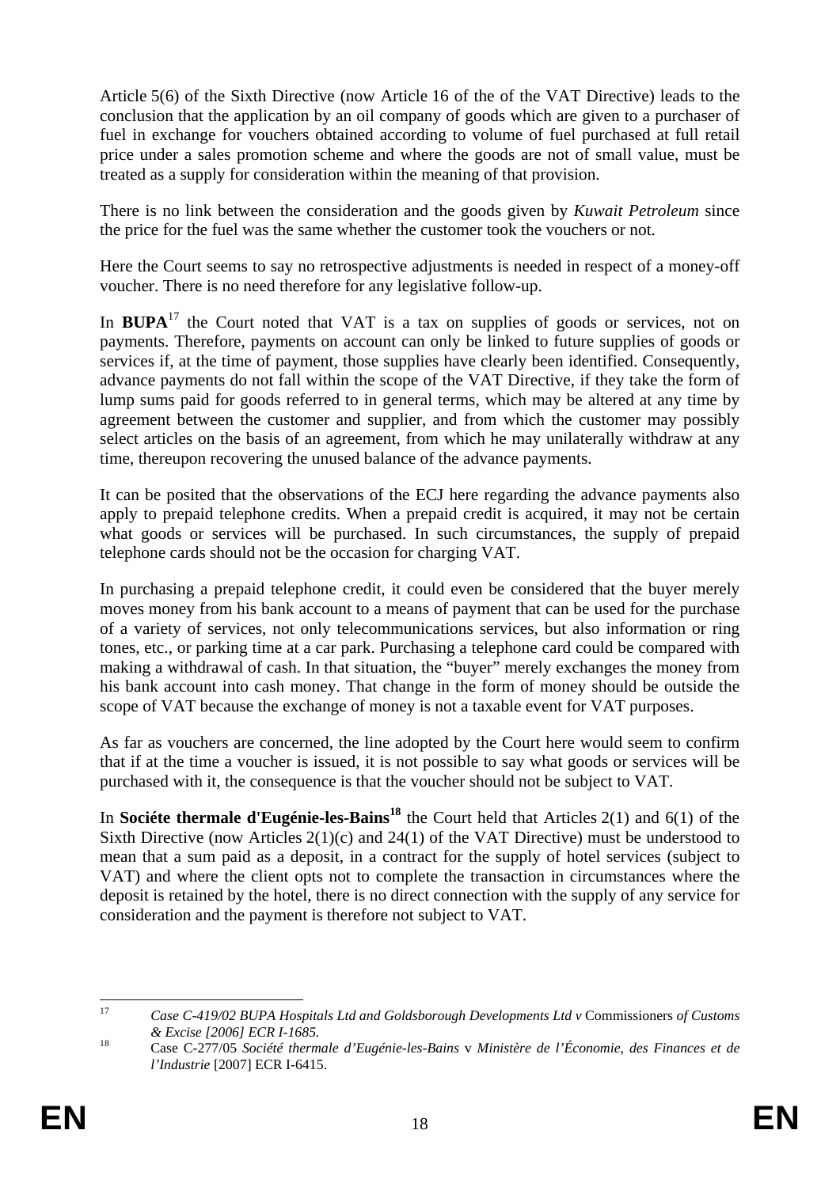Article 5(6) of the Sixth Directive (now Article 16 of the of the VAT Directive) leads to the conclusion that the application by an oil company of goods which are given to a purchaser of fuel in exchange for vouchers obtained according to volume of fuel purchased at full retail price under a sales promotion scheme and where the goods are not of small value, must be treated as a supply for consideration within the meaning of that provision.

There is no link between the consideration and the goods given by *Kuwait Petroleum* since the price for the fuel was the same whether the customer took the vouchers or not.

Here the Court seems to say no retrospective adjustments is needed in respect of a money-off voucher. There is no need therefore for any legislative follow-up.

In **BUPA**[17] the Court noted that VAT is a tax on supplies of goods or services, not on payments. Therefore, payments on account can only be linked to future supplies of goods or services if, at the time of payment, those supplies have clearly been identified. Consequently, advance payments do not fall within the scope of the VAT Directive, if they take the form of lump sums paid for goods referred to in general terms, which may be altered at any time by agreement between the customer and supplier, and from which the customer may possibly select articles on the basis of an agreement, from which he may unilaterally withdraw at any time, thereupon recovering the unused balance of the advance payments.

It can be posited that the observations of the ECJ here regarding the advance payments also apply to prepaid telephone credits. When a prepaid credit is acquired, it may not be certain what goods or services will be purchased. In such circumstances, the supply of prepaid telephone cards should not be the occasion for charging VAT.

In purchasing a prepaid telephone credit, it could even be considered that the buyer merely moves money from his bank account to a means of payment that can be used for the purchase of a variety of services, not only telecommunications services, but also information or ring tones, etc., or parking time at a car park. Purchasing a telephone card could be compared with making a withdrawal of cash. In that situation, the "buyer" merely exchanges the money from his bank account into cash money. That change in the form of money should be outside the scope of VAT because the exchange of money is not a taxable event for VAT purposes.

As far as vouchers are concerned, the line adopted by the Court here would seem to confirm that if at the time a voucher is issued, it is not possible to say what goods or services will be purchased with it, the consequence is that the voucher should not be subject to VAT.

In **Sociéte thermale d'Eugénie-les-Bains**[18] the Court held that Articles 2(1) and 6(1) of the Sixth Directive (now Articles 2(1)(c) and 24(1) of the VAT Directive) must be understood to mean that a sum paid as a deposit, in a contract for the supply of hotel services (subject to VAT) and where the client opts not to complete the transaction in circumstances where the deposit is retained by the hotel, there is no direct connection with the supply of any service for consideration and the payment is therefore not subject to VAT.

---

[17] *Case C-419/02 BUPA Hospitals Ltd and Goldsborough Developments Ltd v* Commissioners *of Customs & Excise [2006] ECR I-1685.*

[18] Case C-277/05 *Société thermale d'Eugénie-les-Bains* v *Ministère de l'Économie, des Finances et de l'Industrie* [2007] ECR I-6415.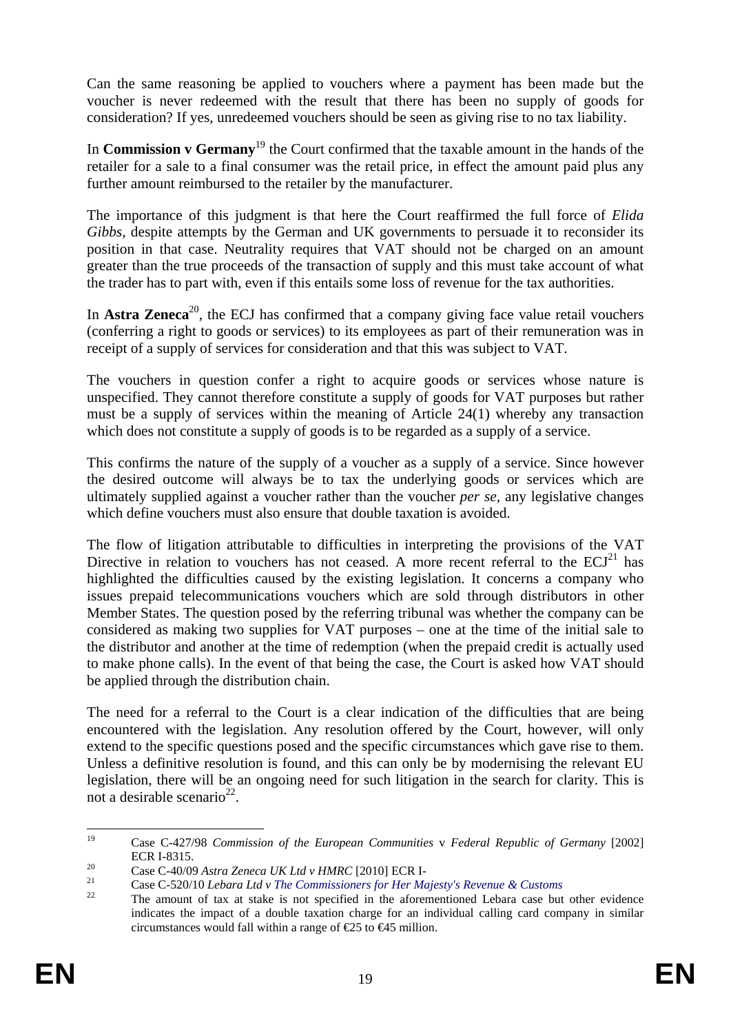Can the same reasoning be applied to vouchers where a payment has been made but the voucher is never redeemed with the result that there has been no supply of goods for consideration? If yes, unredeemed vouchers should be seen as giving rise to no tax liability.

In **Commission v Germany**[19] the Court confirmed that the taxable amount in the hands of the retailer for a sale to a final consumer was the retail price, in effect the amount paid plus any further amount reimbursed to the retailer by the manufacturer.

The importance of this judgment is that here the Court reaffirmed the full force of *Elida Gibbs*, despite attempts by the German and UK governments to persuade it to reconsider its position in that case. Neutrality requires that VAT should not be charged on an amount greater than the true proceeds of the transaction of supply and this must take account of what the trader has to part with, even if this entails some loss of revenue for the tax authorities.

In **Astra Zeneca**[20], the ECJ has confirmed that a company giving face value retail vouchers (conferring a right to goods or services) to its employees as part of their remuneration was in receipt of a supply of services for consideration and that this was subject to VAT.

The vouchers in question confer a right to acquire goods or services whose nature is unspecified. They cannot therefore constitute a supply of goods for VAT purposes but rather must be a supply of services within the meaning of Article 24(1) whereby any transaction which does not constitute a supply of goods is to be regarded as a supply of a service.

This confirms the nature of the supply of a voucher as a supply of a service. Since however the desired outcome will always be to tax the underlying goods or services which are ultimately supplied against a voucher rather than the voucher *per se*, any legislative changes which define vouchers must also ensure that double taxation is avoided.

The flow of litigation attributable to difficulties in interpreting the provisions of the VAT Directive in relation to vouchers has not ceased. A more recent referral to the ECJ[21] has highlighted the difficulties caused by the existing legislation. It concerns a company who issues prepaid telecommunications vouchers which are sold through distributors in other Member States. The question posed by the referring tribunal was whether the company can be considered as making two supplies for VAT purposes – one at the time of the initial sale to the distributor and another at the time of redemption (when the prepaid credit is actually used to make phone calls). In the event of that being the case, the Court is asked how VAT should be applied through the distribution chain.

The need for a referral to the Court is a clear indication of the difficulties that are being encountered with the legislation. Any resolution offered by the Court, however, will only extend to the specific questions posed and the specific circumstances which gave rise to them. Unless a definitive resolution is found, and this can only be by modernising the relevant EU legislation, there will be an ongoing need for such litigation in the search for clarity. This is not a desirable scenario[22].

---

[19] Case C-427/98 *Commission of the European Communities* v *Federal Republic of Germany* [2002] ECR I-8315.

[20] Case C-40/09 *Astra Zeneca UK Ltd v HMRC* [2010] ECR I-

[21] Case C-520/10 *Lebara Ltd v The Commissioners for Her Majesty's Revenue & Customs*

[22] The amount of tax at stake is not specified in the aforementioned Lebara case but other evidence indicates the impact of a double taxation charge for an individual calling card company in similar circumstances would fall within a range of €25 to €45 million.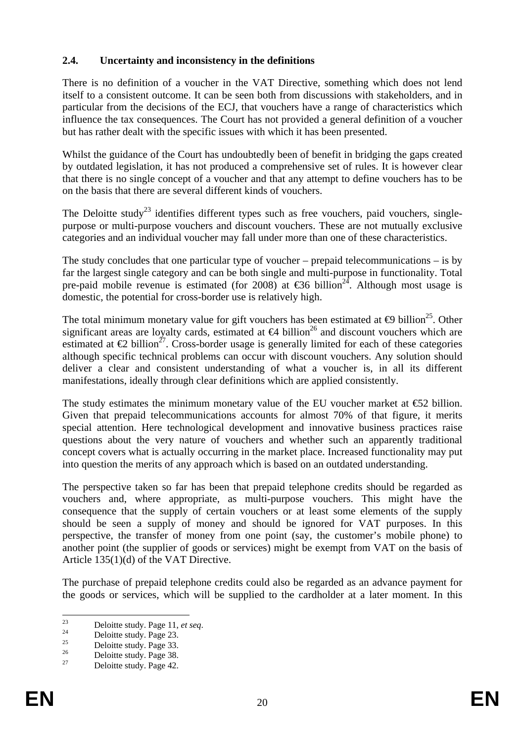### 2.4. Uncertainty and inconsistency in the definitions

There is no definition of a voucher in the VAT Directive, something which does not lend itself to a consistent outcome. It can be seen both from discussions with stakeholders, and in particular from the decisions of the ECJ, that vouchers have a range of characteristics which influence the tax consequences. The Court has not provided a general definition of a voucher but has rather dealt with the specific issues with which it has been presented.

Whilst the guidance of the Court has undoubtedly been of benefit in bridging the gaps created by outdated legislation, it has not produced a comprehensive set of rules. It is however clear that there is no single concept of a voucher and that any attempt to define vouchers has to be on the basis that there are several different kinds of vouchers.

The Deloitte study[23] identifies different types such as free vouchers, paid vouchers, single-purpose or multi-purpose vouchers and discount vouchers. These are not mutually exclusive categories and an individual voucher may fall under more than one of these characteristics.

The study concludes that one particular type of voucher – prepaid telecommunications – is by far the largest single category and can be both single and multi-purpose in functionality. Total pre-paid mobile revenue is estimated (for 2008) at €36 billion[24]. Although most usage is domestic, the potential for cross-border use is relatively high.

The total minimum monetary value for gift vouchers has been estimated at €9 billion[25]. Other significant areas are loyalty cards, estimated at €4 billion[26] and discount vouchers which are estimated at €2 billion[27]. Cross-border usage is generally limited for each of these categories although specific technical problems can occur with discount vouchers. Any solution should deliver a clear and consistent understanding of what a voucher is, in all its different manifestations, ideally through clear definitions which are applied consistently.

The study estimates the minimum monetary value of the EU voucher market at €52 billion. Given that prepaid telecommunications accounts for almost 70% of that figure, it merits special attention. Here technological development and innovative business practices raise questions about the very nature of vouchers and whether such an apparently traditional concept covers what is actually occurring in the market place. Increased functionality may put into question the merits of any approach which is based on an outdated understanding.

The perspective taken so far has been that prepaid telephone credits should be regarded as vouchers and, where appropriate, as multi-purpose vouchers. This might have the consequence that the supply of certain vouchers or at least some elements of the supply should be seen a supply of money and should be ignored for VAT purposes. In this perspective, the transfer of money from one point (say, the customer's mobile phone) to another point (the supplier of goods or services) might be exempt from VAT on the basis of Article 135(1)(d) of the VAT Directive.

The purchase of prepaid telephone credits could also be regarded as an advance payment for the goods or services, which will be supplied to the cardholder at a later moment. In this

---

[23] Deloitte study. Page 11, *et seq*.

[24] Deloitte study. Page 23.

[25] Deloitte study. Page 33.

[26] Deloitte study. Page 38.

[27] Deloitte study. Page 42.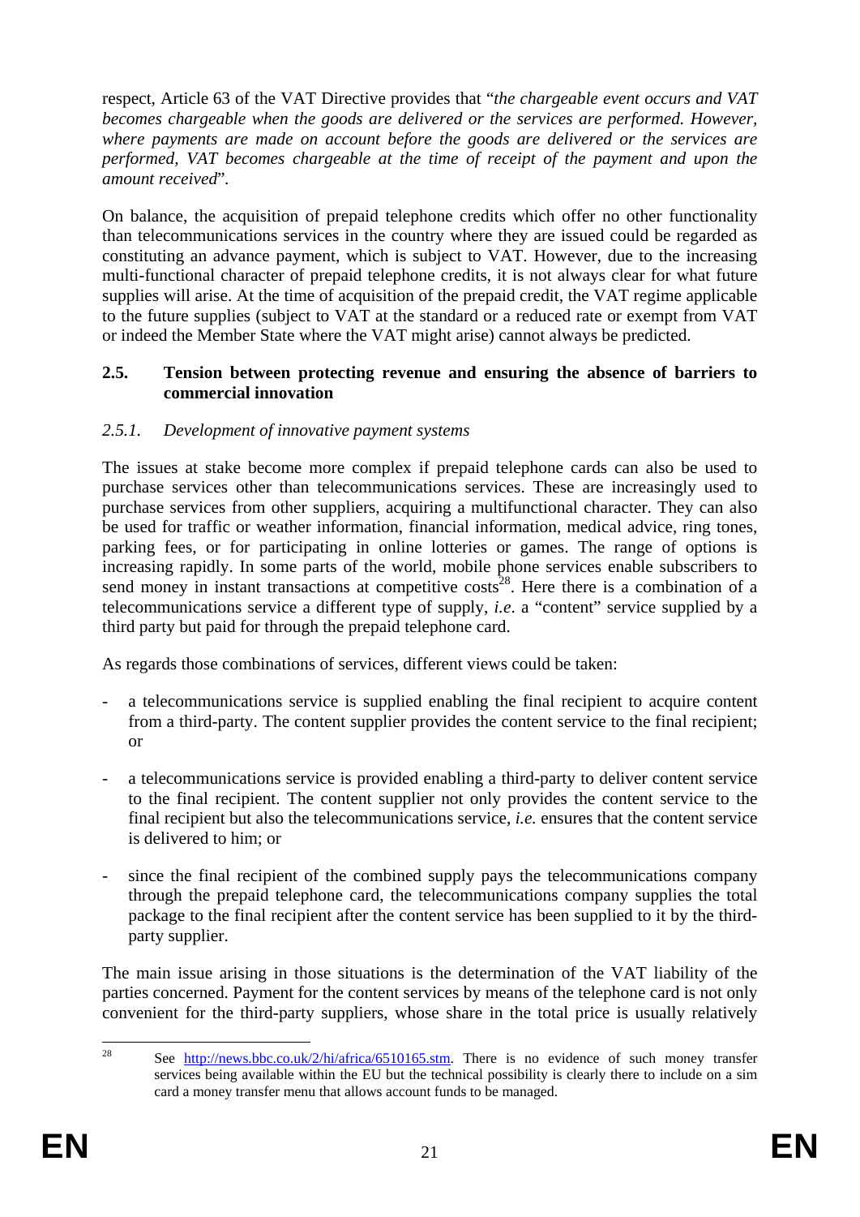respect, Article 63 of the VAT Directive provides that "*the chargeable event occurs and VAT becomes chargeable when the goods are delivered or the services are performed. However, where payments are made on account before the goods are delivered or the services are performed, VAT becomes chargeable at the time of receipt of the payment and upon the amount received*".

On balance, the acquisition of prepaid telephone credits which offer no other functionality than telecommunications services in the country where they are issued could be regarded as constituting an advance payment, which is subject to VAT. However, due to the increasing multi-functional character of prepaid telephone credits, it is not always clear for what future supplies will arise. At the time of acquisition of the prepaid credit, the VAT regime applicable to the future supplies (subject to VAT at the standard or a reduced rate or exempt from VAT or indeed the Member State where the VAT might arise) cannot always be predicted.

### 2.5. Tension between protecting revenue and ensuring the absence of barriers to commercial innovation

#### *2.5.1. Development of innovative payment systems*

The issues at stake become more complex if prepaid telephone cards can also be used to purchase services other than telecommunications services. These are increasingly used to purchase services from other suppliers, acquiring a multifunctional character. They can also be used for traffic or weather information, financial information, medical advice, ring tones, parking fees, or for participating in online lotteries or games. The range of options is increasing rapidly. In some parts of the world, mobile phone services enable subscribers to send money in instant transactions at competitive costs[28]. Here there is a combination of a telecommunications service a different type of supply, *i.e*. a "content" service supplied by a third party but paid for through the prepaid telephone card.

As regards those combinations of services, different views could be taken:

- a telecommunications service is supplied enabling the final recipient to acquire content from a third-party. The content supplier provides the content service to the final recipient; or
- a telecommunications service is provided enabling a third-party to deliver content service to the final recipient. The content supplier not only provides the content service to the final recipient but also the telecommunications service, *i.e.* ensures that the content service is delivered to him; or
- since the final recipient of the combined supply pays the telecommunications company through the prepaid telephone card, the telecommunications company supplies the total package to the final recipient after the content service has been supplied to it by the third-party supplier.

The main issue arising in those situations is the determination of the VAT liability of the parties concerned. Payment for the content services by means of the telephone card is not only convenient for the third-party suppliers, whose share in the total price is usually relatively

[28] See http://news.bbc.co.uk/2/hi/africa/6510165.stm. There is no evidence of such money transfer services being available within the EU but the technical possibility is clearly there to include on a sim card a money transfer menu that allows account funds to be managed.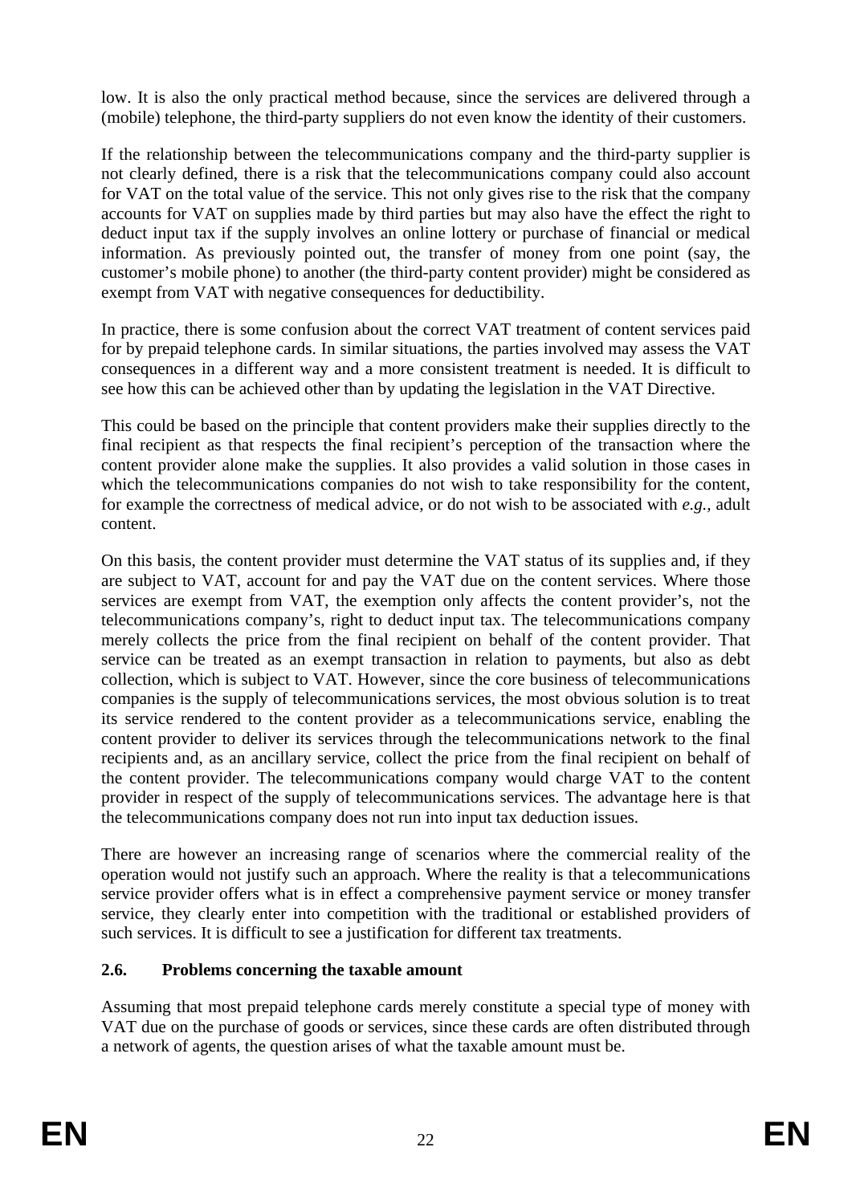low. It is also the only practical method because, since the services are delivered through a (mobile) telephone, the third-party suppliers do not even know the identity of their customers.

If the relationship between the telecommunications company and the third-party supplier is not clearly defined, there is a risk that the telecommunications company could also account for VAT on the total value of the service. This not only gives rise to the risk that the company accounts for VAT on supplies made by third parties but may also have the effect the right to deduct input tax if the supply involves an online lottery or purchase of financial or medical information. As previously pointed out, the transfer of money from one point (say, the customer's mobile phone) to another (the third-party content provider) might be considered as exempt from VAT with negative consequences for deductibility.

In practice, there is some confusion about the correct VAT treatment of content services paid for by prepaid telephone cards. In similar situations, the parties involved may assess the VAT consequences in a different way and a more consistent treatment is needed. It is difficult to see how this can be achieved other than by updating the legislation in the VAT Directive.

This could be based on the principle that content providers make their supplies directly to the final recipient as that respects the final recipient's perception of the transaction where the content provider alone make the supplies. It also provides a valid solution in those cases in which the telecommunications companies do not wish to take responsibility for the content, for example the correctness of medical advice, or do not wish to be associated with *e.g.*, adult content.

On this basis, the content provider must determine the VAT status of its supplies and, if they are subject to VAT, account for and pay the VAT due on the content services. Where those services are exempt from VAT, the exemption only affects the content provider's, not the telecommunications company's, right to deduct input tax. The telecommunications company merely collects the price from the final recipient on behalf of the content provider. That service can be treated as an exempt transaction in relation to payments, but also as debt collection, which is subject to VAT. However, since the core business of telecommunications companies is the supply of telecommunications services, the most obvious solution is to treat its service rendered to the content provider as a telecommunications service, enabling the content provider to deliver its services through the telecommunications network to the final recipients and, as an ancillary service, collect the price from the final recipient on behalf of the content provider. The telecommunications company would charge VAT to the content provider in respect of the supply of telecommunications services. The advantage here is that the telecommunications company does not run into input tax deduction issues.

There are however an increasing range of scenarios where the commercial reality of the operation would not justify such an approach. Where the reality is that a telecommunications service provider offers what is in effect a comprehensive payment service or money transfer service, they clearly enter into competition with the traditional or established providers of such services. It is difficult to see a justification for different tax treatments.

### 2.6. Problems concerning the taxable amount

Assuming that most prepaid telephone cards merely constitute a special type of money with VAT due on the purchase of goods or services, since these cards are often distributed through a network of agents, the question arises of what the taxable amount must be.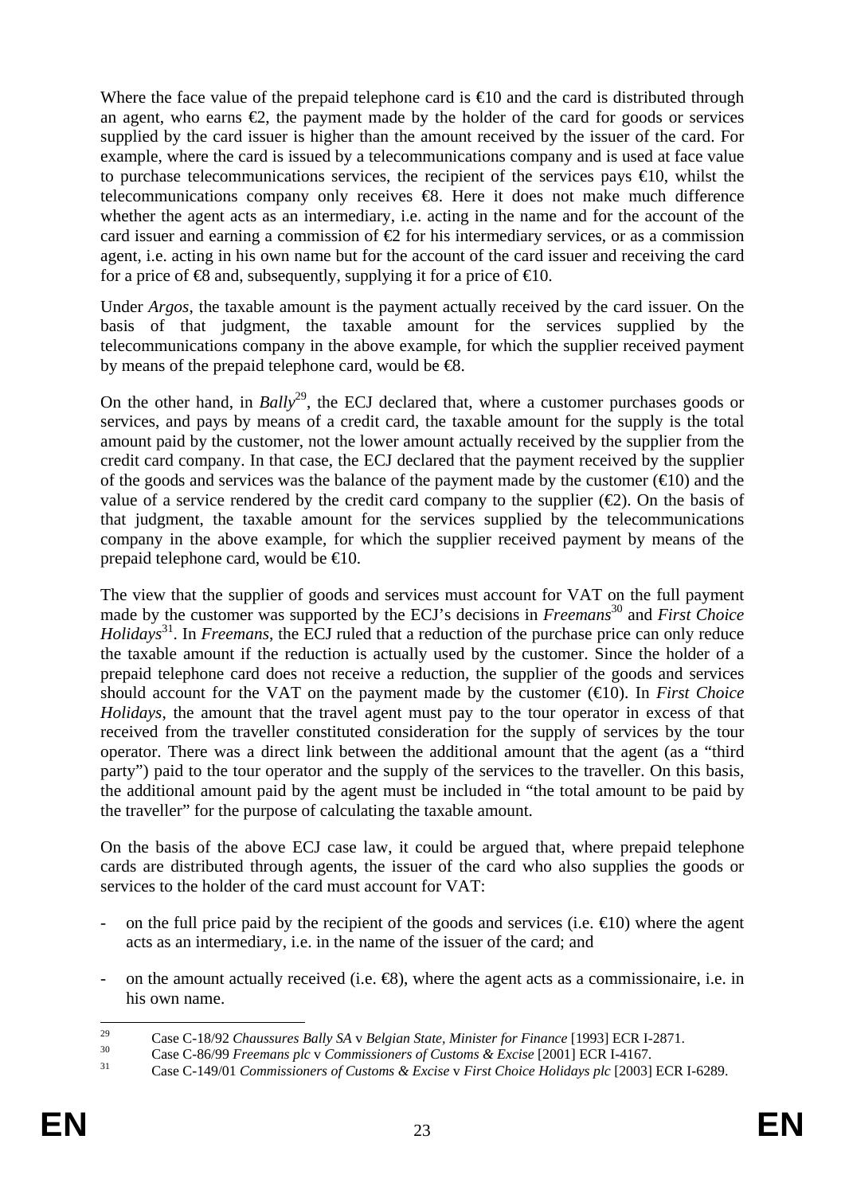Where the face value of the prepaid telephone card is €10 and the card is distributed through an agent, who earns €2, the payment made by the holder of the card for goods or services supplied by the card issuer is higher than the amount received by the issuer of the card. For example, where the card is issued by a telecommunications company and is used at face value to purchase telecommunications services, the recipient of the services pays €10, whilst the telecommunications company only receives €8. Here it does not make much difference whether the agent acts as an intermediary, i.e. acting in the name and for the account of the card issuer and earning a commission of €2 for his intermediary services, or as a commission agent, i.e. acting in his own name but for the account of the card issuer and receiving the card for a price of €8 and, subsequently, supplying it for a price of €10.

Under *Argos*, the taxable amount is the payment actually received by the card issuer. On the basis of that judgment, the taxable amount for the services supplied by the telecommunications company in the above example, for which the supplier received payment by means of the prepaid telephone card, would be €8.

On the other hand, in *Bally*[29], the ECJ declared that, where a customer purchases goods or services, and pays by means of a credit card, the taxable amount for the supply is the total amount paid by the customer, not the lower amount actually received by the supplier from the credit card company. In that case, the ECJ declared that the payment received by the supplier of the goods and services was the balance of the payment made by the customer (€10) and the value of a service rendered by the credit card company to the supplier (€2). On the basis of that judgment, the taxable amount for the services supplied by the telecommunications company in the above example, for which the supplier received payment by means of the prepaid telephone card, would be €10.

The view that the supplier of goods and services must account for VAT on the full payment made by the customer was supported by the ECJ's decisions in *Freemans*[30] and *First Choice Holidays*[31]. In *Freemans*, the ECJ ruled that a reduction of the purchase price can only reduce the taxable amount if the reduction is actually used by the customer. Since the holder of a prepaid telephone card does not receive a reduction, the supplier of the goods and services should account for the VAT on the payment made by the customer (€10). In *First Choice Holidays*, the amount that the travel agent must pay to the tour operator in excess of that received from the traveller constituted consideration for the supply of services by the tour operator. There was a direct link between the additional amount that the agent (as a "third party") paid to the tour operator and the supply of the services to the traveller. On this basis, the additional amount paid by the agent must be included in "the total amount to be paid by the traveller" for the purpose of calculating the taxable amount.

On the basis of the above ECJ case law, it could be argued that, where prepaid telephone cards are distributed through agents, the issuer of the card who also supplies the goods or services to the holder of the card must account for VAT:

- on the full price paid by the recipient of the goods and services (i.e. €10) where the agent acts as an intermediary, i.e. in the name of the issuer of the card; and
- on the amount actually received (i.e. €8), where the agent acts as a commissionaire, i.e. in his own name.

[29] Case C-18/92 *Chaussures Bally SA* v *Belgian State, Minister for Finance* [1993] ECR I-2871.
[30] Case C-86/99 *Freemans plc* v *Commissioners of Customs & Excise* [2001] ECR I-4167.
[31] Case C-149/01 *Commissioners of Customs & Excise* v *First Choice Holidays plc* [2003] ECR I-6289.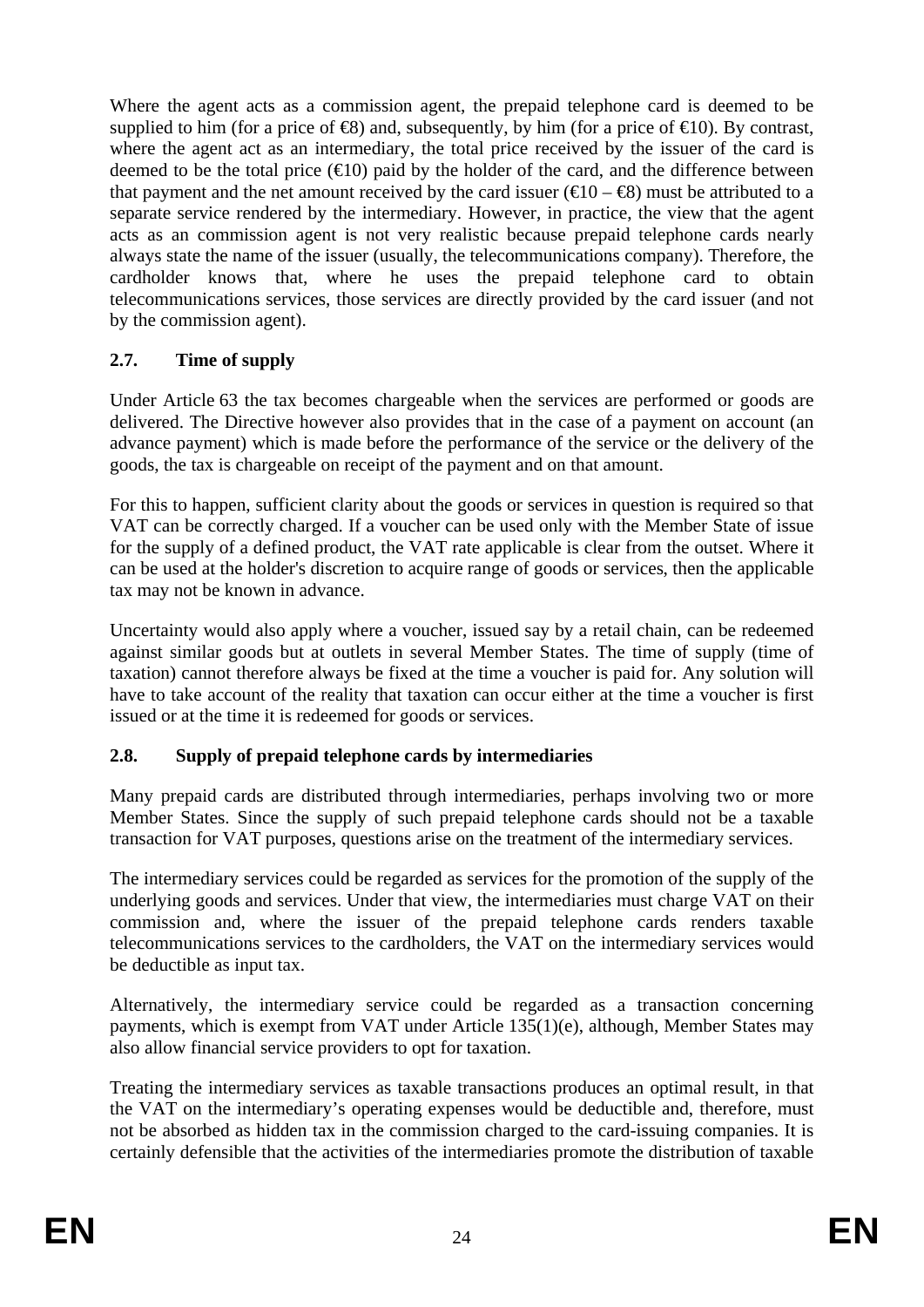Where the agent acts as a commission agent, the prepaid telephone card is deemed to be supplied to him (for a price of €8) and, subsequently, by him (for a price of €10). By contrast, where the agent act as an intermediary, the total price received by the issuer of the card is deemed to be the total price (€10) paid by the holder of the card, and the difference between that payment and the net amount received by the card issuer (€10 – €8) must be attributed to a separate service rendered by the intermediary. However, in practice, the view that the agent acts as an commission agent is not very realistic because prepaid telephone cards nearly always state the name of the issuer (usually, the telecommunications company). Therefore, the cardholder knows that, where he uses the prepaid telephone card to obtain telecommunications services, those services are directly provided by the card issuer (and not by the commission agent).

### 2.7. Time of supply

Under Article 63 the tax becomes chargeable when the services are performed or goods are delivered. The Directive however also provides that in the case of a payment on account (an advance payment) which is made before the performance of the service or the delivery of the goods, the tax is chargeable on receipt of the payment and on that amount.

For this to happen, sufficient clarity about the goods or services in question is required so that VAT can be correctly charged. If a voucher can be used only with the Member State of issue for the supply of a defined product, the VAT rate applicable is clear from the outset. Where it can be used at the holder's discretion to acquire range of goods or services, then the applicable tax may not be known in advance.

Uncertainty would also apply where a voucher, issued say by a retail chain, can be redeemed against similar goods but at outlets in several Member States. The time of supply (time of taxation) cannot therefore always be fixed at the time a voucher is paid for. Any solution will have to take account of the reality that taxation can occur either at the time a voucher is first issued or at the time it is redeemed for goods or services.

### 2.8. Supply of prepaid telephone cards by intermediaries

Many prepaid cards are distributed through intermediaries, perhaps involving two or more Member States. Since the supply of such prepaid telephone cards should not be a taxable transaction for VAT purposes, questions arise on the treatment of the intermediary services.

The intermediary services could be regarded as services for the promotion of the supply of the underlying goods and services. Under that view, the intermediaries must charge VAT on their commission and, where the issuer of the prepaid telephone cards renders taxable telecommunications services to the cardholders, the VAT on the intermediary services would be deductible as input tax.

Alternatively, the intermediary service could be regarded as a transaction concerning payments, which is exempt from VAT under Article 135(1)(e), although, Member States may also allow financial service providers to opt for taxation.

Treating the intermediary services as taxable transactions produces an optimal result, in that the VAT on the intermediary's operating expenses would be deductible and, therefore, must not be absorbed as hidden tax in the commission charged to the card-issuing companies. It is certainly defensible that the activities of the intermediaries promote the distribution of taxable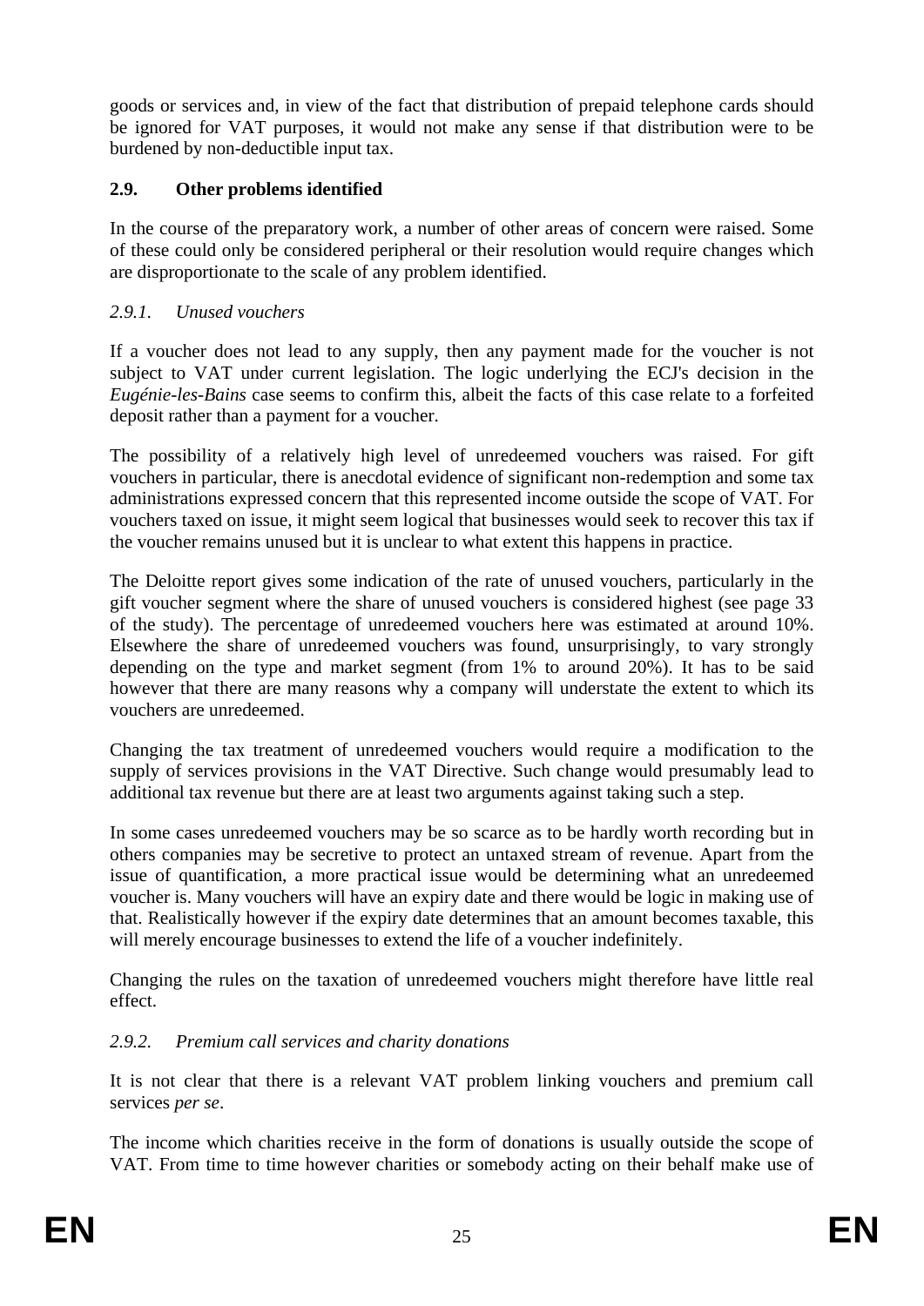goods or services and, in view of the fact that distribution of prepaid telephone cards should be ignored for VAT purposes, it would not make any sense if that distribution were to be burdened by non-deductible input tax.

### 2.9. Other problems identified

In the course of the preparatory work, a number of other areas of concern were raised. Some of these could only be considered peripheral or their resolution would require changes which are disproportionate to the scale of any problem identified.

#### *2.9.1. Unused vouchers*

If a voucher does not lead to any supply, then any payment made for the voucher is not subject to VAT under current legislation. The logic underlying the ECJ's decision in the *Eugénie-les-Bains* case seems to confirm this, albeit the facts of this case relate to a forfeited deposit rather than a payment for a voucher.

The possibility of a relatively high level of unredeemed vouchers was raised. For gift vouchers in particular, there is anecdotal evidence of significant non-redemption and some tax administrations expressed concern that this represented income outside the scope of VAT. For vouchers taxed on issue, it might seem logical that businesses would seek to recover this tax if the voucher remains unused but it is unclear to what extent this happens in practice.

The Deloitte report gives some indication of the rate of unused vouchers, particularly in the gift voucher segment where the share of unused vouchers is considered highest (see page 33 of the study). The percentage of unredeemed vouchers here was estimated at around 10%. Elsewhere the share of unredeemed vouchers was found, unsurprisingly, to vary strongly depending on the type and market segment (from 1% to around 20%). It has to be said however that there are many reasons why a company will understate the extent to which its vouchers are unredeemed.

Changing the tax treatment of unredeemed vouchers would require a modification to the supply of services provisions in the VAT Directive. Such change would presumably lead to additional tax revenue but there are at least two arguments against taking such a step.

In some cases unredeemed vouchers may be so scarce as to be hardly worth recording but in others companies may be secretive to protect an untaxed stream of revenue. Apart from the issue of quantification, a more practical issue would be determining what an unredeemed voucher is. Many vouchers will have an expiry date and there would be logic in making use of that. Realistically however if the expiry date determines that an amount becomes taxable, this will merely encourage businesses to extend the life of a voucher indefinitely.

Changing the rules on the taxation of unredeemed vouchers might therefore have little real effect.

#### *2.9.2. Premium call services and charity donations*

It is not clear that there is a relevant VAT problem linking vouchers and premium call services *per se*.

The income which charities receive in the form of donations is usually outside the scope of VAT. From time to time however charities or somebody acting on their behalf make use of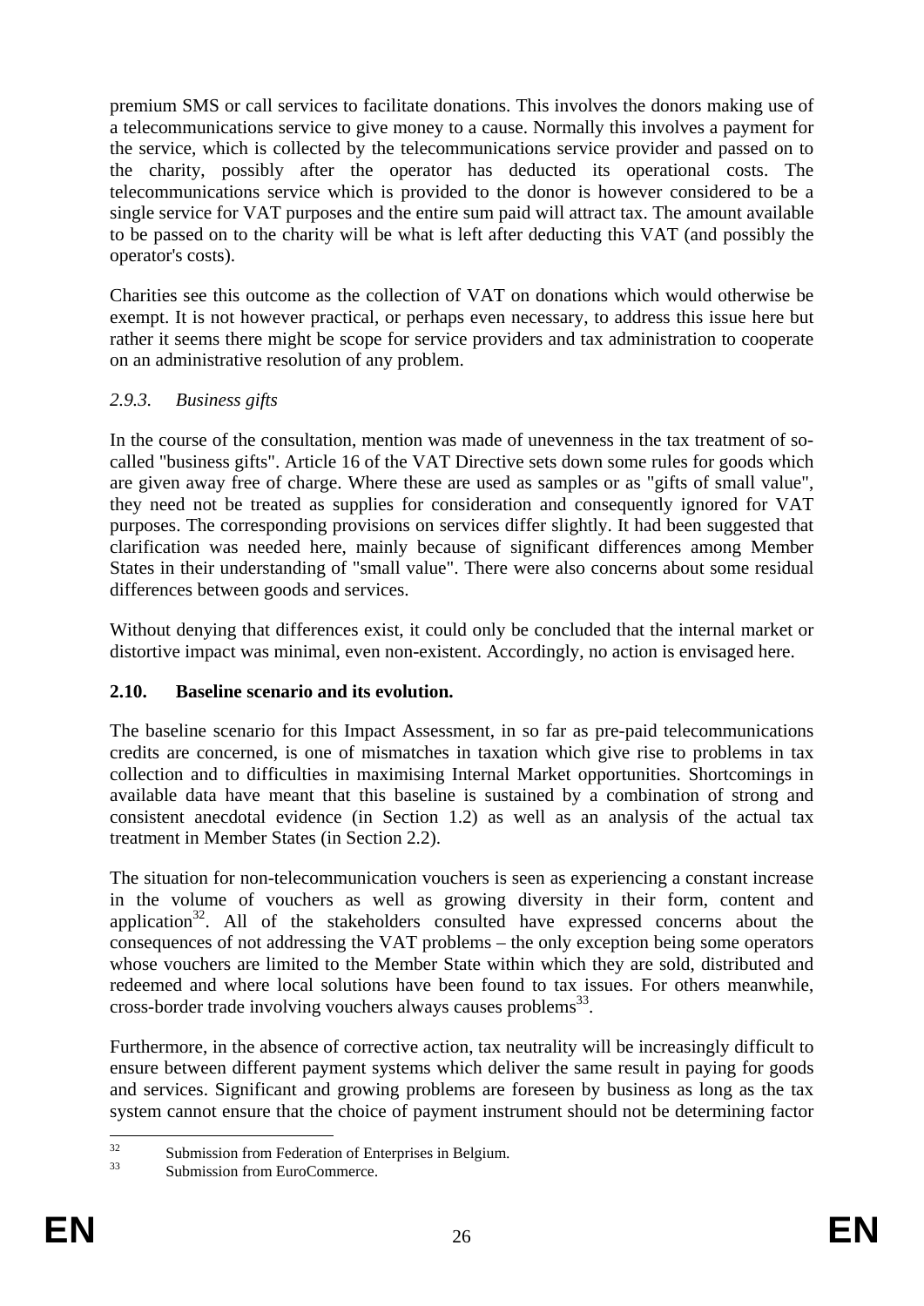premium SMS or call services to facilitate donations. This involves the donors making use of a telecommunications service to give money to a cause. Normally this involves a payment for the service, which is collected by the telecommunications service provider and passed on to the charity, possibly after the operator has deducted its operational costs. The telecommunications service which is provided to the donor is however considered to be a single service for VAT purposes and the entire sum paid will attract tax. The amount available to be passed on to the charity will be what is left after deducting this VAT (and possibly the operator's costs).

Charities see this outcome as the collection of VAT on donations which would otherwise be exempt. It is not however practical, or perhaps even necessary, to address this issue here but rather it seems there might be scope for service providers and tax administration to cooperate on an administrative resolution of any problem.

### *2.9.3. Business gifts*

In the course of the consultation, mention was made of unevenness in the tax treatment of so-called "business gifts". Article 16 of the VAT Directive sets down some rules for goods which are given away free of charge. Where these are used as samples or as "gifts of small value", they need not be treated as supplies for consideration and consequently ignored for VAT purposes. The corresponding provisions on services differ slightly. It had been suggested that clarification was needed here, mainly because of significant differences among Member States in their understanding of "small value". There were also concerns about some residual differences between goods and services.

Without denying that differences exist, it could only be concluded that the internal market or distortive impact was minimal, even non-existent. Accordingly, no action is envisaged here.

## **2.10. Baseline scenario and its evolution.**

The baseline scenario for this Impact Assessment, in so far as pre-paid telecommunications credits are concerned, is one of mismatches in taxation which give rise to problems in tax collection and to difficulties in maximising Internal Market opportunities. Shortcomings in available data have meant that this baseline is sustained by a combination of strong and consistent anecdotal evidence (in Section 1.2) as well as an analysis of the actual tax treatment in Member States (in Section 2.2).

The situation for non-telecommunication vouchers is seen as experiencing a constant increase in the volume of vouchers as well as growing diversity in their form, content and application[32]. All of the stakeholders consulted have expressed concerns about the consequences of not addressing the VAT problems – the only exception being some operators whose vouchers are limited to the Member State within which they are sold, distributed and redeemed and where local solutions have been found to tax issues. For others meanwhile, cross-border trade involving vouchers always causes problems[33].

Furthermore, in the absence of corrective action, tax neutrality will be increasingly difficult to ensure between different payment systems which deliver the same result in paying for goods and services. Significant and growing problems are foreseen by business as long as the tax system cannot ensure that the choice of payment instrument should not be determining factor

---

[32] Submission from Federation of Enterprises in Belgium.

[33] Submission from EuroCommerce.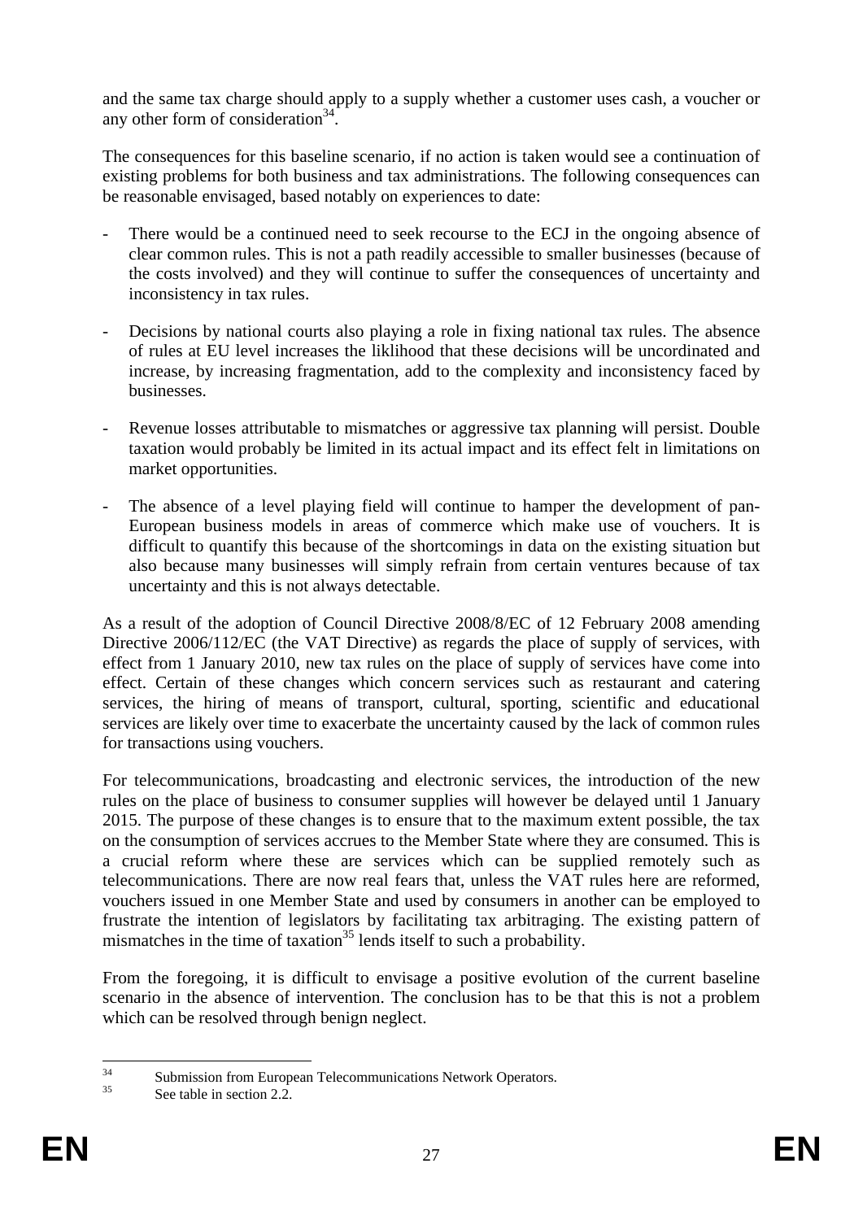and the same tax charge should apply to a supply whether a customer uses cash, a voucher or any other form of consideration[34].

The consequences for this baseline scenario, if no action is taken would see a continuation of existing problems for both business and tax administrations. The following consequences can be reasonable envisaged, based notably on experiences to date:

- There would be a continued need to seek recourse to the ECJ in the ongoing absence of clear common rules. This is not a path readily accessible to smaller businesses (because of the costs involved) and they will continue to suffer the consequences of uncertainty and inconsistency in tax rules.
- Decisions by national courts also playing a role in fixing national tax rules. The absence of rules at EU level increases the liklihood that these decisions will be uncordinated and increase, by increasing fragmentation, add to the complexity and inconsistency faced by businesses.
- Revenue losses attributable to mismatches or aggressive tax planning will persist. Double taxation would probably be limited in its actual impact and its effect felt in limitations on market opportunities.
- The absence of a level playing field will continue to hamper the development of pan-European business models in areas of commerce which make use of vouchers. It is difficult to quantify this because of the shortcomings in data on the existing situation but also because many businesses will simply refrain from certain ventures because of tax uncertainty and this is not always detectable.

As a result of the adoption of Council Directive 2008/8/EC of 12 February 2008 amending Directive 2006/112/EC (the VAT Directive) as regards the place of supply of services, with effect from 1 January 2010, new tax rules on the place of supply of services have come into effect. Certain of these changes which concern services such as restaurant and catering services, the hiring of means of transport, cultural, sporting, scientific and educational services are likely over time to exacerbate the uncertainty caused by the lack of common rules for transactions using vouchers.

For telecommunications, broadcasting and electronic services, the introduction of the new rules on the place of business to consumer supplies will however be delayed until 1 January 2015. The purpose of these changes is to ensure that to the maximum extent possible, the tax on the consumption of services accrues to the Member State where they are consumed. This is a crucial reform where these are services which can be supplied remotely such as telecommunications. There are now real fears that, unless the VAT rules here are reformed, vouchers issued in one Member State and used by consumers in another can be employed to frustrate the intention of legislators by facilitating tax arbitraging. The existing pattern of mismatches in the time of taxation[35] lends itself to such a probability.

From the foregoing, it is difficult to envisage a positive evolution of the current baseline scenario in the absence of intervention. The conclusion has to be that this is not a problem which can be resolved through benign neglect.

---

[34] Submission from European Telecommunications Network Operators.

[35] See table in section 2.2.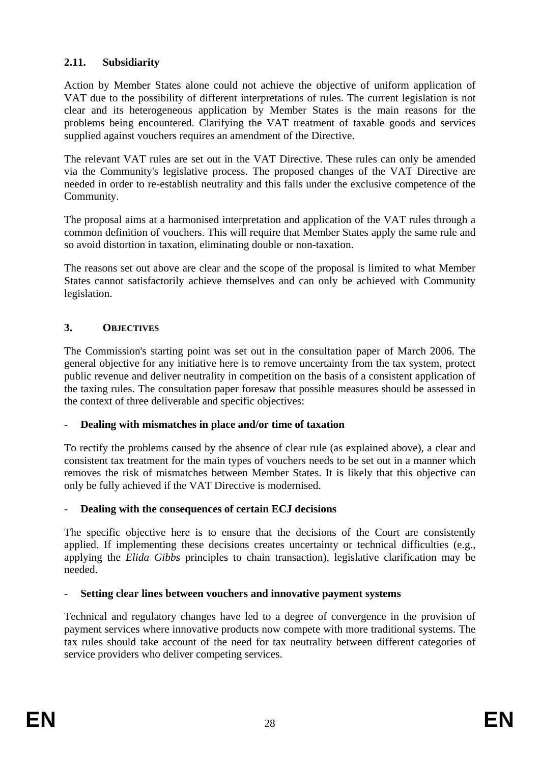### 2.11. Subsidiarity

Action by Member States alone could not achieve the objective of uniform application of VAT due to the possibility of different interpretations of rules. The current legislation is not clear and its heterogeneous application by Member States is the main reasons for the problems being encountered. Clarifying the VAT treatment of taxable goods and services supplied against vouchers requires an amendment of the Directive.

The relevant VAT rules are set out in the VAT Directive. These rules can only be amended via the Community's legislative process. The proposed changes of the VAT Directive are needed in order to re-establish neutrality and this falls under the exclusive competence of the Community.

The proposal aims at a harmonised interpretation and application of the VAT rules through a common definition of vouchers. This will require that Member States apply the same rule and so avoid distortion in taxation, eliminating double or non-taxation.

The reasons set out above are clear and the scope of the proposal is limited to what Member States cannot satisfactorily achieve themselves and can only be achieved with Community legislation.

## 3. OBJECTIVES

The Commission's starting point was set out in the consultation paper of March 2006. The general objective for any initiative here is to remove uncertainty from the tax system, protect public revenue and deliver neutrality in competition on the basis of a consistent application of the taxing rules. The consultation paper foresaw that possible measures should be assessed in the context of three deliverable and specific objectives:

- **Dealing with mismatches in place and/or time of taxation**

To rectify the problems caused by the absence of clear rule (as explained above), a clear and consistent tax treatment for the main types of vouchers needs to be set out in a manner which removes the risk of mismatches between Member States. It is likely that this objective can only be fully achieved if the VAT Directive is modernised.

- **Dealing with the consequences of certain ECJ decisions**

The specific objective here is to ensure that the decisions of the Court are consistently applied. If implementing these decisions creates uncertainty or technical difficulties (e.g., applying the *Elida Gibbs* principles to chain transaction), legislative clarification may be needed.

- **Setting clear lines between vouchers and innovative payment systems**

Technical and regulatory changes have led to a degree of convergence in the provision of payment services where innovative products now compete with more traditional systems. The tax rules should take account of the need for tax neutrality between different categories of service providers who deliver competing services.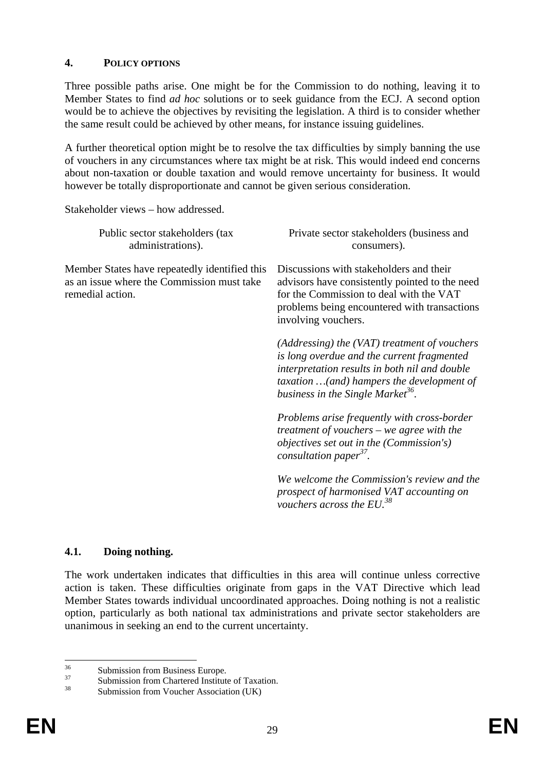## 4. POLICY OPTIONS

Three possible paths arise. One might be for the Commission to do nothing, leaving it to Member States to find *ad hoc* solutions or to seek guidance from the ECJ. A second option would be to achieve the objectives by revisiting the legislation. A third is to consider whether the same result could be achieved by other means, for instance issuing guidelines.

A further theoretical option might be to resolve the tax difficulties by simply banning the use of vouchers in any circumstances where tax might be at risk. This would indeed end concerns about non-taxation or double taxation and would remove uncertainty for business. It would however be totally disproportionate and cannot be given serious consideration.

Stakeholder views – how addressed.

| Public sector stakeholders (tax administrations). | Private sector stakeholders (business and consumers). |
|---|---|
| Member States have repeatedly identified this as an issue where the Commission must take remedial action. | Discussions with stakeholders and their advisors have consistently pointed to the need for the Commission to deal with the VAT problems being encountered with transactions involving vouchers.<br><br>*(Addressing) the (VAT) treatment of vouchers is long overdue and the current fragmented interpretation results in both nil and double taxation …(and) hampers the development of business in the Single Market*[36].<br><br>*Problems arise frequently with cross-border treatment of vouchers – we agree with the objectives set out in the (Commission's) consultation paper*[37].<br><br>*We welcome the Commission's review and the prospect of harmonised VAT accounting on vouchers across the EU.*[38] |

### 4.1. Doing nothing.

The work undertaken indicates that difficulties in this area will continue unless corrective action is taken. These difficulties originate from gaps in the VAT Directive which lead Member States towards individual uncoordinated approaches. Doing nothing is not a realistic option, particularly as both national tax administrations and private sector stakeholders are unanimous in seeking an end to the current uncertainty.

[36] Submission from Business Europe.

[37] Submission from Chartered Institute of Taxation.

[38] Submission from Voucher Association (UK)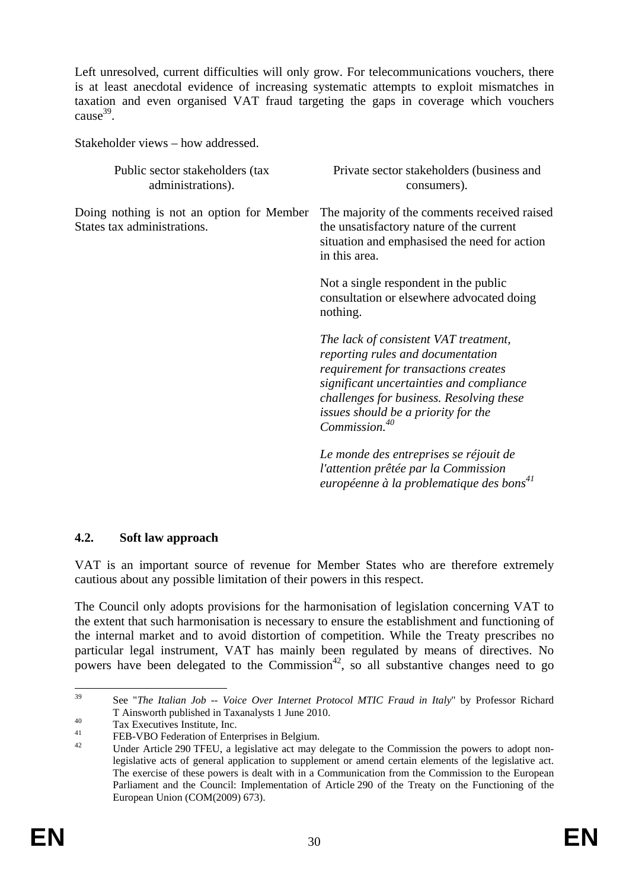Left unresolved, current difficulties will only grow. For telecommunications vouchers, there is at least anecdotal evidence of increasing systematic attempts to exploit mismatches in taxation and even organised VAT fraud targeting the gaps in coverage which vouchers cause[39].

Stakeholder views – how addressed.

| Public sector stakeholders (tax administrations). | Private sector stakeholders (business and consumers). |
|---|---|
| Doing nothing is not an option for Member States tax administrations. | The majority of the comments received raised the unsatisfactory nature of the current situation and emphasised the need for action in this area.<br><br>Not a single respondent in the public consultation or elsewhere advocated doing nothing.<br><br>*The lack of consistent VAT treatment, reporting rules and documentation requirement for transactions creates significant uncertainties and compliance challenges for business. Resolving these issues should be a priority for the Commission.*[40]<br><br>*Le monde des entreprises se réjouit de l'attention prêtée par la Commission européenne à la problematique des bons*[41] |

## 4.2. Soft law approach

VAT is an important source of revenue for Member States who are therefore extremely cautious about any possible limitation of their powers in this respect.

The Council only adopts provisions for the harmonisation of legislation concerning VAT to the extent that such harmonisation is necessary to ensure the establishment and functioning of the internal market and to avoid distortion of competition. While the Treaty prescribes no particular legal instrument, VAT has mainly been regulated by means of directives. No powers have been delegated to the Commission[42], so all substantive changes need to go

---

[39] See "*The Italian Job -- Voice Over Internet Protocol MTIC Fraud in Italy*" by Professor Richard T Ainsworth published in Taxanalysts 1 June 2010.

[40] Tax Executives Institute, Inc.

[41] FEB-VBO Federation of Enterprises in Belgium.

[42] Under Article 290 TFEU, a legislative act may delegate to the Commission the powers to adopt non-legislative acts of general application to supplement or amend certain elements of the legislative act. The exercise of these powers is dealt with in a Communication from the Commission to the European Parliament and the Council: Implementation of Article 290 of the Treaty on the Functioning of the European Union (COM(2009) 673).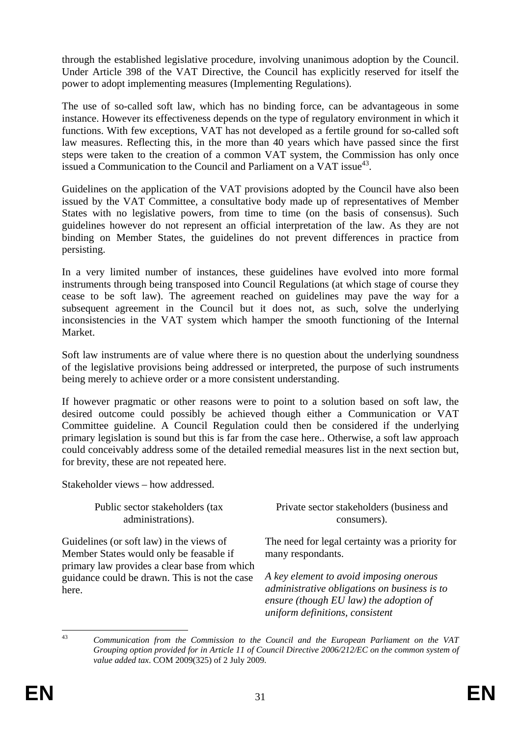through the established legislative procedure, involving unanimous adoption by the Council. Under Article 398 of the VAT Directive, the Council has explicitly reserved for itself the power to adopt implementing measures (Implementing Regulations).

The use of so-called soft law, which has no binding force, can be advantageous in some instance. However its effectiveness depends on the type of regulatory environment in which it functions. With few exceptions, VAT has not developed as a fertile ground for so-called soft law measures. Reflecting this, in the more than 40 years which have passed since the first steps were taken to the creation of a common VAT system, the Commission has only once issued a Communication to the Council and Parliament on a VAT issue[43].

Guidelines on the application of the VAT provisions adopted by the Council have also been issued by the VAT Committee, a consultative body made up of representatives of Member States with no legislative powers, from time to time (on the basis of consensus). Such guidelines however do not represent an official interpretation of the law. As they are not binding on Member States, the guidelines do not prevent differences in practice from persisting.

In a very limited number of instances, these guidelines have evolved into more formal instruments through being transposed into Council Regulations (at which stage of course they cease to be soft law). The agreement reached on guidelines may pave the way for a subsequent agreement in the Council but it does not, as such, solve the underlying inconsistencies in the VAT system which hamper the smooth functioning of the Internal Market.

Soft law instruments are of value where there is no question about the underlying soundness of the legislative provisions being addressed or interpreted, the purpose of such instruments being merely to achieve order or a more consistent understanding.

If however pragmatic or other reasons were to point to a solution based on soft law, the desired outcome could possibly be achieved though either a Communication or VAT Committee guideline. A Council Regulation could then be considered if the underlying primary legislation is sound but this is far from the case here.. Otherwise, a soft law approach could conceivably address some of the detailed remedial measures list in the next section but, for brevity, these are not repeated here.

Stakeholder views – how addressed.

| Public sector stakeholders (tax administrations). | Private sector stakeholders (business and consumers). |
|---|---|
| Guidelines (or soft law) in the views of Member States would only be feasable if primary law provides a clear base from which guidance could be drawn. This is not the case here. | The need for legal certainty was a priority for many respondants.<br><br>*A key element to avoid imposing onerous administrative obligations on business is to ensure (though EU law) the adoption of uniform definitions, consistent* |

[43] *Communication from the Commission to the Council and the European Parliament on the VAT Grouping option provided for in Article 11 of Council Directive 2006/212/EC on the common system of value added tax*. COM 2009(325) of 2 July 2009.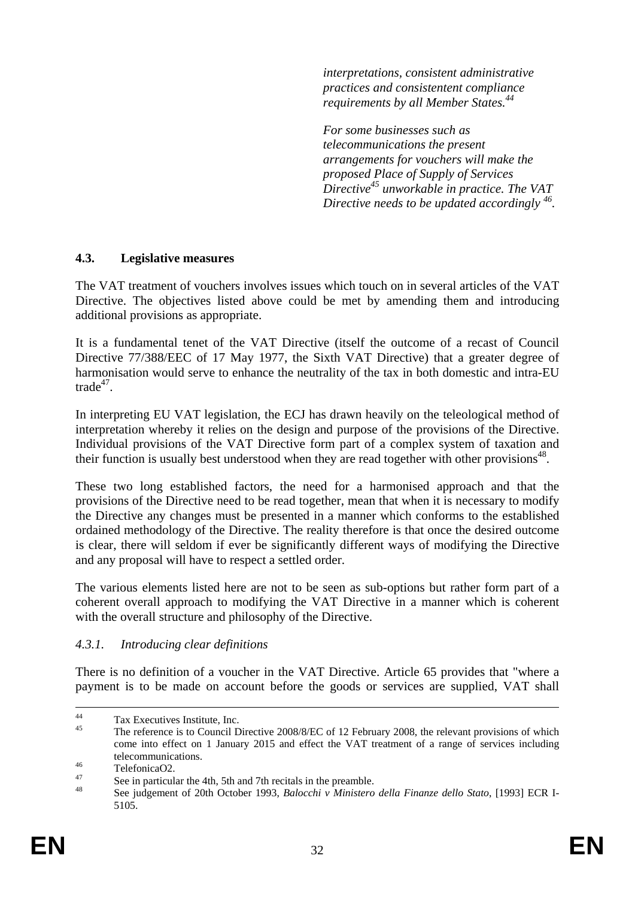*interpretations, consistent administrative practices and consistentent compliance requirements by all Member States.*[44]

*For some businesses such as telecommunications the present arrangements for vouchers will make the proposed Place of Supply of Services Directive*[45] *unworkable in practice. The VAT Directive needs to be updated accordingly* [46].

### 4.3. Legislative measures

The VAT treatment of vouchers involves issues which touch on in several articles of the VAT Directive. The objectives listed above could be met by amending them and introducing additional provisions as appropriate.

It is a fundamental tenet of the VAT Directive (itself the outcome of a recast of Council Directive 77/388/EEC of 17 May 1977, the Sixth VAT Directive) that a greater degree of harmonisation would serve to enhance the neutrality of the tax in both domestic and intra-EU trade[47].

In interpreting EU VAT legislation, the ECJ has drawn heavily on the teleological method of interpretation whereby it relies on the design and purpose of the provisions of the Directive. Individual provisions of the VAT Directive form part of a complex system of taxation and their function is usually best understood when they are read together with other provisions[48].

These two long established factors, the need for a harmonised approach and that the provisions of the Directive need to be read together, mean that when it is necessary to modify the Directive any changes must be presented in a manner which conforms to the established ordained methodology of the Directive. The reality therefore is that once the desired outcome is clear, there will seldom if ever be significantly different ways of modifying the Directive and any proposal will have to respect a settled order.

The various elements listed here are not to be seen as sub-options but rather form part of a coherent overall approach to modifying the VAT Directive in a manner which is coherent with the overall structure and philosophy of the Directive.

#### *4.3.1. Introducing clear definitions*

There is no definition of a voucher in the VAT Directive. Article 65 provides that "where a payment is to be made on account before the goods or services are supplied, VAT shall

---

[44] Tax Executives Institute, Inc.

[45] The reference is to Council Directive 2008/8/EC of 12 February 2008, the relevant provisions of which come into effect on 1 January 2015 and effect the VAT treatment of a range of services including telecommunications.

[46] TelefonicaO2.

[47] See in particular the 4th, 5th and 7th recitals in the preamble.

[48] See judgement of 20th October 1993, *Balocchi v Ministero della Finanze dello Stato*, [1993] ECR I-5105.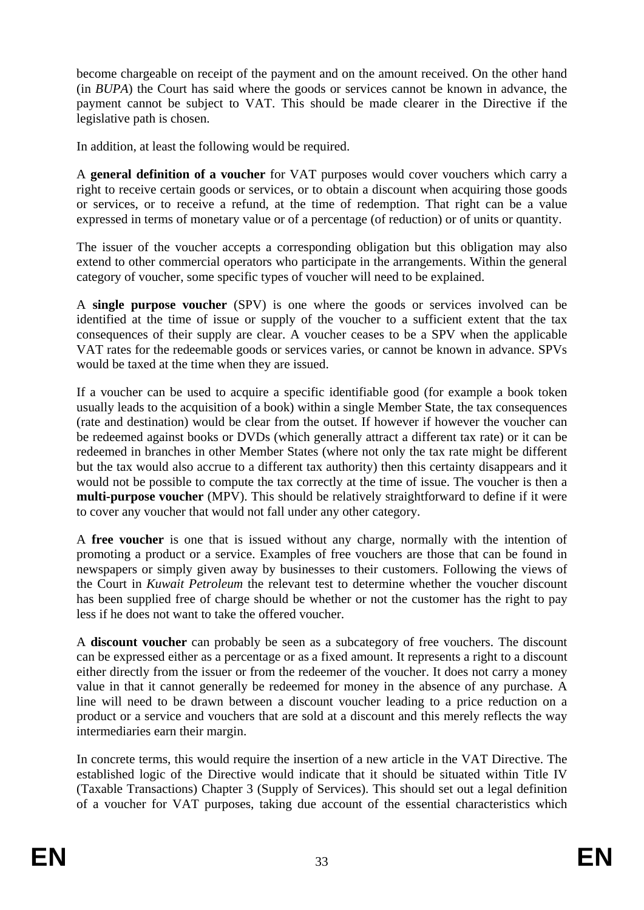become chargeable on receipt of the payment and on the amount received. On the other hand (in *BUPA*) the Court has said where the goods or services cannot be known in advance, the payment cannot be subject to VAT. This should be made clearer in the Directive if the legislative path is chosen.

In addition, at least the following would be required.

A **general definition of a voucher** for VAT purposes would cover vouchers which carry a right to receive certain goods or services, or to obtain a discount when acquiring those goods or services, or to receive a refund, at the time of redemption. That right can be a value expressed in terms of monetary value or of a percentage (of reduction) or of units or quantity.

The issuer of the voucher accepts a corresponding obligation but this obligation may also extend to other commercial operators who participate in the arrangements. Within the general category of voucher, some specific types of voucher will need to be explained.

A **single purpose voucher** (SPV) is one where the goods or services involved can be identified at the time of issue or supply of the voucher to a sufficient extent that the tax consequences of their supply are clear. A voucher ceases to be a SPV when the applicable VAT rates for the redeemable goods or services varies, or cannot be known in advance. SPVs would be taxed at the time when they are issued.

If a voucher can be used to acquire a specific identifiable good (for example a book token usually leads to the acquisition of a book) within a single Member State, the tax consequences (rate and destination) would be clear from the outset. If however if however the voucher can be redeemed against books or DVDs (which generally attract a different tax rate) or it can be redeemed in branches in other Member States (where not only the tax rate might be different but the tax would also accrue to a different tax authority) then this certainty disappears and it would not be possible to compute the tax correctly at the time of issue. The voucher is then a **multi-purpose voucher** (MPV). This should be relatively straightforward to define if it were to cover any voucher that would not fall under any other category.

A **free voucher** is one that is issued without any charge, normally with the intention of promoting a product or a service. Examples of free vouchers are those that can be found in newspapers or simply given away by businesses to their customers. Following the views of the Court in *Kuwait Petroleum* the relevant test to determine whether the voucher discount has been supplied free of charge should be whether or not the customer has the right to pay less if he does not want to take the offered voucher.

A **discount voucher** can probably be seen as a subcategory of free vouchers. The discount can be expressed either as a percentage or as a fixed amount. It represents a right to a discount either directly from the issuer or from the redeemer of the voucher. It does not carry a money value in that it cannot generally be redeemed for money in the absence of any purchase. A line will need to be drawn between a discount voucher leading to a price reduction on a product or a service and vouchers that are sold at a discount and this merely reflects the way intermediaries earn their margin.

In concrete terms, this would require the insertion of a new article in the VAT Directive. The established logic of the Directive would indicate that it should be situated within Title IV (Taxable Transactions) Chapter 3 (Supply of Services). This should set out a legal definition of a voucher for VAT purposes, taking due account of the essential characteristics which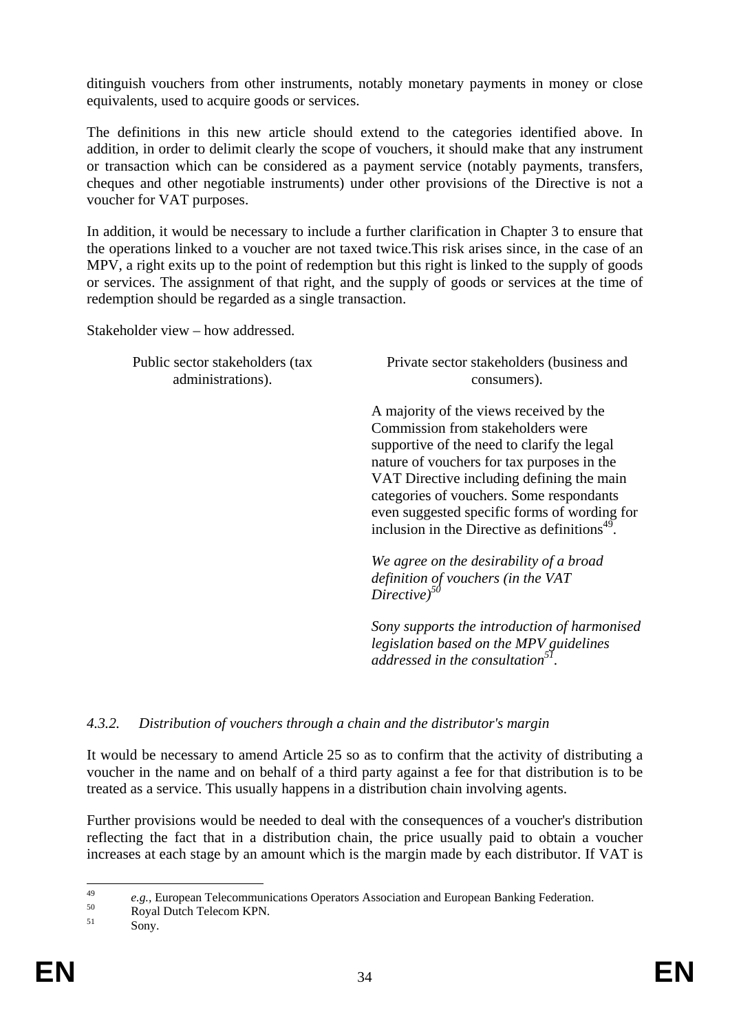ditinguish vouchers from other instruments, notably monetary payments in money or close equivalents, used to acquire goods or services.

The definitions in this new article should extend to the categories identified above. In addition, in order to delimit clearly the scope of vouchers, it should make that any instrument or transaction which can be considered as a payment service (notably payments, transfers, cheques and other negotiable instruments) under other provisions of the Directive is not a voucher for VAT purposes.

In addition, it would be necessary to include a further clarification in Chapter 3 to ensure that the operations linked to a voucher are not taxed twice.This risk arises since, in the case of an MPV, a right exits up to the point of redemption but this right is linked to the supply of goods or services. The assignment of that right, and the supply of goods or services at the time of redemption should be regarded as a single transaction.

Stakeholder view – how addressed.

| Public sector stakeholders (tax administrations). | Private sector stakeholders (business and consumers). |
|---|---|
| | A majority of the views received by the Commission from stakeholders were supportive of the need to clarify the legal nature of vouchers for tax purposes in the VAT Directive including defining the main categories of vouchers. Some respondants even suggested specific forms of wording for inclusion in the Directive as definitions[49]. <br><br> *We agree on the desirability of a broad definition of vouchers (in the VAT Directive)*[50] <br><br> *Sony supports the introduction of harmonised legislation based on the MPV guidelines addressed in the consultation*[51]. |

### *4.3.2. Distribution of vouchers through a chain and the distributor's margin*

It would be necessary to amend Article 25 so as to confirm that the activity of distributing a voucher in the name and on behalf of a third party against a fee for that distribution is to be treated as a service. This usually happens in a distribution chain involving agents.

Further provisions would be needed to deal with the consequences of a voucher's distribution reflecting the fact that in a distribution chain, the price usually paid to obtain a voucher increases at each stage by an amount which is the margin made by each distributor. If VAT is

[49] *e.g.,* European Telecommunications Operators Association and European Banking Federation.

[50] Royal Dutch Telecom KPN.

[51] Sony.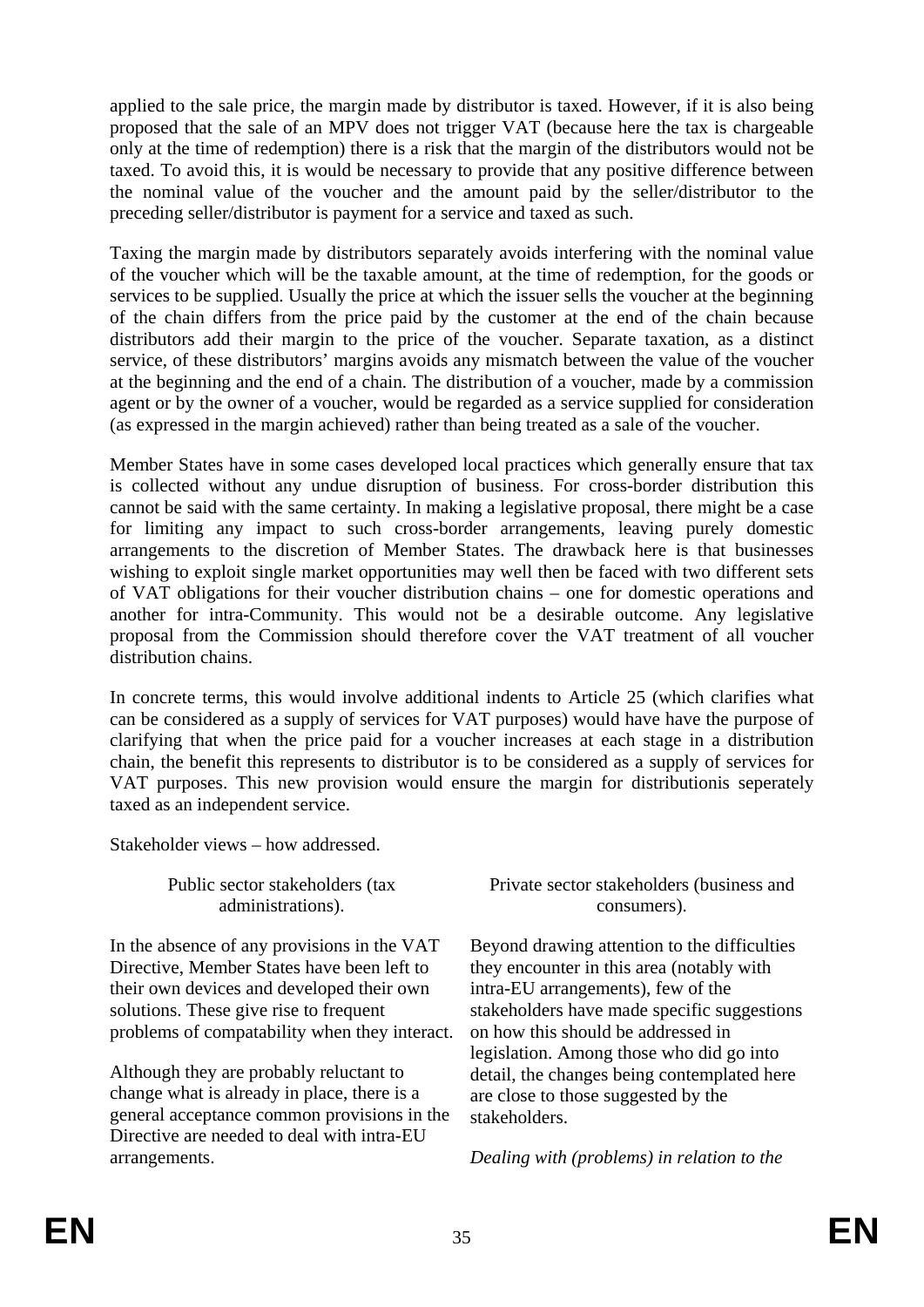applied to the sale price, the margin made by distributor is taxed. However, if it is also being proposed that the sale of an MPV does not trigger VAT (because here the tax is chargeable only at the time of redemption) there is a risk that the margin of the distributors would not be taxed. To avoid this, it is would be necessary to provide that any positive difference between the nominal value of the voucher and the amount paid by the seller/distributor to the preceding seller/distributor is payment for a service and taxed as such.

Taxing the margin made by distributors separately avoids interfering with the nominal value of the voucher which will be the taxable amount, at the time of redemption, for the goods or services to be supplied. Usually the price at which the issuer sells the voucher at the beginning of the chain differs from the price paid by the customer at the end of the chain because distributors add their margin to the price of the voucher. Separate taxation, as a distinct service, of these distributors' margins avoids any mismatch between the value of the voucher at the beginning and the end of a chain. The distribution of a voucher, made by a commission agent or by the owner of a voucher, would be regarded as a service supplied for consideration (as expressed in the margin achieved) rather than being treated as a sale of the voucher.

Member States have in some cases developed local practices which generally ensure that tax is collected without any undue disruption of business. For cross-border distribution this cannot be said with the same certainty. In making a legislative proposal, there might be a case for limiting any impact to such cross-border arrangements, leaving purely domestic arrangements to the discretion of Member States. The drawback here is that businesses wishing to exploit single market opportunities may well then be faced with two different sets of VAT obligations for their voucher distribution chains – one for domestic operations and another for intra-Community. This would not be a desirable outcome. Any legislative proposal from the Commission should therefore cover the VAT treatment of all voucher distribution chains.

In concrete terms, this would involve additional indents to Article 25 (which clarifies what can be considered as a supply of services for VAT purposes) would have have the purpose of clarifying that when the price paid for a voucher increases at each stage in a distribution chain, the benefit this represents to distributor is to be considered as a supply of services for VAT purposes. This new provision would ensure the margin for distributionis seperately taxed as an independent service.

Stakeholder views – how addressed.

| Public sector stakeholders (tax administrations). | Private sector stakeholders (business and consumers). |
|---|---|
| In the absence of any provisions in the VAT Directive, Member States have been left to their own devices and developed their own solutions. These give rise to frequent problems of compatability when they interact.<br><br>Although they are probably reluctant to change what is already in place, there is a general acceptance common provisions in the Directive are needed to deal with intra-EU arrangements. | Beyond drawing attention to the difficulties they encounter in this area (notably with intra-EU arrangements), few of the stakeholders have made specific suggestions on how this should be addressed in legislation. Among those who did go into detail, the changes being contemplated here are close to those suggested by the stakeholders.<br><br>*Dealing with (problems) in relation to the* |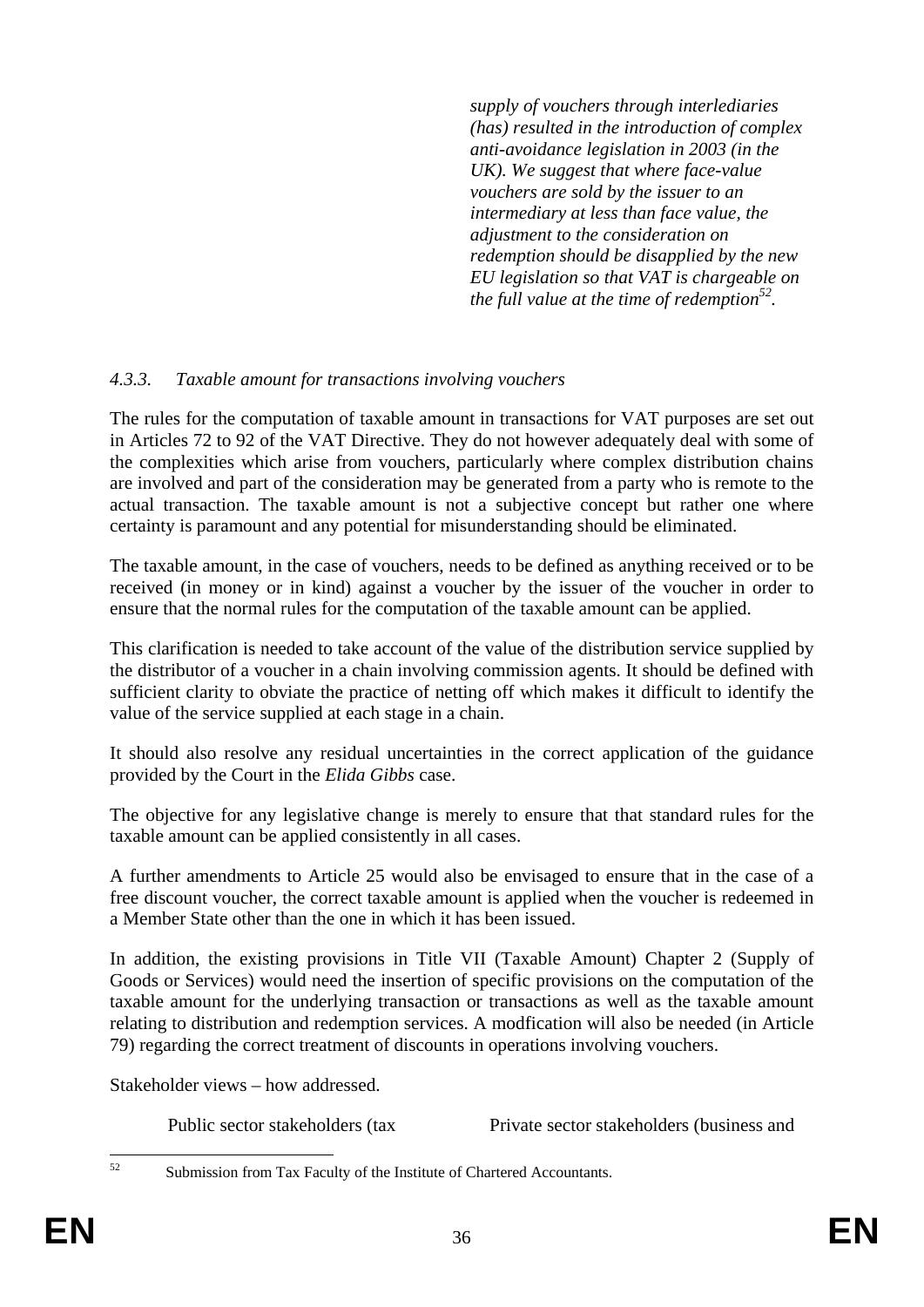*supply of vouchers through interlediaries (has) resulted in the introduction of complex anti-avoidance legislation in 2003 (in the UK). We suggest that where face-value vouchers are sold by the issuer to an intermediary at less than face value, the adjustment to the consideration on redemption should be disapplied by the new EU legislation so that VAT is chargeable on the full value at the time of redemption*[52].

### *4.3.3. Taxable amount for transactions involving vouchers*

The rules for the computation of taxable amount in transactions for VAT purposes are set out in Articles 72 to 92 of the VAT Directive. They do not however adequately deal with some of the complexities which arise from vouchers, particularly where complex distribution chains are involved and part of the consideration may be generated from a party who is remote to the actual transaction. The taxable amount is not a subjective concept but rather one where certainty is paramount and any potential for misunderstanding should be eliminated.

The taxable amount, in the case of vouchers, needs to be defined as anything received or to be received (in money or in kind) against a voucher by the issuer of the voucher in order to ensure that the normal rules for the computation of the taxable amount can be applied.

This clarification is needed to take account of the value of the distribution service supplied by the distributor of a voucher in a chain involving commission agents. It should be defined with sufficient clarity to obviate the practice of netting off which makes it difficult to identify the value of the service supplied at each stage in a chain.

It should also resolve any residual uncertainties in the correct application of the guidance provided by the Court in the *Elida Gibbs* case.

The objective for any legislative change is merely to ensure that that standard rules for the taxable amount can be applied consistently in all cases.

A further amendments to Article 25 would also be envisaged to ensure that in the case of a free discount voucher, the correct taxable amount is applied when the voucher is redeemed in a Member State other than the one in which it has been issued.

In addition, the existing provisions in Title VII (Taxable Amount) Chapter 2 (Supply of Goods or Services) would need the insertion of specific provisions on the computation of the taxable amount for the underlying transaction or transactions as well as the taxable amount relating to distribution and redemption services. A modfication will also be needed (in Article 79) regarding the correct treatment of discounts in operations involving vouchers.

Stakeholder views – how addressed.

| Public sector stakeholders (tax | Private sector stakeholders (business and |
|---|---|

[52] Submission from Tax Faculty of the Institute of Chartered Accountants.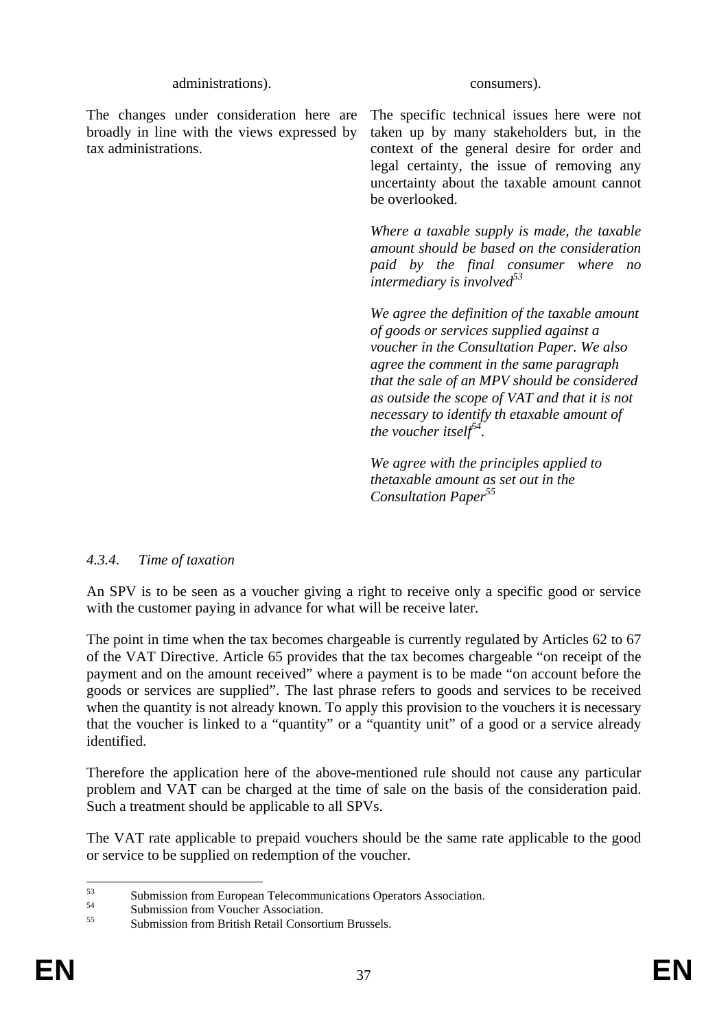| administrations). | consumers). |
|---|---|
| The changes under consideration here are broadly in line with the views expressed by tax administrations. | The specific technical issues here were not taken up by many stakeholders but, in the context of the general desire for order and legal certainty, the issue of removing any uncertainty about the taxable amount cannot be overlooked.<br><br>*Where a taxable supply is made, the taxable amount should be based on the consideration paid by the final consumer where no intermediary is involved*[53]<br><br>*We agree the definition of the taxable amount of goods or services supplied against a voucher in the Consultation Paper. We also agree the comment in the same paragraph that the sale of an MPV should be considered as outside the scope of VAT and that it is not necessary to identify th etaxable amount of the voucher itself*[54].<br><br>*We agree with the principles applied to thetaxable amount as set out in the Consultation Paper*[55] |

#### *4.3.4. Time of taxation*

An SPV is to be seen as a voucher giving a right to receive only a specific good or service with the customer paying in advance for what will be receive later.

The point in time when the tax becomes chargeable is currently regulated by Articles 62 to 67 of the VAT Directive. Article 65 provides that the tax becomes chargeable "on receipt of the payment and on the amount received" where a payment is to be made "on account before the goods or services are supplied". The last phrase refers to goods and services to be received when the quantity is not already known. To apply this provision to the vouchers it is necessary that the voucher is linked to a "quantity" or a "quantity unit" of a good or a service already identified.

Therefore the application here of the above-mentioned rule should not cause any particular problem and VAT can be charged at the time of sale on the basis of the consideration paid. Such a treatment should be applicable to all SPVs.

The VAT rate applicable to prepaid vouchers should be the same rate applicable to the good or service to be supplied on redemption of the voucher.

---

[53] Submission from European Telecommunications Operators Association.

[54] Submission from Voucher Association.

[55] Submission from British Retail Consortium Brussels.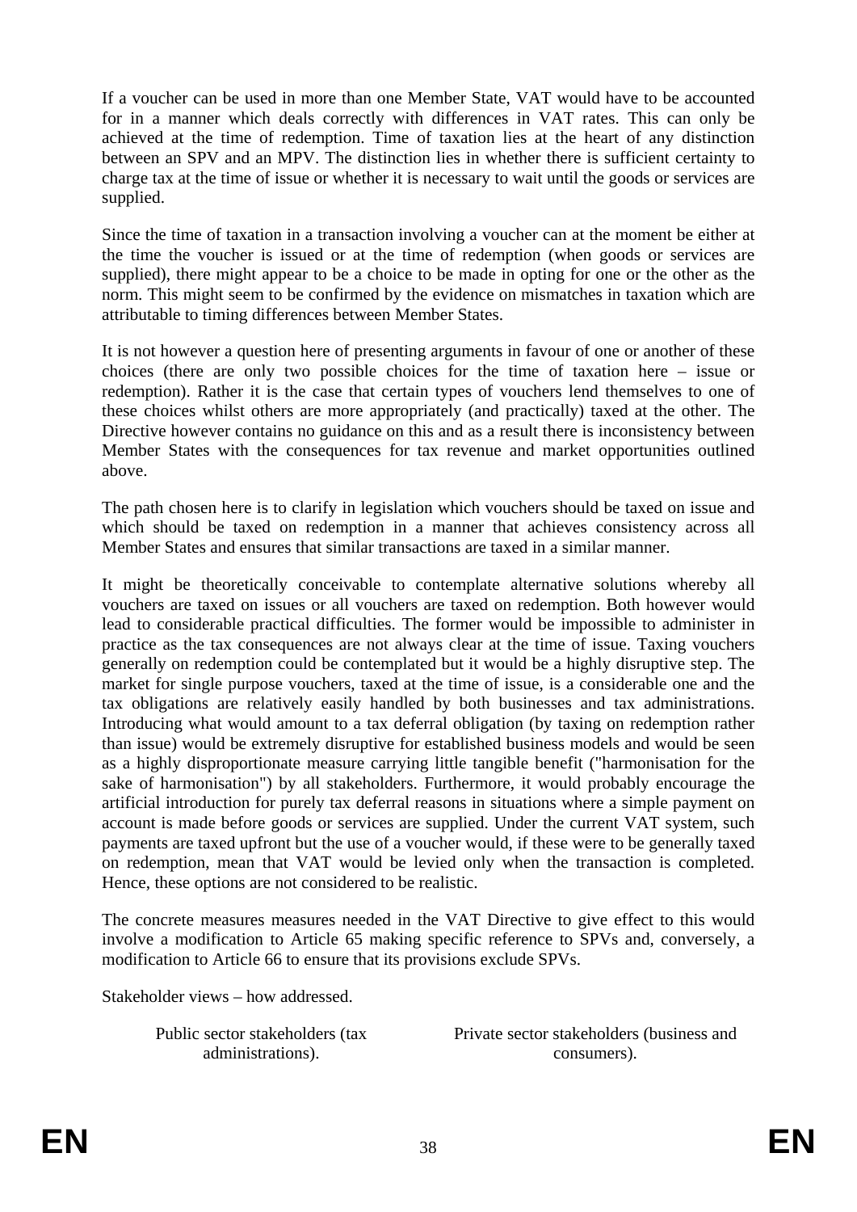If a voucher can be used in more than one Member State, VAT would have to be accounted for in a manner which deals correctly with differences in VAT rates. This can only be achieved at the time of redemption. Time of taxation lies at the heart of any distinction between an SPV and an MPV. The distinction lies in whether there is sufficient certainty to charge tax at the time of issue or whether it is necessary to wait until the goods or services are supplied.

Since the time of taxation in a transaction involving a voucher can at the moment be either at the time the voucher is issued or at the time of redemption (when goods or services are supplied), there might appear to be a choice to be made in opting for one or the other as the norm. This might seem to be confirmed by the evidence on mismatches in taxation which are attributable to timing differences between Member States.

It is not however a question here of presenting arguments in favour of one or another of these choices (there are only two possible choices for the time of taxation here – issue or redemption). Rather it is the case that certain types of vouchers lend themselves to one of these choices whilst others are more appropriately (and practically) taxed at the other. The Directive however contains no guidance on this and as a result there is inconsistency between Member States with the consequences for tax revenue and market opportunities outlined above.

The path chosen here is to clarify in legislation which vouchers should be taxed on issue and which should be taxed on redemption in a manner that achieves consistency across all Member States and ensures that similar transactions are taxed in a similar manner.

It might be theoretically conceivable to contemplate alternative solutions whereby all vouchers are taxed on issues or all vouchers are taxed on redemption. Both however would lead to considerable practical difficulties. The former would be impossible to administer in practice as the tax consequences are not always clear at the time of issue. Taxing vouchers generally on redemption could be contemplated but it would be a highly disruptive step. The market for single purpose vouchers, taxed at the time of issue, is a considerable one and the tax obligations are relatively easily handled by both businesses and tax administrations. Introducing what would amount to a tax deferral obligation (by taxing on redemption rather than issue) would be extremely disruptive for established business models and would be seen as a highly disproportionate measure carrying little tangible benefit ("harmonisation for the sake of harmonisation") by all stakeholders. Furthermore, it would probably encourage the artificial introduction for purely tax deferral reasons in situations where a simple payment on account is made before goods or services are supplied. Under the current VAT system, such payments are taxed upfront but the use of a voucher would, if these were to be generally taxed on redemption, mean that VAT would be levied only when the transaction is completed. Hence, these options are not considered to be realistic.

The concrete measures measures needed in the VAT Directive to give effect to this would involve a modification to Article 65 making specific reference to SPVs and, conversely, a modification to Article 66 to ensure that its provisions exclude SPVs.

Stakeholder views – how addressed.

| Public sector stakeholders (tax administrations). | Private sector stakeholders (business and consumers). |
|---|---|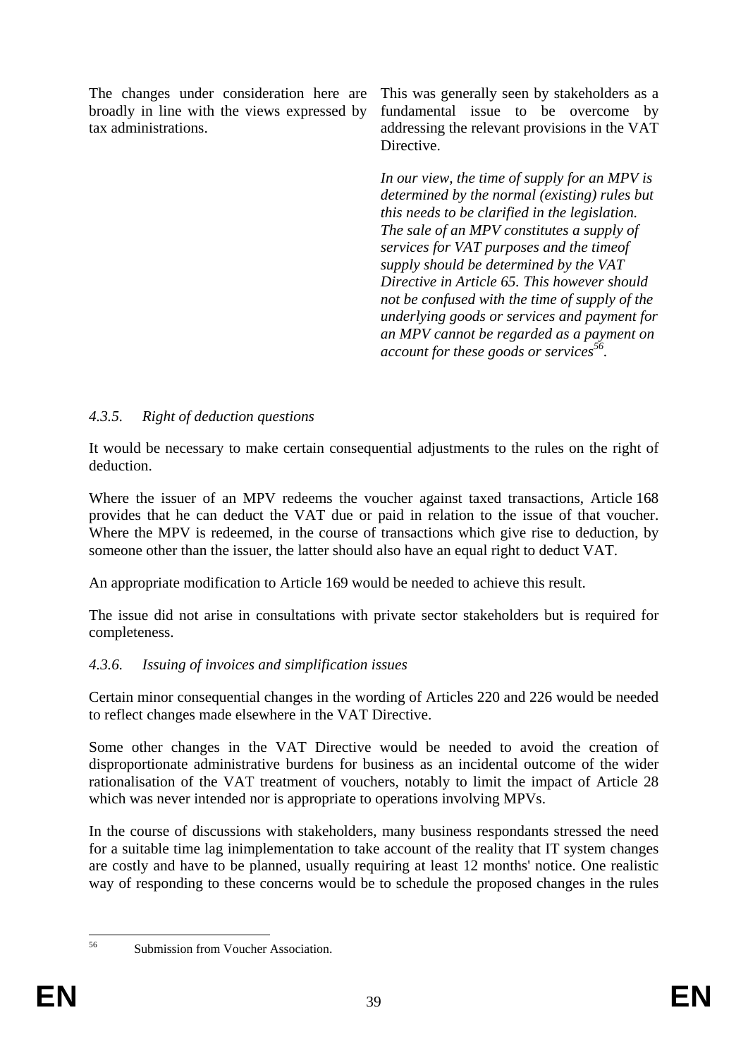| | |
|---|---|
| The changes under consideration here are broadly in line with the views expressed by tax administrations. | This was generally seen by stakeholders as a fundamental issue to be overcome by addressing the relevant provisions in the VAT Directive.<br><br>*In our view, the time of supply for an MPV is determined by the normal (existing) rules but this needs to be clarified in the legislation. The sale of an MPV constitutes a supply of services for VAT purposes and the timeof supply should be determined by the VAT Directive in Article 65. This however should not be confused with the time of supply of the underlying goods or services and payment for an MPV cannot be regarded as a payment on account for these goods or services*[56]. |

#### *4.3.5. Right of deduction questions*

It would be necessary to make certain consequential adjustments to the rules on the right of deduction.

Where the issuer of an MPV redeems the voucher against taxed transactions, Article 168 provides that he can deduct the VAT due or paid in relation to the issue of that voucher. Where the MPV is redeemed, in the course of transactions which give rise to deduction, by someone other than the issuer, the latter should also have an equal right to deduct VAT.

An appropriate modification to Article 169 would be needed to achieve this result.

The issue did not arise in consultations with private sector stakeholders but is required for completeness.

#### *4.3.6. Issuing of invoices and simplification issues*

Certain minor consequential changes in the wording of Articles 220 and 226 would be needed to reflect changes made elsewhere in the VAT Directive.

Some other changes in the VAT Directive would be needed to avoid the creation of disproportionate administrative burdens for business as an incidental outcome of the wider rationalisation of the VAT treatment of vouchers, notably to limit the impact of Article 28 which was never intended nor is appropriate to operations involving MPVs.

In the course of discussions with stakeholders, many business respondants stressed the need for a suitable time lag inimplementation to take account of the reality that IT system changes are costly and have to be planned, usually requiring at least 12 months' notice. One realistic way of responding to these concerns would be to schedule the proposed changes in the rules

[56] Submission from Voucher Association.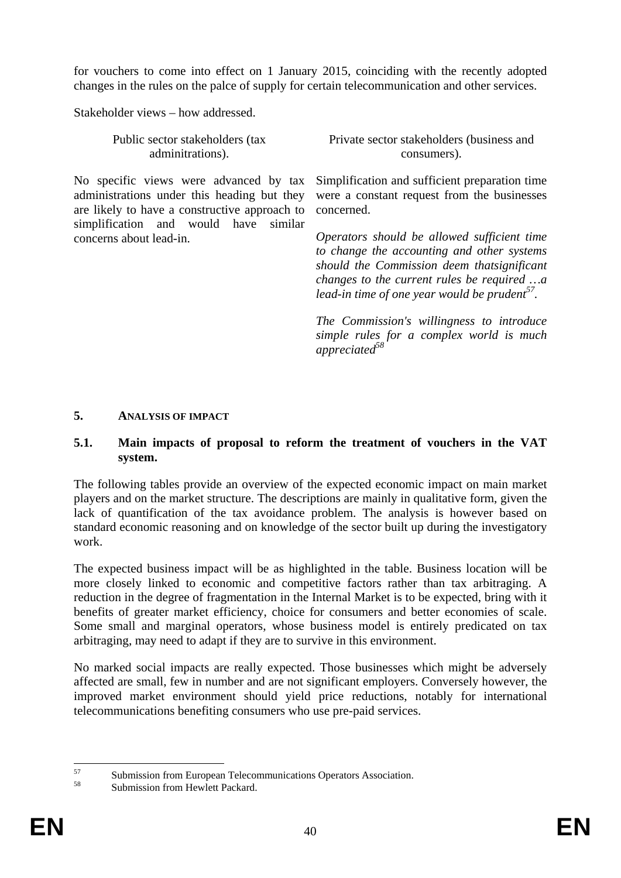for vouchers to come into effect on 1 January 2015, coinciding with the recently adopted changes in the rules on the palce of supply for certain telecommunication and other services.

Stakeholder views – how addressed.

| Public sector stakeholders (tax adminitrations). | Private sector stakeholders (business and consumers). |
|---|---|
| No specific views were advanced by tax administrations under this heading but they are likely to have a constructive approach to simplification and would have similar concerns about lead-in. | Simplification and sufficient preparation time were a constant request from the businesses concerned.<br><br>*Operators should be allowed sufficient time to change the accounting and other systems should the Commission deem thatsignificant changes to the current rules be required …a lead-in time of one year would be prudent*[57].<br><br>*The Commission's willingness to introduce simple rules for a complex world is much appreciated*[58] |

## 5. ANALYSIS OF IMPACT

### 5.1. Main impacts of proposal to reform the treatment of vouchers in the VAT system.

The following tables provide an overview of the expected economic impact on main market players and on the market structure. The descriptions are mainly in qualitative form, given the lack of quantification of the tax avoidance problem. The analysis is however based on standard economic reasoning and on knowledge of the sector built up during the investigatory work.

The expected business impact will be as highlighted in the table. Business location will be more closely linked to economic and competitive factors rather than tax arbitraging. A reduction in the degree of fragmentation in the Internal Market is to be expected, bring with it benefits of greater market efficiency, choice for consumers and better economies of scale. Some small and marginal operators, whose business model is entirely predicated on tax arbitraging, may need to adapt if they are to survive in this environment.

No marked social impacts are really expected. Those businesses which might be adversely affected are small, few in number and are not significant employers. Conversely however, the improved market environment should yield price reductions, notably for international telecommunications benefiting consumers who use pre-paid services.

---

[57] Submission from European Telecommunications Operators Association.

[58] Submission from Hewlett Packard.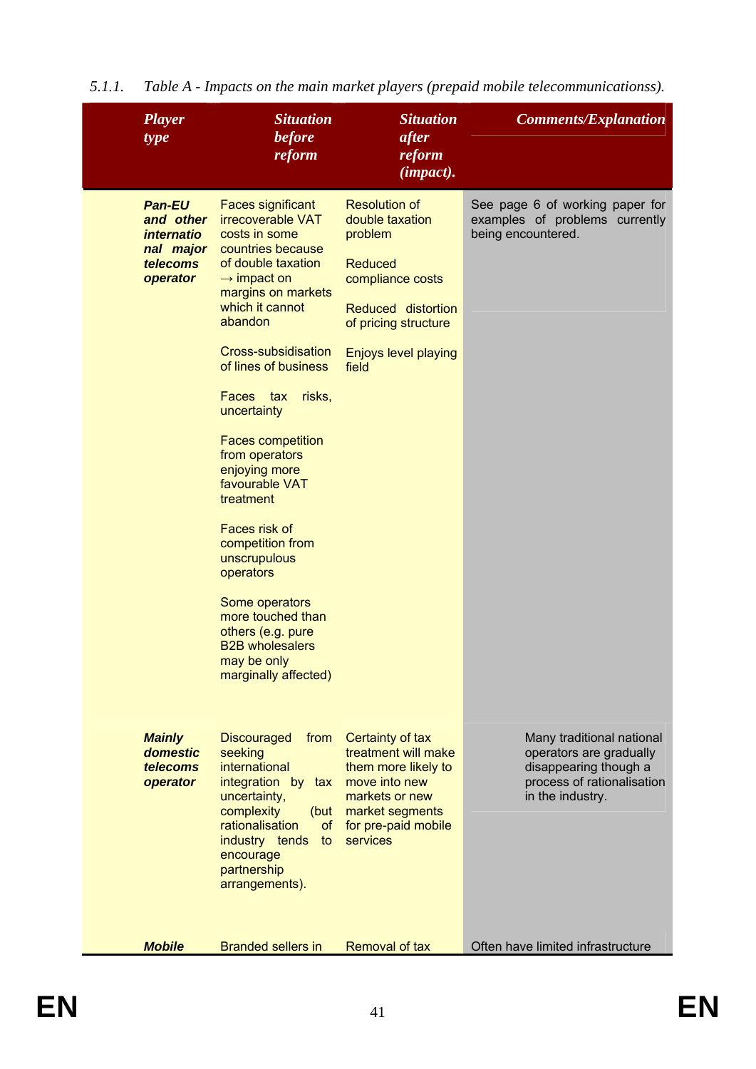5.1.1. *Table A - Impacts on the main market players (prepaid mobile telecommunicationss).*

| *Player type* | *Situation before reform* | *Situation after reform (impact).* | *Comments/Explanation* |
|---|---|---|---|
| ***Pan-EU and other international major telecoms operator*** | Faces significant irrecoverable VAT costs in some countries because of double taxation → impact on margins on markets which it cannot abandon<br><br>Cross-subsidisation of lines of business<br><br>Faces tax risks, uncertainty<br><br>Faces competition from operators enjoying more favourable VAT treatment<br><br>Faces risk of competition from unscrupulous operators<br><br>Some operators more touched than others (e.g. pure B2B wholesalers may be only marginally affected) | Resolution of double taxation problem<br><br>Reduced compliance costs<br><br>Reduced distortion of pricing structure<br><br>Enjoys level playing field | See page 6 of working paper for examples of problems currently being encountered. |
| ***Mainly domestic telecoms operator*** | Discouraged from seeking international integration by tax uncertainty, complexity (but rationalisation of industry tends to encourage partnership arrangements). | Certainty of tax treatment will make them more likely to move into new markets or new market segments for pre-paid mobile services | Many traditional national operators are gradually disappearing though a process of rationalisation in the industry. |
| ***Mobile*** | Branded sellers in | Removal of tax | Often have limited infrastructure |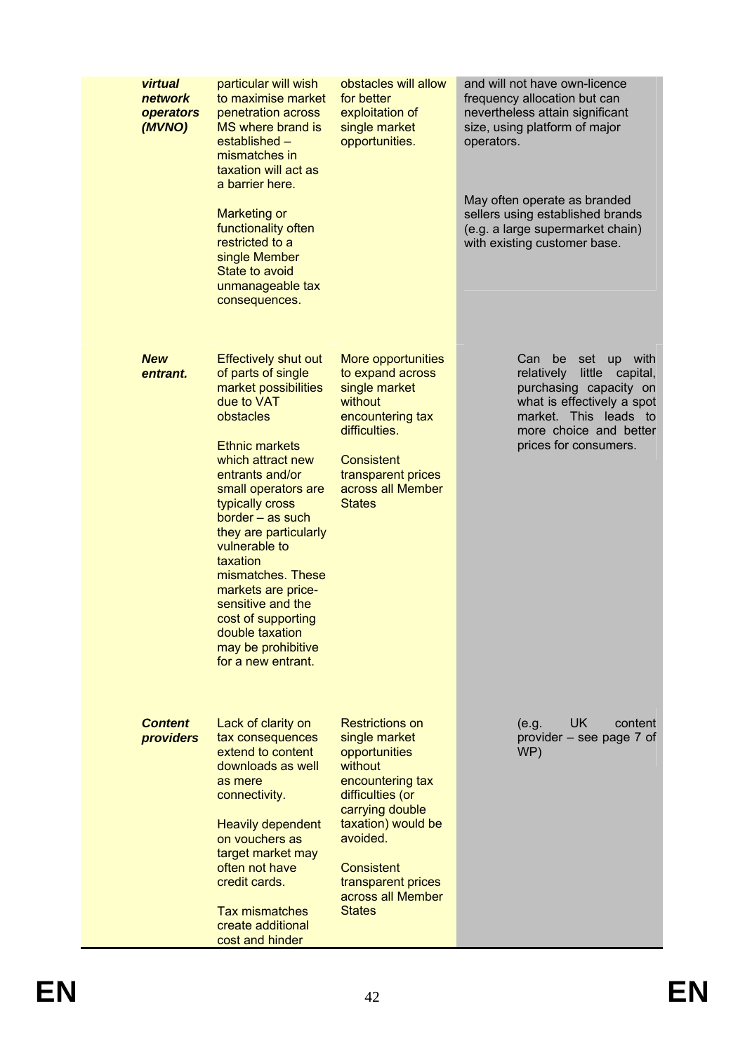| | | | |
|---|---|---|---|
| ***virtual network operators (MVNO)*** | particular will wish to maximise market penetration across MS where brand is established – mismatches in taxation will act as a barrier here.<br><br>Marketing or functionality often restricted to a single Member State to avoid unmanageable tax consequences. | obstacles will allow for better exploitation of single market opportunities. | and will not have own-licence frequency allocation but can nevertheless attain significant size, using platform of major operators.<br><br>May often operate as branded sellers using established brands (e.g. a large supermarket chain) with existing customer base. |
| ***New entrant.*** | Effectively shut out of parts of single market possibilities due to VAT obstacles<br><br>Ethnic markets which attract new entrants and/or small operators are typically cross border – as such they are particularly vulnerable to taxation mismatches. These markets are price-sensitive and the cost of supporting double taxation may be prohibitive for a new entrant. | More opportunities to expand across single market without encountering tax difficulties.<br><br>Consistent transparent prices across all Member States | Can be set up with relatively little capital, purchasing capacity on what is effectively a spot market. This leads to more choice and better prices for consumers. |
| ***Content providers*** | Lack of clarity on tax consequences extend to content downloads as well as mere connectivity.<br><br>Heavily dependent on vouchers as target market may often not have credit cards.<br><br>Tax mismatches create additional cost and hinder | Restrictions on single market opportunities without encountering tax difficulties (or carrying double taxation) would be avoided.<br><br>Consistent transparent prices across all Member States | (e.g. UK content provider – see page 7 of WP) |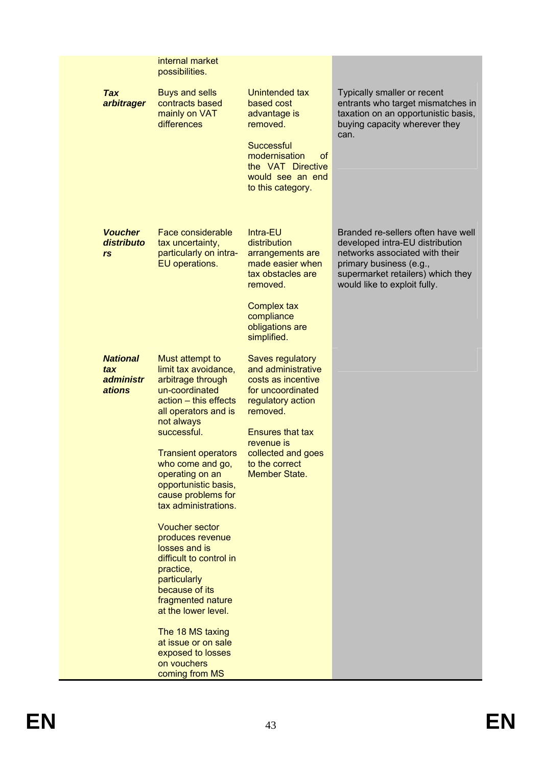| | | | |
|---|---|---|---|
| | internal market possibilities. | | |
| ***Tax arbitrager*** | Buys and sells contracts based mainly on VAT differences | Unintended tax based cost advantage is removed.<br><br>Successful modernisation of the VAT Directive would see an end to this category. | Typically smaller or recent entrants who target mismatches in taxation on an opportunistic basis, buying capacity wherever they can. |
| ***Voucher distributors*** | Face considerable tax uncertainty, particularly on intra-EU operations. | Intra-EU distribution arrangements are made easier when tax obstacles are removed.<br><br>Complex tax compliance obligations are simplified. | Branded re-sellers often have well developed intra-EU distribution networks associated with their primary business (e.g., supermarket retailers) which they would like to exploit fully. |
| ***National tax administrations*** | Must attempt to limit tax avoidance, arbitrage through un-coordinated action – this effects all operators and is not always successful.<br><br>Transient operators who come and go, operating on an opportunistic basis, cause problems for tax administrations.<br><br>Voucher sector produces revenue losses and is difficult to control in practice, particularly because of its fragmented nature at the lower level.<br><br>The 18 MS taxing at issue or on sale exposed to losses on vouchers coming from MS | Saves regulatory and administrative costs as incentive for uncoordinated regulatory action removed.<br><br>Ensures that tax revenue is collected and goes to the correct Member State. | |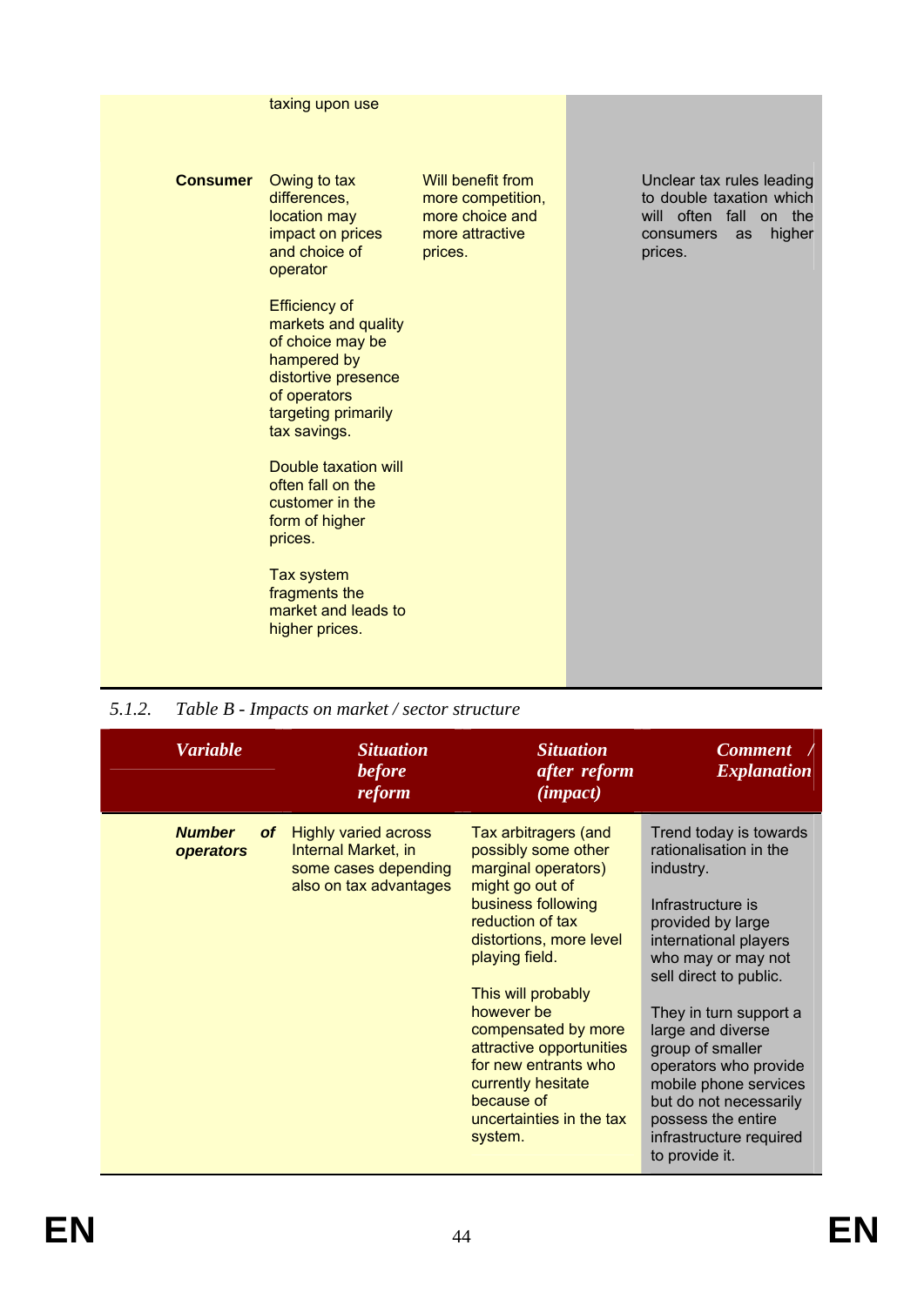| | | | |
|---|---|---|---|
| | taxing upon use | | |
| **Consumer** | Owing to tax differences, location may impact on prices and choice of operator<br><br>Efficiency of markets and quality of choice may be hampered by distortive presence of operators targeting primarily tax savings.<br><br>Double taxation will often fall on the customer in the form of higher prices.<br><br>Tax system fragments the market and leads to higher prices. | Will benefit from more competition, more choice and more attractive prices. | Unclear tax rules leading to double taxation which will often fall on the consumers as higher prices. |

*5.1.2. Table B - Impacts on market / sector structure*

| *Variable* | *Situation before reform* | *Situation after reform (impact)* | *Comment / Explanation* |
|---|---|---|---|
| ***Number of operators*** | Highly varied across Internal Market, in some cases depending also on tax advantages | Tax arbitragers (and possibly some other marginal operators) might go out of business following reduction of tax distortions, more level playing field.<br><br>This will probably however be compensated by more attractive opportunities for new entrants who currently hesitate because of uncertainties in the tax system. | Trend today is towards rationalisation in the industry.<br><br>Infrastructure is provided by large international players who may or may not sell direct to public.<br><br>They in turn support a large and diverse group of smaller operators who provide mobile phone services but do not necessarily possess the entire infrastructure required to provide it. |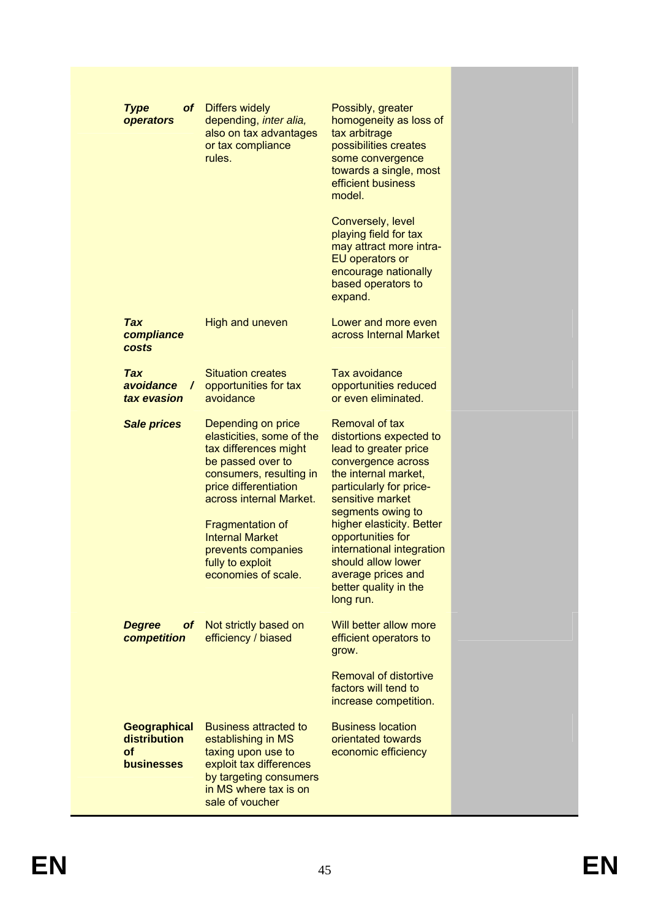| | | | |
|---|---|---|---|
| ***Type of operators*** | Differs widely depending, *inter alia,* also on tax advantages or tax compliance rules. | Possibly, greater homogeneity as loss of tax arbitrage possibilities creates some convergence towards a single, most efficient business model.<br><br>Conversely, level playing field for tax may attract more intra-EU operators or encourage nationally based operators to expand. | |
| ***Tax compliance costs*** | High and uneven | Lower and more even across Internal Market | |
| ***Tax avoidance / tax evasion*** | Situation creates opportunities for tax avoidance | Tax avoidance opportunities reduced or even eliminated. | |
| ***Sale prices*** | Depending on price elasticities, some of the tax differences might be passed over to consumers, resulting in price differentiation across internal Market.<br><br>Fragmentation of Internal Market prevents companies fully to exploit economies of scale. | Removal of tax distortions expected to lead to greater price convergence across the internal market, particularly for price-sensitive market segments owing to higher elasticity. Better opportunities for international integration should allow lower average prices and better quality in the long run. | |
| ***Degree of competition*** | Not strictly based on efficiency / biased | Will better allow more efficient operators to grow.<br><br>Removal of distortive factors will tend to increase competition. | |
| **Geographical distribution of businesses** | Business attracted to establishing in MS taxing upon use to exploit tax differences by targeting consumers in MS where tax is on sale of voucher | Business location orientated towards economic efficiency | |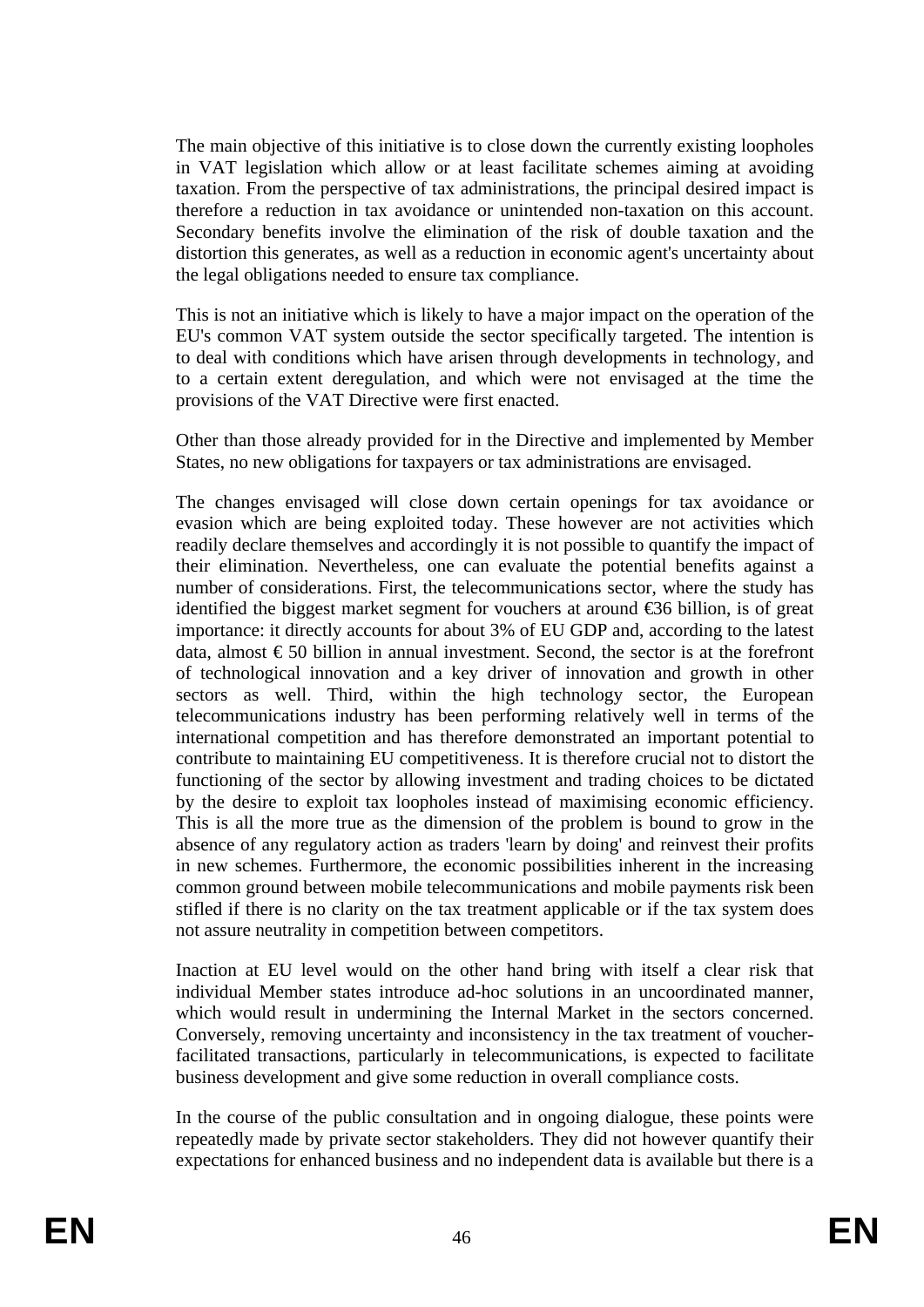The main objective of this initiative is to close down the currently existing loopholes in VAT legislation which allow or at least facilitate schemes aiming at avoiding taxation. From the perspective of tax administrations, the principal desired impact is therefore a reduction in tax avoidance or unintended non-taxation on this account. Secondary benefits involve the elimination of the risk of double taxation and the distortion this generates, as well as a reduction in economic agent's uncertainty about the legal obligations needed to ensure tax compliance.

This is not an initiative which is likely to have a major impact on the operation of the EU's common VAT system outside the sector specifically targeted. The intention is to deal with conditions which have arisen through developments in technology, and to a certain extent deregulation, and which were not envisaged at the time the provisions of the VAT Directive were first enacted.

Other than those already provided for in the Directive and implemented by Member States, no new obligations for taxpayers or tax administrations are envisaged.

The changes envisaged will close down certain openings for tax avoidance or evasion which are being exploited today. These however are not activities which readily declare themselves and accordingly it is not possible to quantify the impact of their elimination. Nevertheless, one can evaluate the potential benefits against a number of considerations. First, the telecommunications sector, where the study has identified the biggest market segment for vouchers at around €36 billion, is of great importance: it directly accounts for about 3% of EU GDP and, according to the latest data, almost € 50 billion in annual investment. Second, the sector is at the forefront of technological innovation and a key driver of innovation and growth in other sectors as well. Third, within the high technology sector, the European telecommunications industry has been performing relatively well in terms of the international competition and has therefore demonstrated an important potential to contribute to maintaining EU competitiveness. It is therefore crucial not to distort the functioning of the sector by allowing investment and trading choices to be dictated by the desire to exploit tax loopholes instead of maximising economic efficiency. This is all the more true as the dimension of the problem is bound to grow in the absence of any regulatory action as traders 'learn by doing' and reinvest their profits in new schemes. Furthermore, the economic possibilities inherent in the increasing common ground between mobile telecommunications and mobile payments risk been stifled if there is no clarity on the tax treatment applicable or if the tax system does not assure neutrality in competition between competitors.

Inaction at EU level would on the other hand bring with itself a clear risk that individual Member states introduce ad-hoc solutions in an uncoordinated manner, which would result in undermining the Internal Market in the sectors concerned. Conversely, removing uncertainty and inconsistency in the tax treatment of voucher-facilitated transactions, particularly in telecommunications, is expected to facilitate business development and give some reduction in overall compliance costs.

In the course of the public consultation and in ongoing dialogue, these points were repeatedly made by private sector stakeholders. They did not however quantify their expectations for enhanced business and no independent data is available but there is a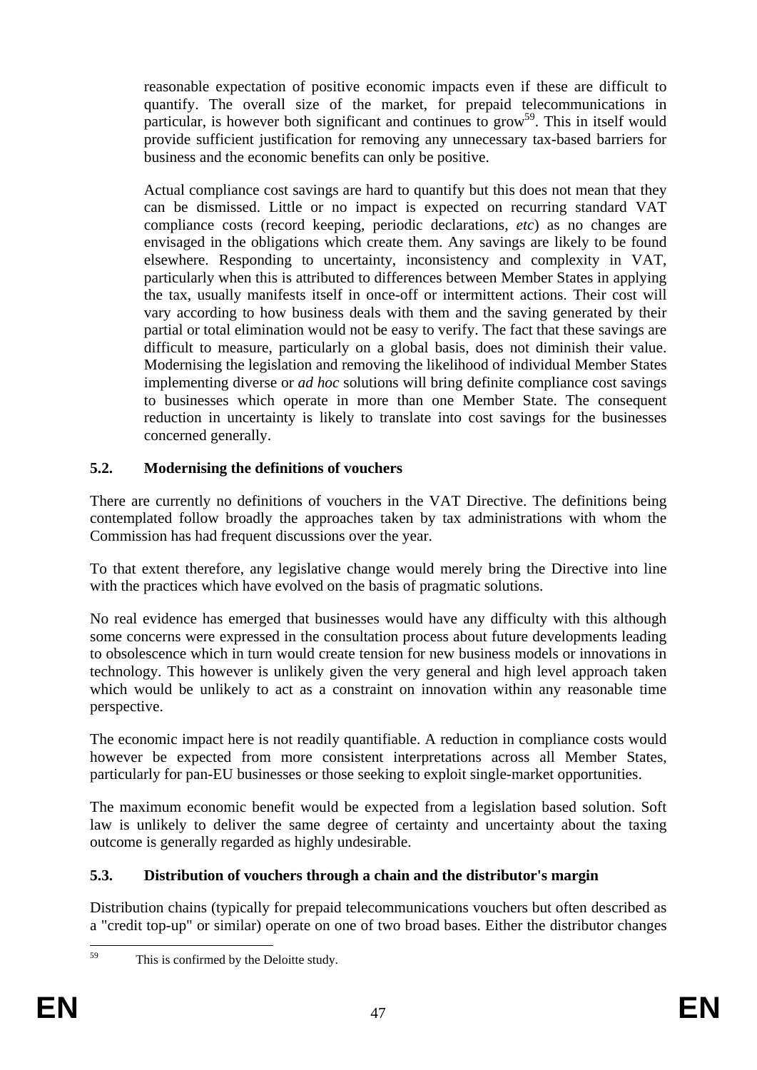reasonable expectation of positive economic impacts even if these are difficult to quantify. The overall size of the market, for prepaid telecommunications in particular, is however both significant and continues to grow[59]. This in itself would provide sufficient justification for removing any unnecessary tax-based barriers for business and the economic benefits can only be positive.

Actual compliance cost savings are hard to quantify but this does not mean that they can be dismissed. Little or no impact is expected on recurring standard VAT compliance costs (record keeping, periodic declarations, *etc*) as no changes are envisaged in the obligations which create them. Any savings are likely to be found elsewhere. Responding to uncertainty, inconsistency and complexity in VAT, particularly when this is attributed to differences between Member States in applying the tax, usually manifests itself in once-off or intermittent actions. Their cost will vary according to how business deals with them and the saving generated by their partial or total elimination would not be easy to verify. The fact that these savings are difficult to measure, particularly on a global basis, does not diminish their value. Modernising the legislation and removing the likelihood of individual Member States implementing diverse or *ad hoc* solutions will bring definite compliance cost savings to businesses which operate in more than one Member State. The consequent reduction in uncertainty is likely to translate into cost savings for the businesses concerned generally.

### 5.2. Modernising the definitions of vouchers

There are currently no definitions of vouchers in the VAT Directive. The definitions being contemplated follow broadly the approaches taken by tax administrations with whom the Commission has had frequent discussions over the year.

To that extent therefore, any legislative change would merely bring the Directive into line with the practices which have evolved on the basis of pragmatic solutions.

No real evidence has emerged that businesses would have any difficulty with this although some concerns were expressed in the consultation process about future developments leading to obsolescence which in turn would create tension for new business models or innovations in technology. This however is unlikely given the very general and high level approach taken which would be unlikely to act as a constraint on innovation within any reasonable time perspective.

The economic impact here is not readily quantifiable. A reduction in compliance costs would however be expected from more consistent interpretations across all Member States, particularly for pan-EU businesses or those seeking to exploit single-market opportunities.

The maximum economic benefit would be expected from a legislation based solution. Soft law is unlikely to deliver the same degree of certainty and uncertainty about the taxing outcome is generally regarded as highly undesirable.

### 5.3. Distribution of vouchers through a chain and the distributor's margin

Distribution chains (typically for prepaid telecommunications vouchers but often described as a "credit top-up" or similar) operate on one of two broad bases. Either the distributor changes

[59] This is confirmed by the Deloitte study.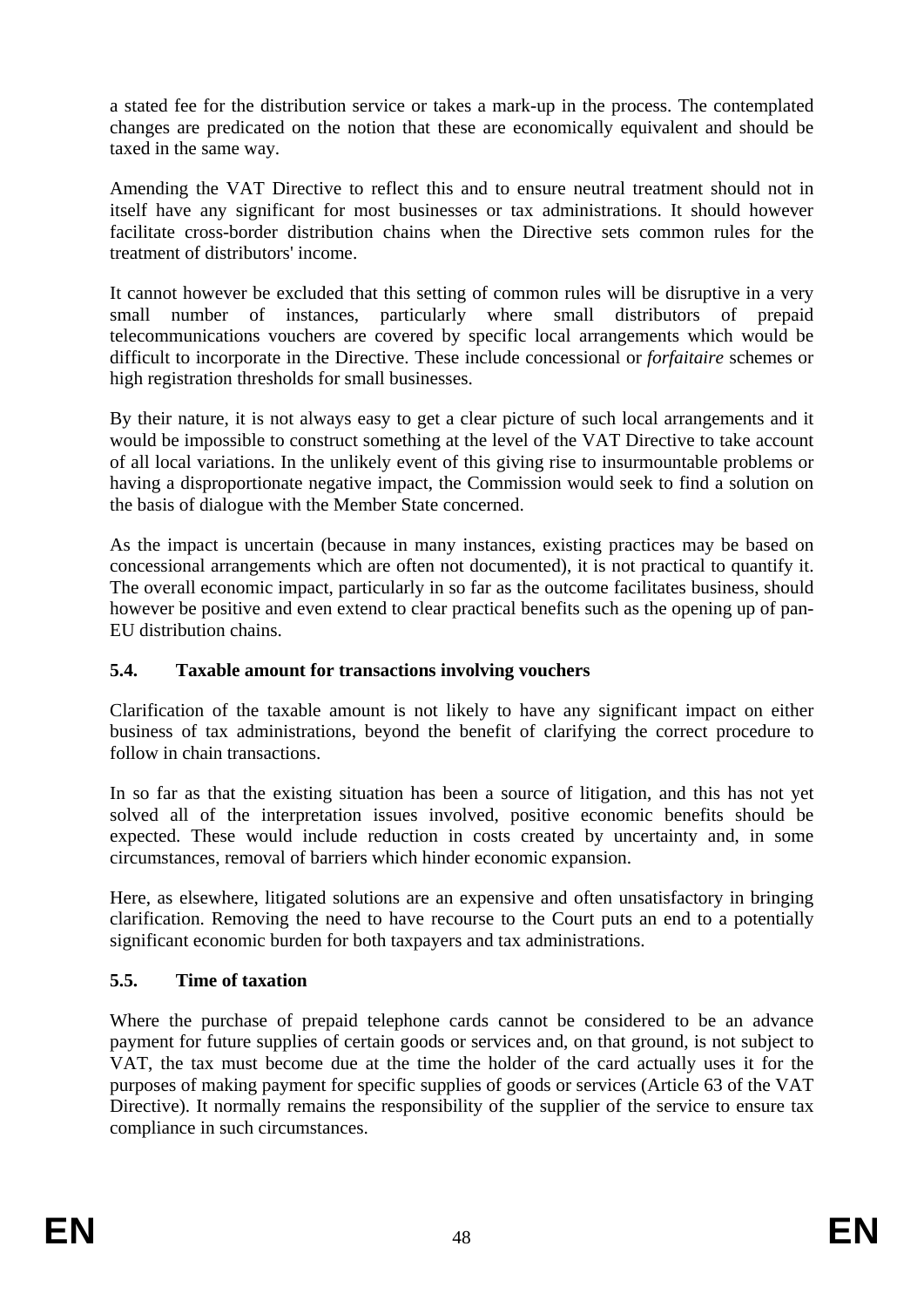a stated fee for the distribution service or takes a mark-up in the process. The contemplated changes are predicated on the notion that these are economically equivalent and should be taxed in the same way.

Amending the VAT Directive to reflect this and to ensure neutral treatment should not in itself have any significant for most businesses or tax administrations. It should however facilitate cross-border distribution chains when the Directive sets common rules for the treatment of distributors' income.

It cannot however be excluded that this setting of common rules will be disruptive in a very small number of instances, particularly where small distributors of prepaid telecommunications vouchers are covered by specific local arrangements which would be difficult to incorporate in the Directive. These include concessional or *forfaitaire* schemes or high registration thresholds for small businesses.

By their nature, it is not always easy to get a clear picture of such local arrangements and it would be impossible to construct something at the level of the VAT Directive to take account of all local variations. In the unlikely event of this giving rise to insurmountable problems or having a disproportionate negative impact, the Commission would seek to find a solution on the basis of dialogue with the Member State concerned.

As the impact is uncertain (because in many instances, existing practices may be based on concessional arrangements which are often not documented), it is not practical to quantify it. The overall economic impact, particularly in so far as the outcome facilitates business, should however be positive and even extend to clear practical benefits such as the opening up of pan-EU distribution chains.

### 5.4. Taxable amount for transactions involving vouchers

Clarification of the taxable amount is not likely to have any significant impact on either business of tax administrations, beyond the benefit of clarifying the correct procedure to follow in chain transactions.

In so far as that the existing situation has been a source of litigation, and this has not yet solved all of the interpretation issues involved, positive economic benefits should be expected. These would include reduction in costs created by uncertainty and, in some circumstances, removal of barriers which hinder economic expansion.

Here, as elsewhere, litigated solutions are an expensive and often unsatisfactory in bringing clarification. Removing the need to have recourse to the Court puts an end to a potentially significant economic burden for both taxpayers and tax administrations.

### 5.5. Time of taxation

Where the purchase of prepaid telephone cards cannot be considered to be an advance payment for future supplies of certain goods or services and, on that ground, is not subject to VAT, the tax must become due at the time the holder of the card actually uses it for the purposes of making payment for specific supplies of goods or services (Article 63 of the VAT Directive). It normally remains the responsibility of the supplier of the service to ensure tax compliance in such circumstances.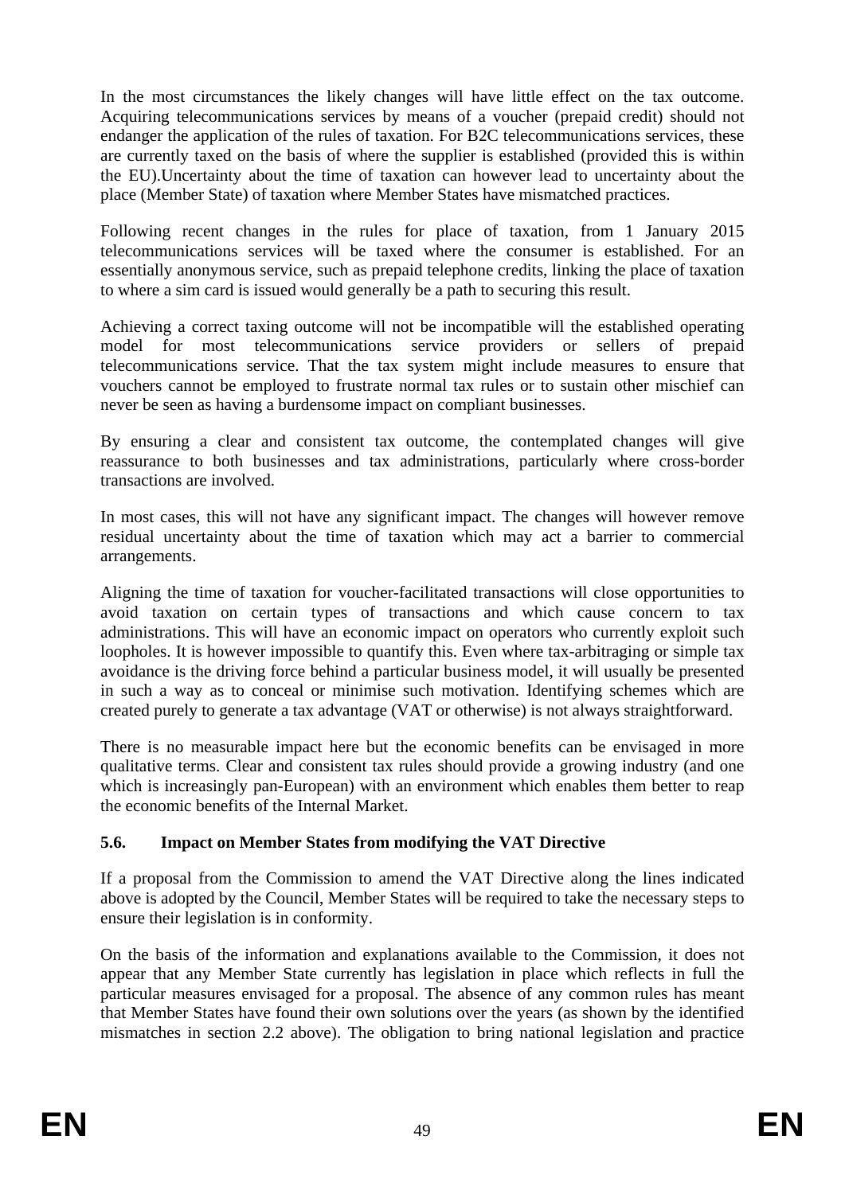In the most circumstances the likely changes will have little effect on the tax outcome. Acquiring telecommunications services by means of a voucher (prepaid credit) should not endanger the application of the rules of taxation. For B2C telecommunications services, these are currently taxed on the basis of where the supplier is established (provided this is within the EU).Uncertainty about the time of taxation can however lead to uncertainty about the place (Member State) of taxation where Member States have mismatched practices.

Following recent changes in the rules for place of taxation, from 1 January 2015 telecommunications services will be taxed where the consumer is established. For an essentially anonymous service, such as prepaid telephone credits, linking the place of taxation to where a sim card is issued would generally be a path to securing this result.

Achieving a correct taxing outcome will not be incompatible will the established operating model for most telecommunications service providers or sellers of prepaid telecommunications service. That the tax system might include measures to ensure that vouchers cannot be employed to frustrate normal tax rules or to sustain other mischief can never be seen as having a burdensome impact on compliant businesses.

By ensuring a clear and consistent tax outcome, the contemplated changes will give reassurance to both businesses and tax administrations, particularly where cross-border transactions are involved.

In most cases, this will not have any significant impact. The changes will however remove residual uncertainty about the time of taxation which may act a barrier to commercial arrangements.

Aligning the time of taxation for voucher-facilitated transactions will close opportunities to avoid taxation on certain types of transactions and which cause concern to tax administrations. This will have an economic impact on operators who currently exploit such loopholes. It is however impossible to quantify this. Even where tax-arbitraging or simple tax avoidance is the driving force behind a particular business model, it will usually be presented in such a way as to conceal or minimise such motivation. Identifying schemes which are created purely to generate a tax advantage (VAT or otherwise) is not always straightforward.

There is no measurable impact here but the economic benefits can be envisaged in more qualitative terms. Clear and consistent tax rules should provide a growing industry (and one which is increasingly pan-European) with an environment which enables them better to reap the economic benefits of the Internal Market.

### 5.6. Impact on Member States from modifying the VAT Directive

If a proposal from the Commission to amend the VAT Directive along the lines indicated above is adopted by the Council, Member States will be required to take the necessary steps to ensure their legislation is in conformity.

On the basis of the information and explanations available to the Commission, it does not appear that any Member State currently has legislation in place which reflects in full the particular measures envisaged for a proposal. The absence of any common rules has meant that Member States have found their own solutions over the years (as shown by the identified mismatches in section 2.2 above). The obligation to bring national legislation and practice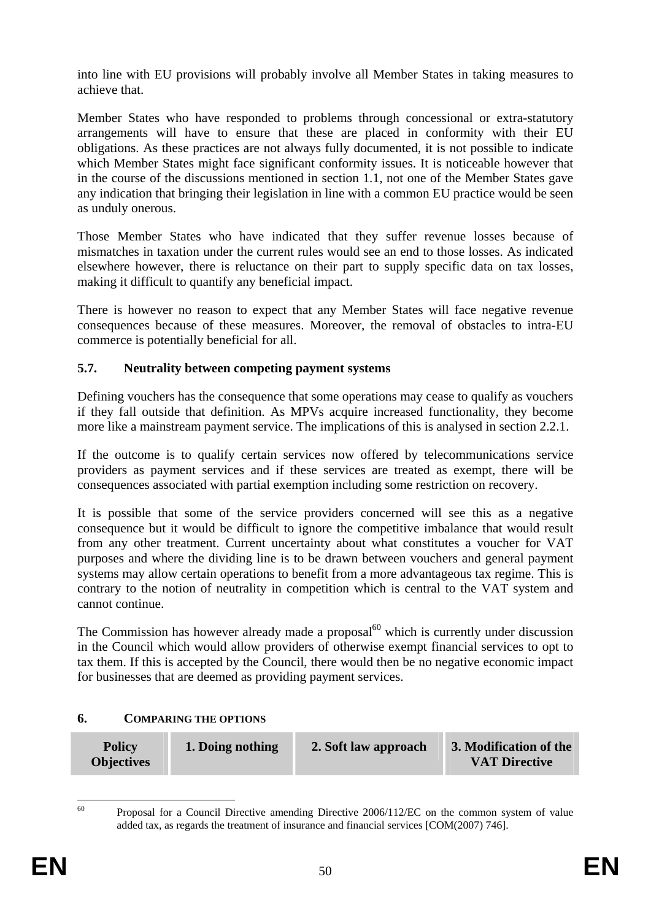into line with EU provisions will probably involve all Member States in taking measures to achieve that.

Member States who have responded to problems through concessional or extra-statutory arrangements will have to ensure that these are placed in conformity with their EU obligations. As these practices are not always fully documented, it is not possible to indicate which Member States might face significant conformity issues. It is noticeable however that in the course of the discussions mentioned in section 1.1, not one of the Member States gave any indication that bringing their legislation in line with a common EU practice would be seen as unduly onerous.

Those Member States who have indicated that they suffer revenue losses because of mismatches in taxation under the current rules would see an end to those losses. As indicated elsewhere however, there is reluctance on their part to supply specific data on tax losses, making it difficult to quantify any beneficial impact.

There is however no reason to expect that any Member States will face negative revenue consequences because of these measures. Moreover, the removal of obstacles to intra-EU commerce is potentially beneficial for all.

### 5.7. Neutrality between competing payment systems

Defining vouchers has the consequence that some operations may cease to qualify as vouchers if they fall outside that definition. As MPVs acquire increased functionality, they become more like a mainstream payment service. The implications of this is analysed in section 2.2.1.

If the outcome is to qualify certain services now offered by telecommunications service providers as payment services and if these services are treated as exempt, there will be consequences associated with partial exemption including some restriction on recovery.

It is possible that some of the service providers concerned will see this as a negative consequence but it would be difficult to ignore the competitive imbalance that would result from any other treatment. Current uncertainty about what constitutes a voucher for VAT purposes and where the dividing line is to be drawn between vouchers and general payment systems may allow certain operations to benefit from a more advantageous tax regime. This is contrary to the notion of neutrality in competition which is central to the VAT system and cannot continue.

The Commission has however already made a proposal[60] which is currently under discussion in the Council which would allow providers of otherwise exempt financial services to opt to tax them. If this is accepted by the Council, there would then be no negative economic impact for businesses that are deemed as providing payment services.

## 6. COMPARING THE OPTIONS

| Policy Objectives | 1. Doing nothing | 2. Soft law approach | 3. Modification of the VAT Directive |
|---|---|---|---|

[60] Proposal for a Council Directive amending Directive 2006/112/EC on the common system of value added tax, as regards the treatment of insurance and financial services [COM(2007) 746].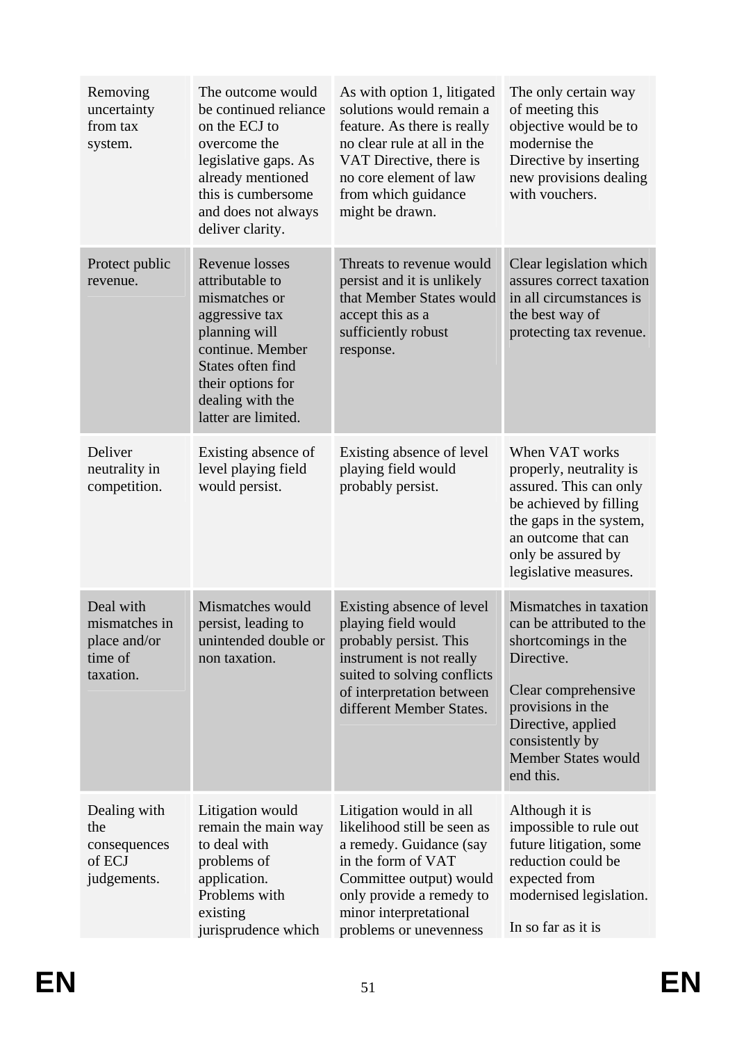| | | | |
|---|---|---|---|
| Removing uncertainty from tax system. | The outcome would be continued reliance on the ECJ to overcome the legislative gaps. As already mentioned this is cumbersome and does not always deliver clarity. | As with option 1, litigated solutions would remain a feature. As there is really no clear rule at all in the VAT Directive, there is no core element of law from which guidance might be drawn. | The only certain way of meeting this objective would be to modernise the Directive by inserting new provisions dealing with vouchers. |
| Protect public revenue. | Revenue losses attributable to mismatches or aggressive tax planning will continue. Member States often find their options for dealing with the latter are limited. | Threats to revenue would persist and it is unlikely that Member States would accept this as a sufficiently robust response. | Clear legislation which assures correct taxation in all circumstances is the best way of protecting tax revenue. |
| Deliver neutrality in competition. | Existing absence of level playing field would persist. | Existing absence of level playing field would probably persist. | When VAT works properly, neutrality is assured. This can only be achieved by filling the gaps in the system, an outcome that can only be assured by legislative measures. |
| Deal with mismatches in place and/or time of taxation. | Mismatches would persist, leading to unintended double or non taxation. | Existing absence of level playing field would probably persist. This instrument is not really suited to solving conflicts of interpretation between different Member States. | Mismatches in taxation can be attributed to the shortcomings in the Directive.<br><br>Clear comprehensive provisions in the Directive, applied consistently by Member States would end this. |
| Dealing with the consequences of ECJ judgements. | Litigation would remain the main way to deal with problems of application. Problems with existing jurisprudence which | Litigation would in all likelihood still be seen as a remedy. Guidance (say in the form of VAT Committee output) would only provide a remedy to minor interpretational problems or unevenness | Although it is impossible to rule out future litigation, some reduction could be expected from modernised legislation.<br><br>In so far as it is |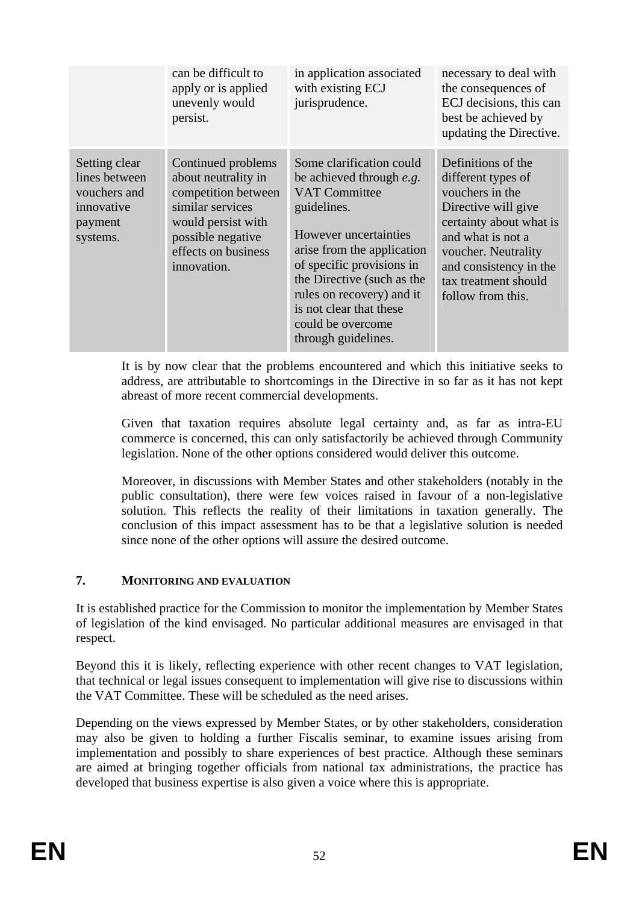| | | | |
|---|---|---|---|
| | can be difficult to apply or is applied unevenly would persist. | in application associated with existing ECJ jurisprudence. | necessary to deal with the consequences of ECJ decisions, this can best be achieved by updating the Directive. |
| Setting clear lines between vouchers and innovative payment systems. | Continued problems about neutrality in competition between similar services would persist with possible negative effects on business innovation. | Some clarification could be achieved through *e.g.* VAT Committee guidelines.<br><br>However uncertainties arise from the application of specific provisions in the Directive (such as the rules on recovery) and it is not clear that these could be overcome through guidelines. | Definitions of the different types of vouchers in the Directive will give certainty about what is and what is not a voucher. Neutrality and consistency in the tax treatment should follow from this. |

It is by now clear that the problems encountered and which this initiative seeks to address, are attributable to shortcomings in the Directive in so far as it has not kept abreast of more recent commercial developments.

Given that taxation requires absolute legal certainty and, as far as intra-EU commerce is concerned, this can only satisfactorily be achieved through Community legislation. None of the other options considered would deliver this outcome.

Moreover, in discussions with Member States and other stakeholders (notably in the public consultation), there were few voices raised in favour of a non-legislative solution. This reflects the reality of their limitations in taxation generally. The conclusion of this impact assessment has to be that a legislative solution is needed since none of the other options will assure the desired outcome.

## 7. MONITORING AND EVALUATION

It is established practice for the Commission to monitor the implementation by Member States of legislation of the kind envisaged. No particular additional measures are envisaged in that respect.

Beyond this it is likely, reflecting experience with other recent changes to VAT legislation, that technical or legal issues consequent to implementation will give rise to discussions within the VAT Committee. These will be scheduled as the need arises.

Depending on the views expressed by Member States, or by other stakeholders, consideration may also be given to holding a further Fiscalis seminar, to examine issues arising from implementation and possibly to share experiences of best practice. Although these seminars are aimed at bringing together officials from national tax administrations, the practice has developed that business expertise is also given a voice where this is appropriate.